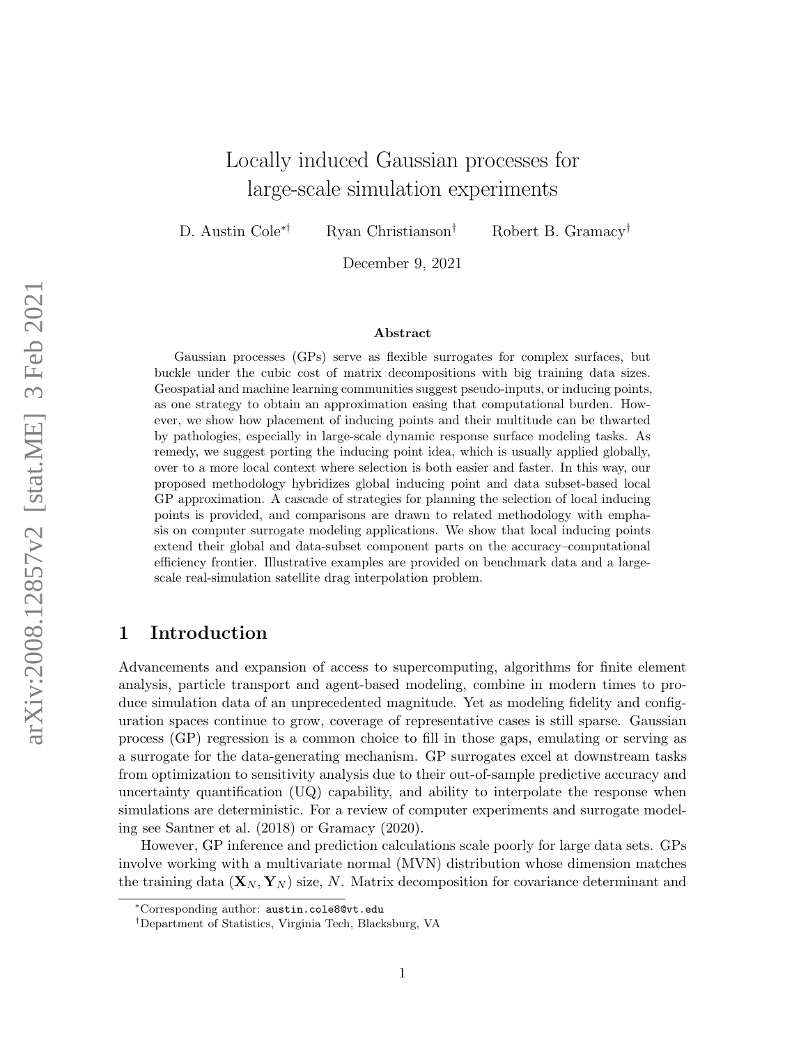# Locally induced Gaussian processes for large-scale simulation experiments

D. Austin Cole[*†] Ryan Christianson[†] Robert B. Gramacy[†]

December 9, 2021

### Abstract

Gaussian processes (GPs) serve as flexible surrogates for complex surfaces, but buckle under the cubic cost of matrix decompositions with big training data sizes. Geospatial and machine learning communities suggest pseudo-inputs, or inducing points, as one strategy to obtain an approximation easing that computational burden. However, we show how placement of inducing points and their multitude can be thwarted by pathologies, especially in large-scale dynamic response surface modeling tasks. As remedy, we suggest porting the inducing point idea, which is usually applied globally, over to a more local context where selection is both easier and faster. In this way, our proposed methodology hybridizes global inducing point and data subset-based local GP approximation. A cascade of strategies for planning the selection of local inducing points is provided, and comparisons are drawn to related methodology with emphasis on computer surrogate modeling applications. We show that local inducing points extend their global and data-subset component parts on the accuracy–computational efficiency frontier. Illustrative examples are provided on benchmark data and a large-scale real-simulation satellite drag interpolation problem.

## 1 Introduction

Advancements and expansion of access to supercomputing, algorithms for finite element analysis, particle transport and agent-based modeling, combine in modern times to produce simulation data of an unprecedented magnitude. Yet as modeling fidelity and configuration spaces continue to grow, coverage of representative cases is still sparse. Gaussian process (GP) regression is a common choice to fill in those gaps, emulating or serving as a surrogate for the data-generating mechanism. GP surrogates excel at downstream tasks from optimization to sensitivity analysis due to their out-of-sample predictive accuracy and uncertainty quantification (UQ) capability, and ability to interpolate the response when simulations are deterministic. For a review of computer experiments and surrogate modeling see Santner et al. (2018) or Gramacy (2020).

However, GP inference and prediction calculations scale poorly for large data sets. GPs involve working with a multivariate normal (MVN) distribution whose dimension matches the training data $(\mathbf{X}_N, \mathbf{Y}_N)$ size, $N$. Matrix decomposition for covariance determinant and

[*]Corresponding author: austin.cole8@vt.edu

[†]Department of Statistics, Virginia Tech, Blacksburg, VA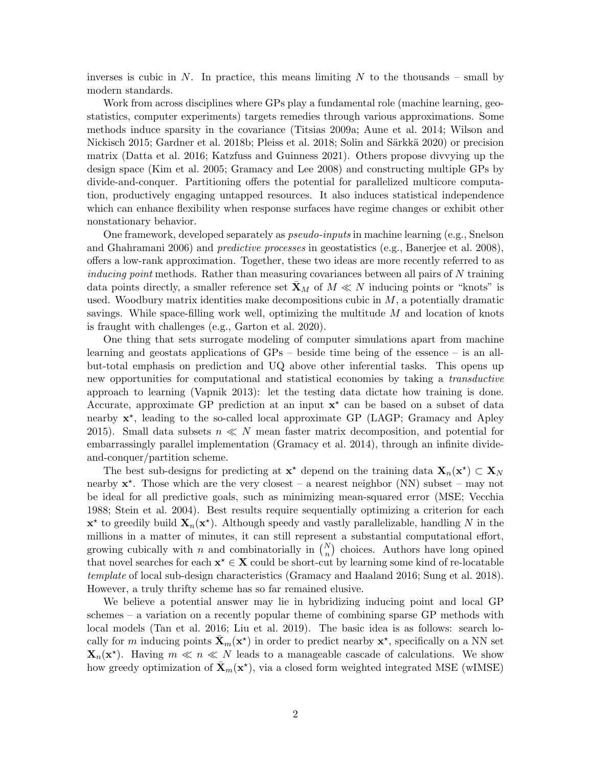inverses is cubic in $N$. In practice, this means limiting $N$ to the thousands – small by modern standards.

Work from across disciplines where GPs play a fundamental role (machine learning, geostatistics, computer experiments) targets remedies through various approximations. Some methods induce sparsity in the covariance (Titsias 2009a; Aune et al. 2014; Wilson and Nickisch 2015; Gardner et al. 2018b; Pleiss et al. 2018; Solin and Särkkä 2020) or precision matrix (Datta et al. 2016; Katzfuss and Guinness 2021). Others propose divvying up the design space (Kim et al. 2005; Gramacy and Lee 2008) and constructing multiple GPs by divide-and-conquer. Partitioning offers the potential for parallelized multicore computation, productively engaging untapped resources. It also induces statistical independence which can enhance flexibility when response surfaces have regime changes or exhibit other nonstationary behavior.

One framework, developed separately as *pseudo-inputs* in machine learning (e.g., Snelson and Ghahramani 2006) and *predictive processes* in geostatistics (e.g., Banerjee et al. 2008), offers a low-rank approximation. Together, these two ideas are more recently referred to as *inducing point* methods. Rather than measuring covariances between all pairs of $N$ training data points directly, a smaller reference set $\bar{\mathbf{X}}_M$ of $M \ll N$ inducing points or "knots" is used. Woodbury matrix identities make decompositions cubic in $M$, a potentially dramatic savings. While space-filling work well, optimizing the multitude $M$ and location of knots is fraught with challenges (e.g., Garton et al. 2020).

One thing that sets surrogate modeling of computer simulations apart from machine learning and geostats applications of GPs – beside time being of the essence – is an all-but-total emphasis on prediction and UQ above other inferential tasks. This opens up new opportunities for computational and statistical economies by taking a *transductive* approach to learning (Vapnik 2013): let the testing data dictate how training is done. Accurate, approximate GP prediction at an input $\mathbf{x}^\star$ can be based on a subset of data nearby $\mathbf{x}^\star$, leading to the so-called local approximate GP (LAGP; Gramacy and Apley 2015). Small data subsets $n \ll N$ mean faster matrix decomposition, and potential for embarrassingly parallel implementation (Gramacy et al. 2014), through an infinite divide-and-conquer/partition scheme.

The best sub-designs for predicting at $\mathbf{x}^\star$ depend on the training data $\mathbf{X}_n(\mathbf{x}^\star) \subset \mathbf{X}_N$ nearby $\mathbf{x}^\star$. Those which are the very closest – a nearest neighbor (NN) subset – may not be ideal for all predictive goals, such as minimizing mean-squared error (MSE; Vecchia 1988; Stein et al. 2004). Best results require sequentially optimizing a criterion for each $\mathbf{x}^\star$ to greedily build $\mathbf{X}_n(\mathbf{x}^\star)$. Although speedy and vastly parallelizable, handling $N$ in the millions in a matter of minutes, it can still represent a substantial computational effort, growing cubically with $n$ and combinatorially in $\binom{N}{n}$ choices. Authors have long opined that novel searches for each $\mathbf{x}^\star \in \mathbf{X}$ could be short-cut by learning some kind of re-locatable *template* of local sub-design characteristics (Gramacy and Haaland 2016; Sung et al. 2018). However, a truly thrifty scheme has so far remained elusive.

We believe a potential answer may lie in hybridizing inducing point and local GP schemes – a variation on a recently popular theme of combining sparse GP methods with local models (Tan et al. 2016; Liu et al. 2019). The basic idea is as follows: search locally for $m$ inducing points $\bar{\mathbf{X}}_m(\mathbf{x}^\star)$ in order to predict nearby $\mathbf{x}^\star$, specifically on a NN set $\mathbf{X}_n(\mathbf{x}^\star)$. Having $m \ll n \ll N$ leads to a manageable cascade of calculations. We show how greedy optimization of $\bar{\mathbf{X}}_m(\mathbf{x}^\star)$, via a closed form weighted integrated MSE (wIMSE)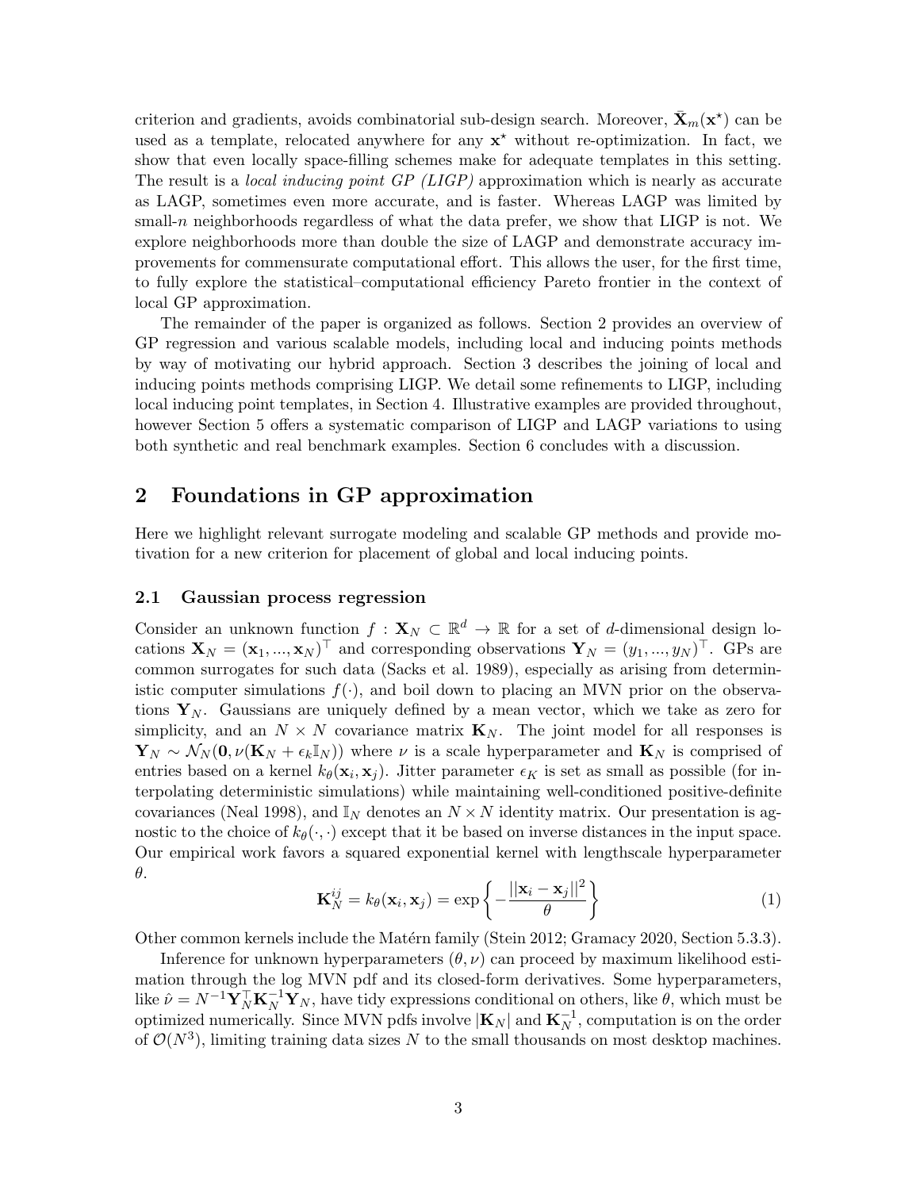criterion and gradients, avoids combinatorial sub-design search. Moreover, $\bar{\mathbf{X}}_m(\mathbf{x}^\star)$ can be used as a template, relocated anywhere for any $\mathbf{x}^\star$ without re-optimization. In fact, we show that even locally space-filling schemes make for adequate templates in this setting. The result is a *local inducing point GP (LIGP)* approximation which is nearly as accurate as LAGP, sometimes even more accurate, and is faster. Whereas LAGP was limited by small-$n$ neighborhoods regardless of what the data prefer, we show that LIGP is not. We explore neighborhoods more than double the size of LAGP and demonstrate accuracy improvements for commensurate computational effort. This allows the user, for the first time, to fully explore the statistical–computational efficiency Pareto frontier in the context of local GP approximation.

The remainder of the paper is organized as follows. Section 2 provides an overview of GP regression and various scalable models, including local and inducing points methods by way of motivating our hybrid approach. Section 3 describes the joining of local and inducing points methods comprising LIGP. We detail some refinements to LIGP, including local inducing point templates, in Section 4. Illustrative examples are provided throughout, however Section 5 offers a systematic comparison of LIGP and LAGP variations to using both synthetic and real benchmark examples. Section 6 concludes with a discussion.

## 2 Foundations in GP approximation

Here we highlight relevant surrogate modeling and scalable GP methods and provide motivation for a new criterion for placement of global and local inducing points.

### 2.1 Gaussian process regression

Consider an unknown function $f : \mathbf{X}_N \subset \mathbb{R}^d \to \mathbb{R}$ for a set of $d$-dimensional design locations $\mathbf{X}_N = (\mathbf{x}_1, ..., \mathbf{x}_N)^\top$ and corresponding observations $\mathbf{Y}_N = (y_1, ..., y_N)^\top$. GPs are common surrogates for such data (Sacks et al. 1989), especially as arising from deterministic computer simulations $f(\cdot)$, and boil down to placing an MVN prior on the observations $\mathbf{Y}_N$. Gaussians are uniquely defined by a mean vector, which we take as zero for simplicity, and an $N \times N$ covariance matrix $\mathbf{K}_N$. The joint model for all responses is $\mathbf{Y}_N \sim \mathcal{N}_N(\mathbf{0}, \nu(\mathbf{K}_N + \epsilon_k \mathbb{I}_N))$ where $\nu$ is a scale hyperparameter and $\mathbf{K}_N$ is comprised of entries based on a kernel $k_\theta(\mathbf{x}_i, \mathbf{x}_j)$. Jitter parameter $\epsilon_K$ is set as small as possible (for interpolating deterministic simulations) while maintaining well-conditioned positive-definite covariances (Neal 1998), and $\mathbb{I}_N$ denotes an $N \times N$ identity matrix. Our presentation is agnostic to the choice of $k_\theta(\cdot, \cdot)$ except that it be based on inverse distances in the input space. Our empirical work favors a squared exponential kernel with lengthscale hyperparameter $\theta$.

$$\mathbf{K}_N^{ij} = k_\theta(\mathbf{x}_i, \mathbf{x}_j) = \exp\left\{ -\frac{||\mathbf{x}_i - \mathbf{x}_j||^2}{\theta} \right\} \tag{1}$$

Other common kernels include the Matérn family (Stein 2012; Gramacy 2020, Section 5.3.3).

Inference for unknown hyperparameters $(\theta, \nu)$ can proceed by maximum likelihood estimation through the log MVN pdf and its closed-form derivatives. Some hyperparameters, like $\hat{\nu} = N^{-1}\mathbf{Y}_N^\top \mathbf{K}_N^{-1} \mathbf{Y}_N$, have tidy expressions conditional on others, like $\theta$, which must be optimized numerically. Since MVN pdfs involve $|\mathbf{K}_N|$ and $\mathbf{K}_N^{-1}$, computation is on the order of $\mathcal{O}(N^3)$, limiting training data sizes $N$ to the small thousands on most desktop machines.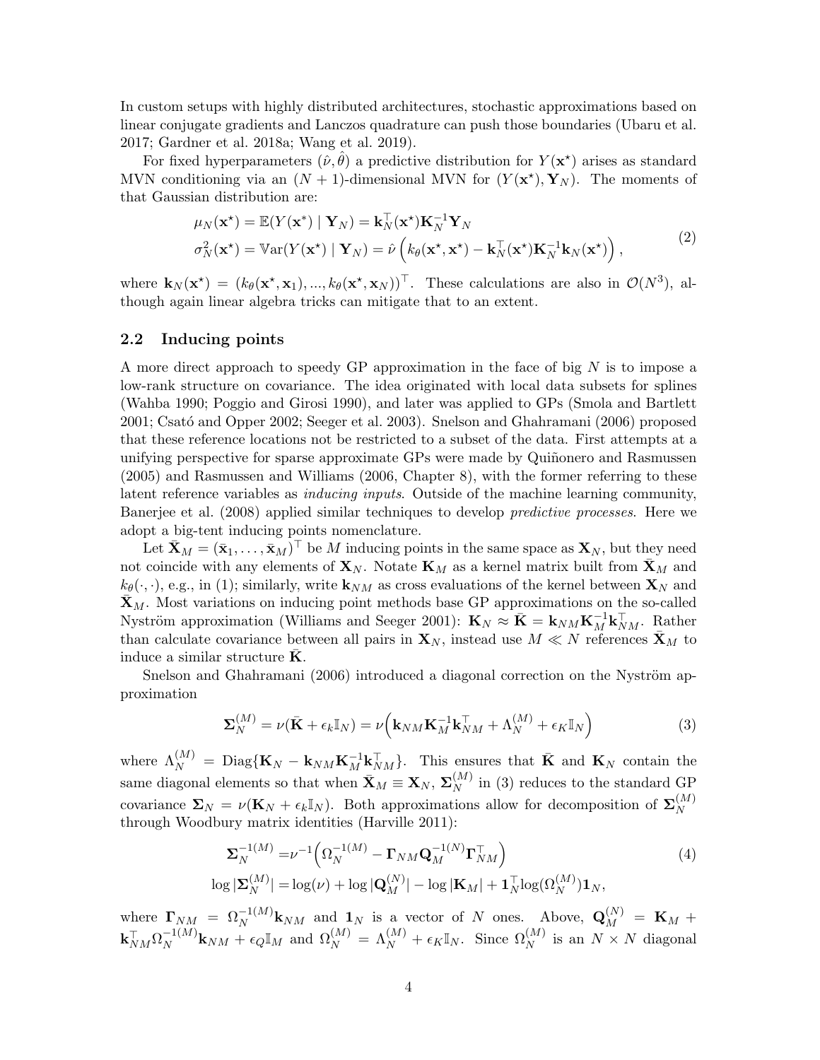In custom setups with highly distributed architectures, stochastic approximations based on linear conjugate gradients and Lanczos quadrature can push those boundaries (Ubaru et al. 2017; Gardner et al. 2018a; Wang et al. 2019).

For fixed hyperparameters $(\hat{\nu}, \hat{\theta})$ a predictive distribution for $Y(\mathbf{x}^\star)$ arises as standard MVN conditioning via an $(N+1)$-dimensional MVN for $(Y(\mathbf{x}^\star), \mathbf{Y}_N)$. The moments of that Gaussian distribution are:

$$
\begin{aligned}
\mu_N(\mathbf{x}^\star) &= \mathbb{E}(Y(\mathbf{x}^*) \mid \mathbf{Y}_N) = \mathbf{k}_N^\top(\mathbf{x}^\star)\mathbf{K}_N^{-1}\mathbf{Y}_N \\
\sigma_N^2(\mathbf{x}^\star) &= \mathbb{V}\mathrm{ar}(Y(\mathbf{x}^\star) \mid \mathbf{Y}_N) = \hat{\nu}\left(k_\theta(\mathbf{x}^\star, \mathbf{x}^\star) - \mathbf{k}_N^\top(\mathbf{x}^\star)\mathbf{K}_N^{-1}\mathbf{k}_N(\mathbf{x}^\star)\right),
\end{aligned} \tag{2}
$$

where $\mathbf{k}_N(\mathbf{x}^\star) = (k_\theta(\mathbf{x}^\star, \mathbf{x}_1), ..., k_\theta(\mathbf{x}^\star, \mathbf{x}_N))^\top$. These calculations are also in $\mathcal{O}(N^3)$, although again linear algebra tricks can mitigate that to an extent.

## 2.2 Inducing points

A more direct approach to speedy GP approximation in the face of big $N$ is to impose a low-rank structure on covariance. The idea originated with local data subsets for splines (Wahba 1990; Poggio and Girosi 1990), and later was applied to GPs (Smola and Bartlett 2001; Csató and Opper 2002; Seeger et al. 2003). Snelson and Ghahramani (2006) proposed that these reference locations not be restricted to a subset of the data. First attempts at a unifying perspective for sparse approximate GPs were made by Quiñonero and Rasmussen (2005) and Rasmussen and Williams (2006, Chapter 8), with the former referring to these latent reference variables as *inducing inputs*. Outside of the machine learning community, Banerjee et al. (2008) applied similar techniques to develop *predictive processes*. Here we adopt a big-tent inducing points nomenclature.

Let $\bar{\mathbf{X}}_M = (\bar{\mathbf{x}}_1, \ldots, \bar{\mathbf{x}}_M)^\top$ be $M$ inducing points in the same space as $\mathbf{X}_N$, but they need not coincide with any elements of $\mathbf{X}_N$. Notate $\mathbf{K}_M$ as a kernel matrix built from $\bar{\mathbf{X}}_M$ and $k_\theta(\cdot,\cdot)$, e.g., in (1); similarly, write $\mathbf{k}_{NM}$ as cross evaluations of the kernel between $\mathbf{X}_N$ and $\bar{\mathbf{X}}_M$. Most variations on inducing point methods base GP approximations on the so-called Nyström approximation (Williams and Seeger 2001): $\mathbf{K}_N \approx \bar{\mathbf{K}} = \mathbf{k}_{NM}\mathbf{K}_M^{-1}\mathbf{k}_{NM}^\top$. Rather than calculate covariance between all pairs in $\mathbf{X}_N$, instead use $M \ll N$ references $\bar{\mathbf{X}}_M$ to induce a similar structure $\bar{\mathbf{K}}$.

Snelson and Ghahramani (2006) introduced a diagonal correction on the Nyström approximation

$$
\mathbf{\Sigma}_N^{(M)} = \nu(\bar{\mathbf{K}} + \epsilon_k \mathbb{I}_N) = \nu\Big(\mathbf{k}_{NM}\mathbf{K}_M^{-1}\mathbf{k}_{NM}^\top + \Lambda_N^{(M)} + \epsilon_K \mathbb{I}_N\Big) \tag{3}
$$

where $\Lambda_N^{(M)} = \mathrm{Diag}\{\mathbf{K}_N - \mathbf{k}_{NM}\mathbf{K}_M^{-1}\mathbf{k}_{NM}^\top\}$. This ensures that $\bar{\mathbf{K}}$ and $\mathbf{K}_N$ contain the same diagonal elements so that when $\bar{\mathbf{X}}_M \equiv \mathbf{X}_N$, $\mathbf{\Sigma}_N^{(M)}$ in (3) reduces to the standard GP covariance $\mathbf{\Sigma}_N = \nu(\mathbf{K}_N + \epsilon_k \mathbb{I}_N)$. Both approximations allow for decomposition of $\mathbf{\Sigma}_N^{(M)}$ through Woodbury matrix identities (Harville 2011):

$$
\begin{aligned}
\mathbf{\Sigma}_N^{-1(M)} &= \nu^{-1}\Big(\Omega_N^{-1(M)} - \mathbf{\Gamma}_{NM}\mathbf{Q}_M^{-1(N)}\mathbf{\Gamma}_{NM}^\top\Big) \\
\log|\mathbf{\Sigma}_N^{(M)}| &= \log(\nu) + \log|\mathbf{Q}_M^{(N)}| - \log|\mathbf{K}_M| + \mathbf{1}_N^\top \log(\Omega_N^{(M)})\mathbf{1}_N,
\end{aligned} \tag{4}
$$

where $\mathbf{\Gamma}_{NM} = \Omega_N^{-1(M)}\mathbf{k}_{NM}$ and $\mathbf{1}_N$ is a vector of $N$ ones. Above, $\mathbf{Q}_M^{(N)} = \mathbf{K}_M + \mathbf{k}_{NM}^\top \Omega_N^{-1(M)}\mathbf{k}_{NM} + \epsilon_Q \mathbb{I}_M$ and $\Omega_N^{(M)} = \Lambda_N^{(M)} + \epsilon_K \mathbb{I}_N$. Since $\Omega_N^{(M)}$ is an $N \times N$ diagonal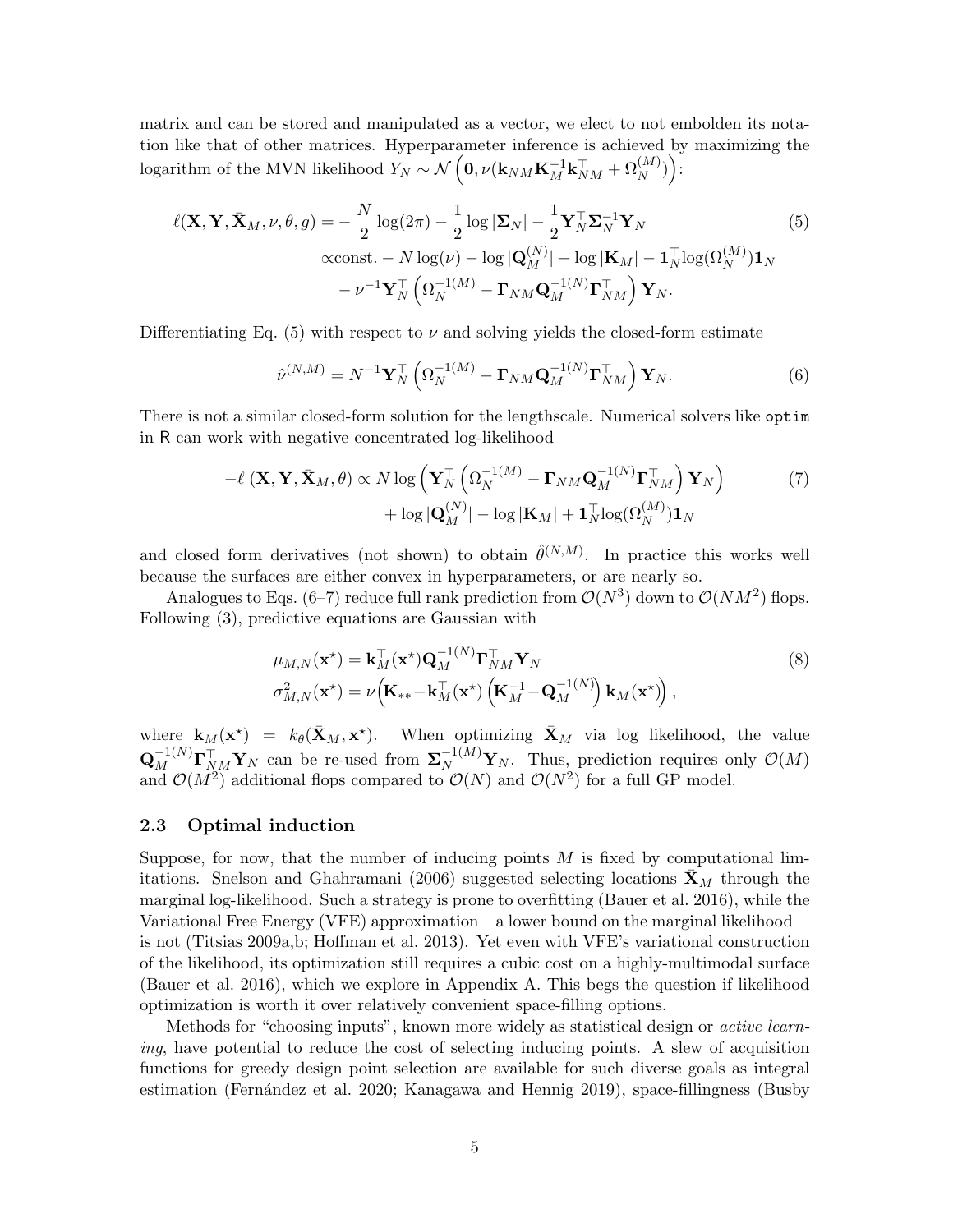matrix and can be stored and manipulated as a vector, we elect to not embolden its notation like that of other matrices. Hyperparameter inference is achieved by maximizing the logarithm of the MVN likelihood $Y_N \sim \mathcal{N}\left(\mathbf{0}, \nu(\mathbf{k}_{NM}\mathbf{K}_M^{-1}\mathbf{k}_{NM}^\top + \Omega_N^{(M)})\right)$:

$$
\begin{aligned}
\ell(\mathbf{X}, \mathbf{Y}, \bar{\mathbf{X}}_M, \nu, \theta, g) = & -\frac{N}{2}\log(2\pi) - \frac{1}{2}\log|\mathbf{\Sigma}_N| - \frac{1}{2}\mathbf{Y}_N^\top \mathbf{\Sigma}_N^{-1}\mathbf{Y}_N \\
& \propto \text{const.} - N\log(\nu) - \log|\mathbf{Q}_M^{(N)}| + \log|\mathbf{K}_M| - \mathbf{1}_N^\top \log(\Omega_N^{(M)})\mathbf{1}_N \\
& - \nu^{-1}\mathbf{Y}_N^\top\left(\Omega_N^{-1(M)} - \mathbf{\Gamma}_{NM}\mathbf{Q}_M^{-1(N)}\mathbf{\Gamma}_{NM}^\top\right)\mathbf{Y}_N.
\end{aligned} \tag{5}
$$

Differentiating Eq. (5) with respect to $\nu$ and solving yields the closed-form estimate

$$
\hat{\nu}^{(N,M)} = N^{-1}\mathbf{Y}_N^\top\left(\Omega_N^{-1(M)} - \mathbf{\Gamma}_{NM}\mathbf{Q}_M^{-1(N)}\mathbf{\Gamma}_{NM}^\top\right)\mathbf{Y}_N. \tag{6}
$$

There is not a similar closed-form solution for the lengthscale. Numerical solvers like `optim` in R can work with negative concentrated log-likelihood

$$
\begin{aligned}
-\ell\left(\mathbf{X}, \mathbf{Y}, \bar{\mathbf{X}}_M, \theta\right) \propto & \, N\log\left(\mathbf{Y}_N^\top\left(\Omega_N^{-1(M)} - \mathbf{\Gamma}_{NM}\mathbf{Q}_M^{-1(N)}\mathbf{\Gamma}_{NM}^\top\right)\mathbf{Y}_N\right) \\
& + \log|\mathbf{Q}_M^{(N)}| - \log|\mathbf{K}_M| + \mathbf{1}_N^\top \log(\Omega_N^{(M)})\mathbf{1}_N
\end{aligned} \tag{7}
$$

and closed form derivatives (not shown) to obtain $\hat{\theta}^{(N,M)}$. In practice this works well because the surfaces are either convex in hyperparameters, or are nearly so.

Analogues to Eqs. (6–7) reduce full rank prediction from $\mathcal{O}(N^3)$ down to $\mathcal{O}(NM^2)$ flops. Following (3), predictive equations are Gaussian with

$$
\begin{aligned}
\mu_{M,N}(\mathbf{x}^\star) &= \mathbf{k}_M^\top(\mathbf{x}^\star)\mathbf{Q}_M^{-1(N)}\mathbf{\Gamma}_{NM}^\top\mathbf{Y}_N \\
\sigma^2_{M,N}(\mathbf{x}^\star) &= \nu\left(\mathbf{K}_{**} - \mathbf{k}_M^\top(\mathbf{x}^\star)\left(\mathbf{K}_M^{-1} - \mathbf{Q}_M^{-1(N)}\right)\mathbf{k}_M(\mathbf{x}^\star)\right),
\end{aligned} \tag{8}
$$

where $\mathbf{k}_M(\mathbf{x}^\star) = k_\theta(\bar{\mathbf{X}}_M, \mathbf{x}^\star)$. When optimizing $\bar{\mathbf{X}}_M$ via log likelihood, the value $\mathbf{Q}_M^{-1(N)}\mathbf{\Gamma}_{NM}^\top\mathbf{Y}_N$ can be re-used from $\mathbf{\Sigma}_N^{-1(M)}\mathbf{Y}_N$. Thus, prediction requires only $\mathcal{O}(M)$ and $\mathcal{O}(M^2)$ additional flops compared to $\mathcal{O}(N)$ and $\mathcal{O}(N^2)$ for a full GP model.

### 2.3 Optimal induction

Suppose, for now, that the number of inducing points $M$ is fixed by computational limitations. Snelson and Ghahramani (2006) suggested selecting locations $\bar{\mathbf{X}}_M$ through the marginal log-likelihood. Such a strategy is prone to overfitting (Bauer et al. 2016), while the Variational Free Energy (VFE) approximation—a lower bound on the marginal likelihood—is not (Titsias 2009a,b; Hoffman et al. 2013). Yet even with VFE's variational construction of the likelihood, its optimization still requires a cubic cost on a highly-multimodal surface (Bauer et al. 2016), which we explore in Appendix A. This begs the question if likelihood optimization is worth it over relatively convenient space-filling options.

Methods for "choosing inputs", known more widely as statistical design or *active learning*, have potential to reduce the cost of selecting inducing points. A slew of acquisition functions for greedy design point selection are available for such diverse goals as integral estimation (Fernández et al. 2020; Kanagawa and Hennig 2019), space-fillingness (Busby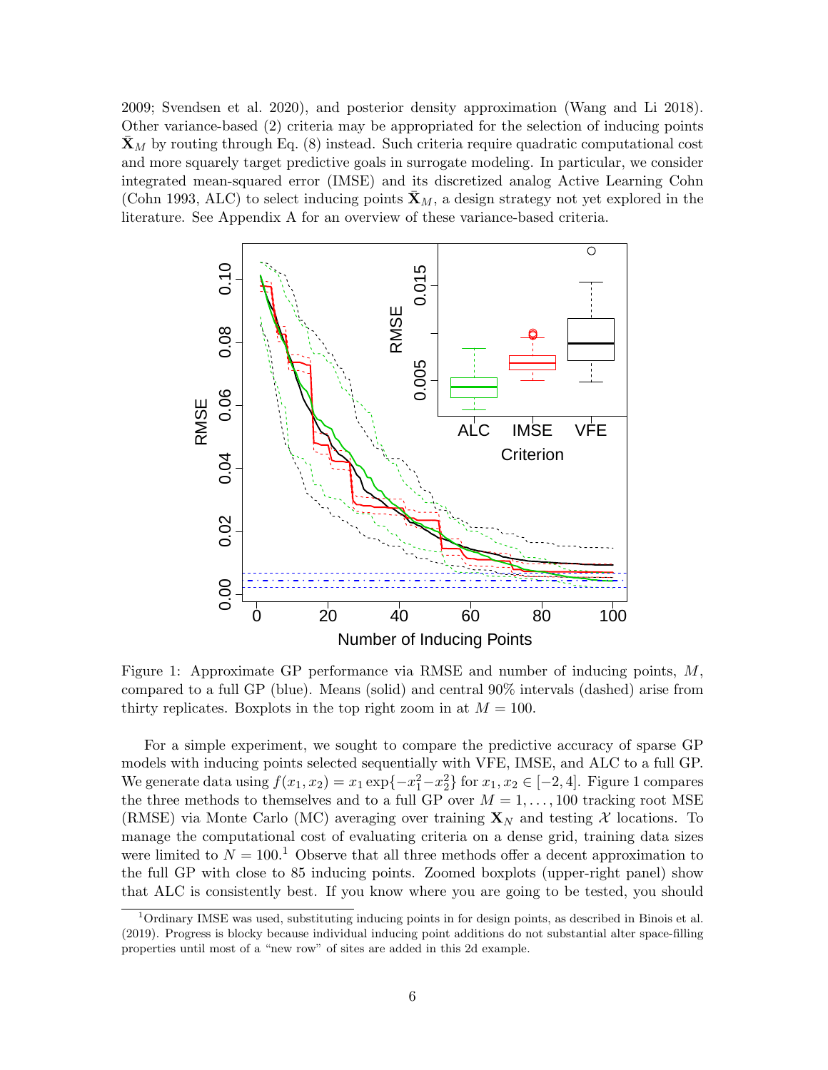2009; Svendsen et al. 2020), and posterior density approximation (Wang and Li 2018). Other variance-based (2) criteria may be appropriated for the selection of inducing points $\bar{\mathbf{X}}_M$ by routing through Eq. (8) instead. Such criteria require quadratic computational cost and more squarely target predictive goals in surrogate modeling. In particular, we consider integrated mean-squared error (IMSE) and its discretized analog Active Learning Cohn (Cohn 1993, ALC) to select inducing points $\bar{\mathbf{X}}_M$, a design strategy not yet explored in the literature. See Appendix A for an overview of these variance-based criteria.

Figure 1: Approximate GP performance via RMSE and number of inducing points, $M$, compared to a full GP (blue). Means (solid) and central 90% intervals (dashed) arise from thirty replicates. Boxplots in the top right zoom in at $M = 100$.

For a simple experiment, we sought to compare the predictive accuracy of sparse GP models with inducing points selected sequentially with VFE, IMSE, and ALC to a full GP. We generate data using $f(x_1, x_2) = x_1 \exp\{-x_1^2 - x_2^2\}$ for $x_1, x_2 \in [-2, 4]$. Figure 1 compares the three methods to themselves and to a full GP over $M = 1, \ldots, 100$ tracking root MSE (RMSE) via Monte Carlo (MC) averaging over training $\mathbf{X}_N$ and testing $\mathcal{X}$ locations. To manage the computational cost of evaluating criteria on a dense grid, training data sizes were limited to $N = 100$.[1] Observe that all three methods offer a decent approximation to the full GP with close to 85 inducing points. Zoomed boxplots (upper-right panel) show that ALC is consistently best. If you know where you are going to be tested, you should

[1] Ordinary IMSE was used, substituting inducing points in for design points, as described in Binois et al. (2019). Progress is blocky because individual inducing point additions do not substantial alter space-filling properties until most of a "new row" of sites are added in this 2d example.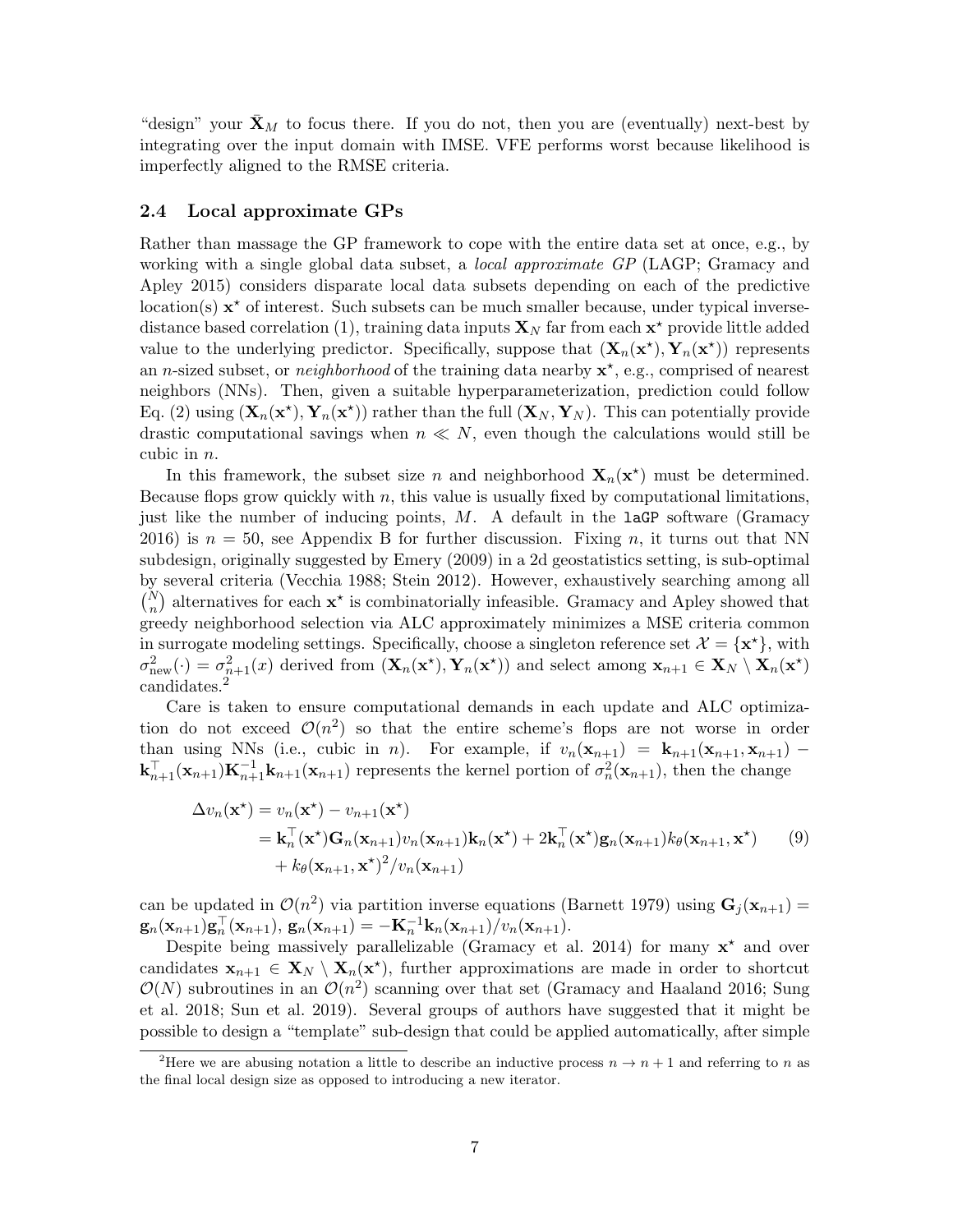"design" your $\bar{\mathbf{X}}_M$ to focus there. If you do not, then you are (eventually) next-best by integrating over the input domain with IMSE. VFE performs worst because likelihood is imperfectly aligned to the RMSE criteria.

### 2.4 Local approximate GPs

Rather than massage the GP framework to cope with the entire data set at once, e.g., by working with a single global data subset, a *local approximate GP* (LAGP; Gramacy and Apley 2015) considers disparate local data subsets depending on each of the predictive location(s) $\mathbf{x}^\star$ of interest. Such subsets can be much smaller because, under typical inverse-distance based correlation (1), training data inputs $\mathbf{X}_N$ far from each $\mathbf{x}^\star$ provide little added value to the underlying predictor. Specifically, suppose that $(\mathbf{X}_n(\mathbf{x}^\star), \mathbf{Y}_n(\mathbf{x}^\star))$ represents an $n$-sized subset, or *neighborhood* of the training data nearby $\mathbf{x}^\star$, e.g., comprised of nearest neighbors (NNs). Then, given a suitable hyperparameterization, prediction could follow Eq. (2) using $(\mathbf{X}_n(\mathbf{x}^\star), \mathbf{Y}_n(\mathbf{x}^\star))$ rather than the full $(\mathbf{X}_N, \mathbf{Y}_N)$. This can potentially provide drastic computational savings when $n \ll N$, even though the calculations would still be cubic in $n$.

In this framework, the subset size $n$ and neighborhood $\mathbf{X}_n(\mathbf{x}^\star)$ must be determined. Because flops grow quickly with $n$, this value is usually fixed by computational limitations, just like the number of inducing points, $M$. A default in the `laGP` software (Gramacy 2016) is $n = 50$, see Appendix B for further discussion. Fixing $n$, it turns out that NN subdesign, originally suggested by Emery (2009) in a 2d geostatistics setting, is sub-optimal by several criteria (Vecchia 1988; Stein 2012). However, exhaustively searching among all $\binom{N}{n}$ alternatives for each $\mathbf{x}^\star$ is combinatorially infeasible. Gramacy and Apley showed that greedy neighborhood selection via ALC approximately minimizes a MSE criteria common in surrogate modeling settings. Specifically, choose a singleton reference set $\mathcal{X} = \{\mathbf{x}^\star\}$, with $\sigma^2_{\mathrm{new}}(\cdot) = \sigma^2_{n+1}(x)$ derived from $(\mathbf{X}_n(\mathbf{x}^\star), \mathbf{Y}_n(\mathbf{x}^\star))$ and select among $\mathbf{x}_{n+1} \in \mathbf{X}_N \setminus \mathbf{X}_n(\mathbf{x}^\star)$ candidates.[2]

Care is taken to ensure computational demands in each update and ALC optimization do not exceed $\mathcal{O}(n^2)$ so that the entire scheme's flops are not worse in order than using NNs (i.e., cubic in $n$). For example, if $v_n(\mathbf{x}_{n+1}) = \mathbf{k}_{n+1}(\mathbf{x}_{n+1}, \mathbf{x}_{n+1}) - \mathbf{k}^\top_{n+1}(\mathbf{x}_{n+1})\mathbf{K}^{-1}_{n+1}\mathbf{k}_{n+1}(\mathbf{x}_{n+1})$ represents the kernel portion of $\sigma^2_n(\mathbf{x}_{n+1})$, then the change

$$
\begin{aligned}
\Delta v_n(\mathbf{x}^\star) &= v_n(\mathbf{x}^\star) - v_{n+1}(\mathbf{x}^\star) \\
&= \mathbf{k}^\top_n(\mathbf{x}^\star)\mathbf{G}_n(\mathbf{x}_{n+1})v_n(\mathbf{x}_{n+1})\mathbf{k}_n(\mathbf{x}^\star) + 2\mathbf{k}^\top_n(\mathbf{x}^\star)\mathbf{g}_n(\mathbf{x}_{n+1})k_\theta(\mathbf{x}_{n+1}, \mathbf{x}^\star) \\
&\quad + k_\theta(\mathbf{x}_{n+1}, \mathbf{x}^\star)^2/v_n(\mathbf{x}_{n+1})
\end{aligned} \tag{9}
$$

can be updated in $\mathcal{O}(n^2)$ via partition inverse equations (Barnett 1979) using $\mathbf{G}_j(\mathbf{x}_{n+1}) = \mathbf{g}_n(\mathbf{x}_{n+1})\mathbf{g}^\top_n(\mathbf{x}_{n+1})$, $\mathbf{g}_n(\mathbf{x}_{n+1}) = -\mathbf{K}^{-1}_n\mathbf{k}_n(\mathbf{x}_{n+1})/v_n(\mathbf{x}_{n+1})$.

Despite being massively parallelizable (Gramacy et al. 2014) for many $\mathbf{x}^\star$ and over candidates $\mathbf{x}_{n+1} \in \mathbf{X}_N \setminus \mathbf{X}_n(\mathbf{x}^\star)$, further approximations are made in order to shortcut $\mathcal{O}(N)$ subroutines in an $\mathcal{O}(n^2)$ scanning over that set (Gramacy and Haaland 2016; Sung et al. 2018; Sun et al. 2019). Several groups of authors have suggested that it might be possible to design a "template" sub-design that could be applied automatically, after simple

[2] Here we are abusing notation a little to describe an inductive process $n \to n+1$ and referring to $n$ as the final local design size as opposed to introducing a new iterator.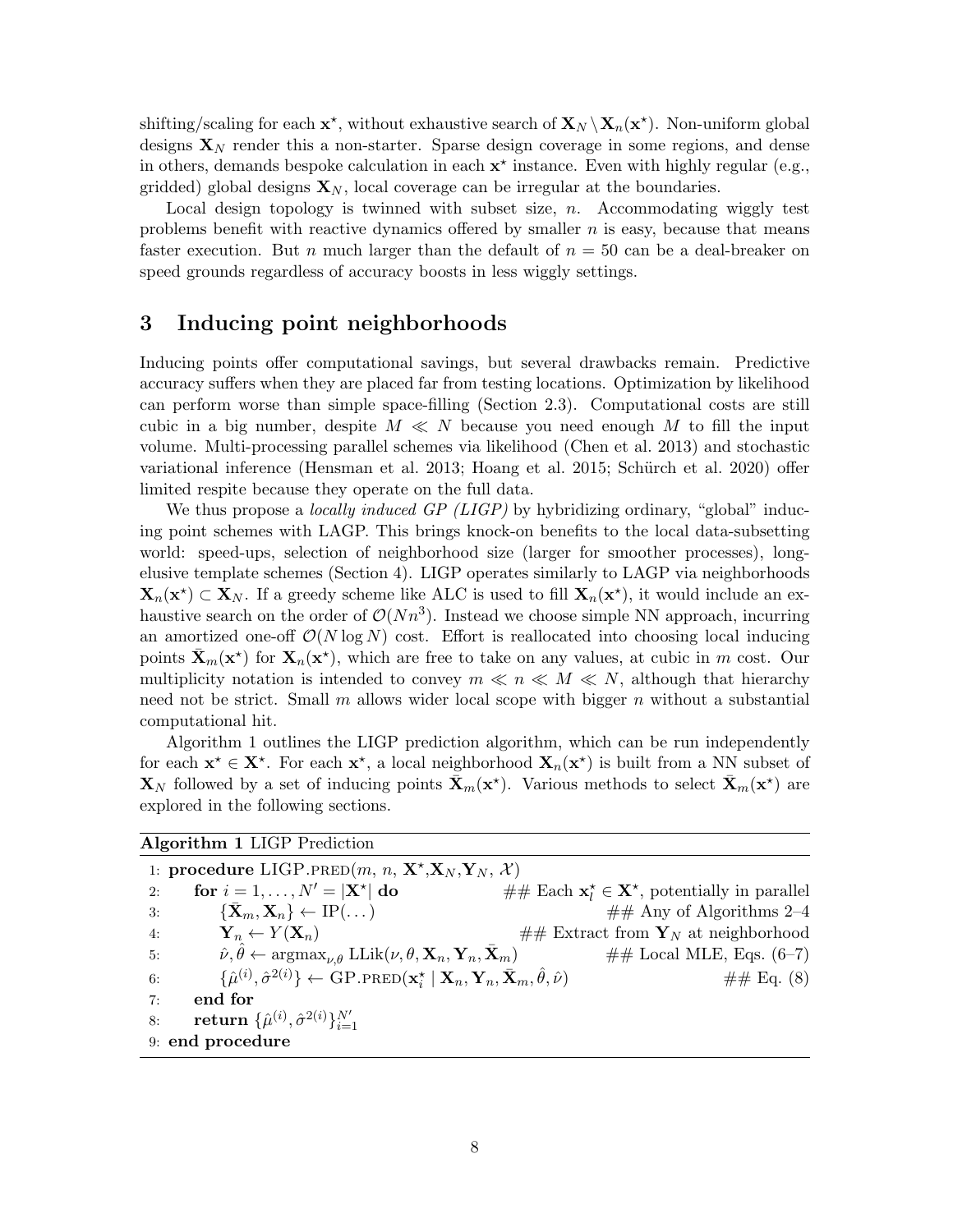shifting/scaling for each $\mathbf{x}^\star$, without exhaustive search of $\mathbf{X}_N \setminus \mathbf{X}_n(\mathbf{x}^\star)$. Non-uniform global designs $\mathbf{X}_N$ render this a non-starter. Sparse design coverage in some regions, and dense in others, demands bespoke calculation in each $\mathbf{x}^\star$ instance. Even with highly regular (e.g., gridded) global designs $\mathbf{X}_N$, local coverage can be irregular at the boundaries.

Local design topology is twinned with subset size, $n$. Accommodating wiggly test problems benefit with reactive dynamics offered by smaller $n$ is easy, because that means faster execution. But $n$ much larger than the default of $n = 50$ can be a deal-breaker on speed grounds regardless of accuracy boosts in less wiggly settings.

# 3 Inducing point neighborhoods

Inducing points offer computational savings, but several drawbacks remain. Predictive accuracy suffers when they are placed far from testing locations. Optimization by likelihood can perform worse than simple space-filling (Section 2.3). Computational costs are still cubic in a big number, despite $M \ll N$ because you need enough $M$ to fill the input volume. Multi-processing parallel schemes via likelihood (Chen et al. 2013) and stochastic variational inference (Hensman et al. 2013; Hoang et al. 2015; Schürch et al. 2020) offer limited respite because they operate on the full data.

We thus propose a *locally induced GP (LIGP)* by hybridizing ordinary, "global" inducing point schemes with LAGP. This brings knock-on benefits to the local data-subsetting world: speed-ups, selection of neighborhood size (larger for smoother processes), long-elusive template schemes (Section 4). LIGP operates similarly to LAGP via neighborhoods $\mathbf{X}_n(\mathbf{x}^\star) \subset \mathbf{X}_N$. If a greedy scheme like ALC is used to fill $\mathbf{X}_n(\mathbf{x}^\star)$, it would include an exhaustive search on the order of $\mathcal{O}(Nn^3)$. Instead we choose simple NN approach, incurring an amortized one-off $\mathcal{O}(N \log N)$ cost. Effort is reallocated into choosing local inducing points $\bar{\mathbf{X}}_m(\mathbf{x}^\star)$ for $\mathbf{X}_n(\mathbf{x}^\star)$, which are free to take on any values, at cubic in $m$ cost. Our multiplicity notation is intended to convey $m \ll n \ll M \ll N$, although that hierarchy need not be strict. Small $m$ allows wider local scope with bigger $n$ without a substantial computational hit.

Algorithm 1 outlines the LIGP prediction algorithm, which can be run independently for $\mathbf{x}^\star \in \mathbf{X}^\star$. For each $\mathbf{x}^\star$, a local neighborhood $\mathbf{X}_n(\mathbf{x}^\star)$ is built from a NN subset of $\mathbf{X}_N$ followed by a set of inducing points $\bar{\mathbf{X}}_m(\mathbf{x}^\star)$. Various methods to select $\bar{\mathbf{X}}_m(\mathbf{x}^\star)$ are explored in the following sections.

**Algorithm 1** LIGP Prediction

1: **procedure** LIGP.PRED($m$, $n$, $\mathbf{X}^\star$, $\mathbf{X}_N$, $\mathbf{Y}_N$, $\mathcal{X}$)
2: **for** $i = 1, \ldots, N' = |\mathbf{X}^\star|$ **do** ## Each $\mathbf{x}_l^\star \in \mathbf{X}^\star$, potentially in parallel
3: $\{\bar{\mathbf{X}}_m, \mathbf{X}_n\} \leftarrow \mathrm{IP}(\ldots)$ ## Any of Algorithms 2–4
4: $\mathbf{Y}_n \leftarrow Y(\mathbf{X}_n)$ ## Extract from $\mathbf{Y}_N$ at neighborhood
5: $\hat{\nu}, \hat{\theta} \leftarrow \mathrm{argmax}_{\nu,\theta}\ \mathrm{LLik}(\nu, \theta, \mathbf{X}_n, \mathbf{Y}_n, \bar{\mathbf{X}}_m)$ ## Local MLE, Eqs. (6–7)
6: $\{\hat{\mu}^{(i)}, \hat{\sigma}^{2(i)}\} \leftarrow \mathrm{GP.PRED}(\mathbf{x}_i^\star \mid \mathbf{X}_n, \mathbf{Y}_n, \bar{\mathbf{X}}_m, \hat{\theta}, \hat{\nu})$ ## Eq. (8)
7: **end for**
8: **return** $\{\hat{\mu}^{(i)}, \hat{\sigma}^{2(i)}\}_{i=1}^{N'}$
9: **end procedure**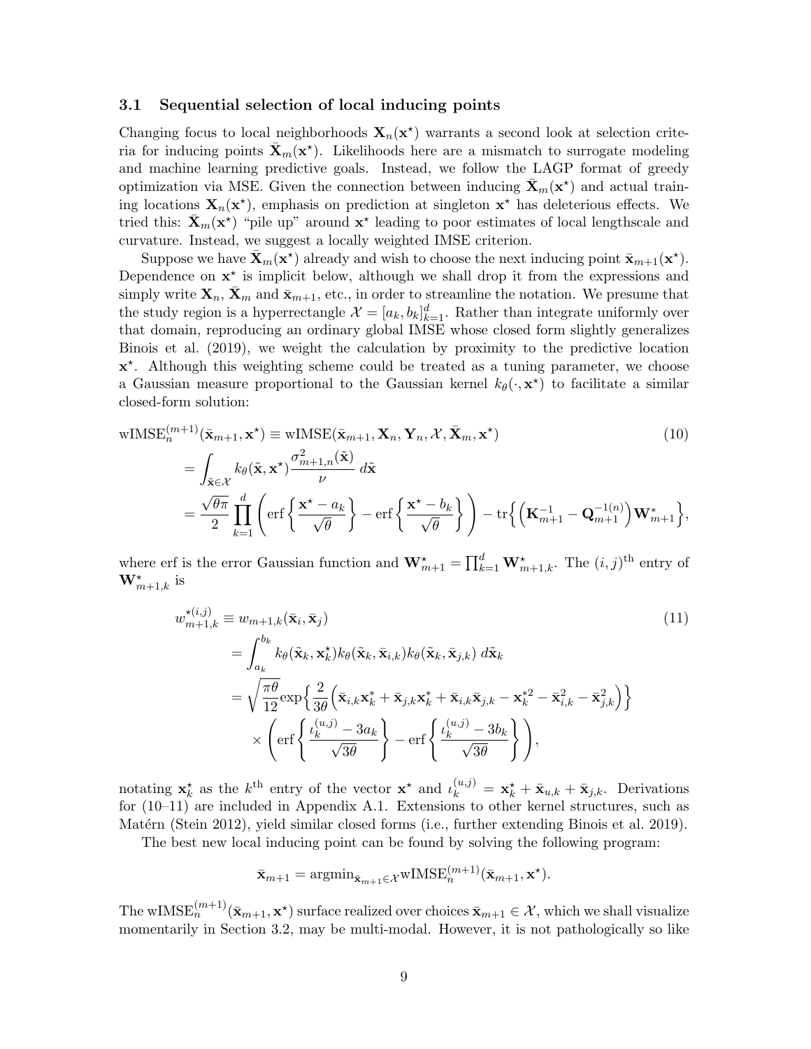### 3.1 Sequential selection of local inducing points

Changing focus to local neighborhoods $\mathbf{X}_n(\mathbf{x}^\star)$ warrants a second look at selection criteria for inducing points $\bar{\mathbf{X}}_m(\mathbf{x}^\star)$. Likelihoods here are a mismatch to surrogate modeling and machine learning predictive goals. Instead, we follow the LAGP format of greedy optimization via MSE. Given the connection between inducing $\bar{\mathbf{X}}_m(\mathbf{x}^\star)$ and actual training locations $\mathbf{X}_n(\mathbf{x}^\star)$, emphasis on prediction at singleton $\mathbf{x}^\star$ has deleterious effects. We tried this: $\bar{\mathbf{X}}_m(\mathbf{x}^\star)$ "pile up" around $\mathbf{x}^\star$ leading to poor estimates of local lengthscale and curvature. Instead, we suggest a locally weighted IMSE criterion.

Suppose we have $\bar{\mathbf{X}}_m(\mathbf{x}^\star)$ already and wish to choose the next inducing point $\bar{\mathbf{x}}_{m+1}(\mathbf{x}^\star)$. Dependence on $\mathbf{x}^\star$ is implicit below, although we shall drop it from the expressions and simply write $\mathbf{X}_n$, $\bar{\mathbf{X}}_m$ and $\bar{\mathbf{x}}_{m+1}$, etc., in order to streamline the notation. We presume that the study region is a hyperrectangle $\mathcal{X} = [a_k, b_k]_{k=1}^d$. Rather than integrate uniformly over that domain, reproducing an ordinary global IMSE whose closed form slightly generalizes Binois et al. (2019), we weight the calculation by proximity to the predictive location $\mathbf{x}^\star$. Although this weighting scheme could be treated as a tuning parameter, we choose a Gaussian measure proportional to the Gaussian kernel $k_\theta(\cdot, \mathbf{x}^\star)$ to facilitate a similar closed-form solution:

$$
\begin{aligned}
\text{wIMSE}_n^{(m+1)}(\bar{\mathbf{x}}_{m+1}, \mathbf{x}^\star) &\equiv \text{wIMSE}(\bar{\mathbf{x}}_{m+1}, \mathbf{X}_n, \mathbf{Y}_n, \mathcal{X}, \bar{\mathbf{X}}_m, \mathbf{x}^\star) \\
&= \int_{\tilde{\mathbf{x}} \in \mathcal{X}} k_\theta(\tilde{\mathbf{x}}, \mathbf{x}^\star) \frac{\sigma^2_{m+1,n}(\tilde{\mathbf{x}})}{\nu} \, d\tilde{\mathbf{x}} \\
&= \frac{\sqrt{\theta\pi}}{2} \prod_{k=1}^d \left( \text{erf}\left\{ \frac{\mathbf{x}^\star - a_k}{\sqrt{\theta}} \right\} - \text{erf}\left\{ \frac{\mathbf{x}^\star - b_k}{\sqrt{\theta}} \right\} \right) - \text{tr}\left\{ \left( \mathbf{K}_{m+1}^{-1} - \mathbf{Q}_{m+1}^{-1(n)} \right) \mathbf{W}^*_{m+1} \right\},
\end{aligned} \tag{10}
$$

where erf is the error Gaussian function and $\mathbf{W}^\star_{m+1} = \prod_{k=1}^d \mathbf{W}^\star_{m+1,k}$. The $(i,j)^{\text{th}}$ entry of $\mathbf{W}^\star_{m+1,k}$ is

$$
\begin{aligned}
w^{\star(i,j)}_{m+1,k} &\equiv w_{m+1,k}(\bar{\mathbf{x}}_i, \bar{\mathbf{x}}_j) \\
&= \int_{a_k}^{b_k} k_\theta(\tilde{\mathbf{x}}_k, \mathbf{x}^\star_k) k_\theta(\tilde{\mathbf{x}}_k, \bar{\mathbf{x}}_{i,k}) k_\theta(\tilde{\mathbf{x}}_k, \bar{\mathbf{x}}_{j,k}) \, d\tilde{\mathbf{x}}_k \\
&= \sqrt{\frac{\pi\theta}{12}} \exp\left\{ \frac{2}{3\theta} \left( \bar{\mathbf{x}}_{i,k}\mathbf{x}^*_k + \bar{\mathbf{x}}_{j,k}\mathbf{x}^*_k + \bar{\mathbf{x}}_{i,k}\bar{\mathbf{x}}_{j,k} - \mathbf{x}^{*2}_k - \bar{\mathbf{x}}^2_{i,k} - \bar{\mathbf{x}}^2_{j,k} \right) \right\} \\
&\quad \times \left( \text{erf}\left\{ \frac{\iota_k^{(u,j)} - 3a_k}{\sqrt{3\theta}} \right\} - \text{erf}\left\{ \frac{\iota_k^{(u,j)} - 3b_k}{\sqrt{3\theta}} \right\} \right),
\end{aligned} \tag{11}
$$

notating $\mathbf{x}^\star_k$ as the $k^{\text{th}}$ entry of the vector $\mathbf{x}^\star$ and $\iota_k^{(u,j)} = \mathbf{x}^\star_k + \bar{\mathbf{x}}_{u,k} + \bar{\mathbf{x}}_{j,k}$. Derivations for (10–11) are included in Appendix A.1. Extensions to other kernel structures, such as Matérn (Stein 2012), yield similar closed forms (i.e., further extending Binois et al. 2019).

The best new local inducing point can be found by solving the following program:

$$
\bar{\mathbf{x}}_{m+1} = \text{argmin}_{\bar{\mathbf{x}}_{m+1} \in \mathcal{X}} \text{wIMSE}_n^{(m+1)}(\bar{\mathbf{x}}_{m+1}, \mathbf{x}^\star).
$$

The $\text{wIMSE}_n^{(m+1)}(\bar{\mathbf{x}}_{m+1}, \mathbf{x}^\star)$ surface realized over choices $\bar{\mathbf{x}}_{m+1} \in \mathcal{X}$, which we shall visualize momentarily in Section 3.2, may be multi-modal. However, it is not pathologically so like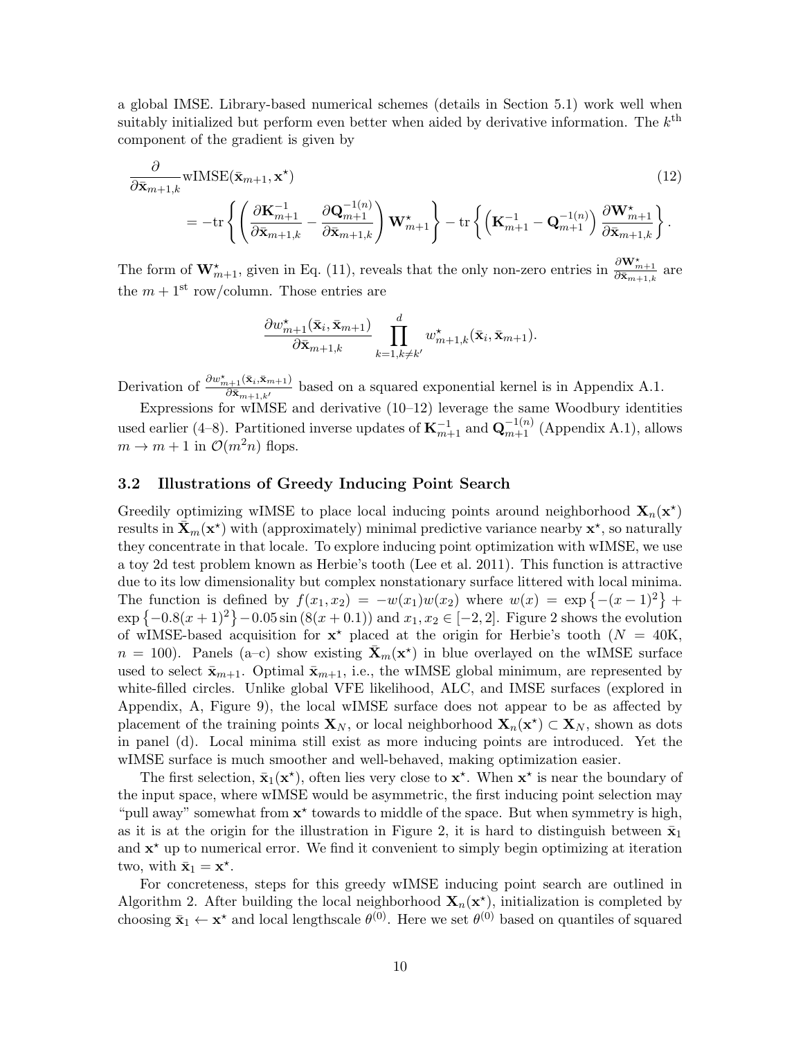a global IMSE. Library-based numerical schemes (details in Section 5.1) work well when suitably initialized but perform even better when aided by derivative information. The $k^{\text{th}}$ component of the gradient is given by

$$
\begin{aligned}
&\frac{\partial}{\partial \bar{\mathbf{x}}_{m+1,k}} \text{wIMSE}(\bar{\mathbf{x}}_{m+1}, \mathbf{x}^\star) \qquad (12)\\
&\quad = -\text{tr}\left\{ \left( \frac{\partial \mathbf{K}_{m+1}^{-1}}{\partial \bar{\mathbf{x}}_{m+1,k}} - \frac{\partial \mathbf{Q}_{m+1}^{-1(n)}}{\partial \bar{\mathbf{x}}_{m+1,k}} \right) \mathbf{W}_{m+1}^\star \right\} - \text{tr}\left\{ \left( \mathbf{K}_{m+1}^{-1} - \mathbf{Q}_{m+1}^{-1(n)} \right) \frac{\partial \mathbf{W}_{m+1}^\star}{\partial \bar{\mathbf{x}}_{m+1,k}} \right\}.
\end{aligned}
$$

The form of $\mathbf{W}_{m+1}^\star$, given in Eq. (11), reveals that the only non-zero entries in $\frac{\partial \mathbf{W}_{m+1}^\star}{\partial \bar{\mathbf{x}}_{m+1,k}}$ are the $m+1^{\text{st}}$ row/column. Those entries are

$$
\frac{\partial w_{m+1}^\star(\bar{\mathbf{x}}_i, \bar{\mathbf{x}}_{m+1})}{\partial \bar{\mathbf{x}}_{m+1,k}} \prod_{k=1, k \neq k'}^{d} w_{m+1,k}^\star(\bar{\mathbf{x}}_i, \bar{\mathbf{x}}_{m+1}).
$$

Derivation of $\frac{\partial w_{m+1}^\star(\bar{\mathbf{x}}_i, \bar{\mathbf{x}}_{m+1})}{\partial \bar{\mathbf{x}}_{m+1,k'}}$ based on a squared exponential kernel is in Appendix A.1.

Expressions for wIMSE and derivative (10–12) leverage the same Woodbury identities used earlier (4–8). Partitioned inverse updates of $\mathbf{K}_{m+1}^{-1}$ and $\mathbf{Q}_{m+1}^{-1(n)}$ (Appendix A.1), allows $m \rightarrow m+1$ in $\mathcal{O}(m^2 n)$ flops.

### 3.2 Illustrations of Greedy Inducing Point Search

Greedily optimizing wIMSE to place local inducing points around neighborhood $\mathbf{X}_n(\mathbf{x}^\star)$ results in $\bar{\mathbf{X}}_m(\mathbf{x}^\star)$ with (approximately) minimal predictive variance nearby $\mathbf{x}^\star$, so naturally they concentrate in that locale. To explore inducing point optimization with wIMSE, we use a toy 2d test problem known as Herbie's tooth (Lee et al. 2011). This function is attractive due to its low dimensionality but complex nonstationary surface littered with local minima. The function is defined by $f(x_1, x_2) = -w(x_1)w(x_2)$ where $w(x) = \exp\left\{-(x-1)^2\right\} + \exp\left\{-0.8(x+1)^2\right\} - 0.05 \sin\left(8(x+0.1)\right)$ and $x_1, x_2 \in [-2, 2]$. Figure 2 shows the evolution of wIMSE-based acquisition for $\mathbf{x}^\star$ placed at the origin for Herbie's tooth ($N = 40$K, $n = 100$). Panels (a–c) show existing $\bar{\mathbf{X}}_m(\mathbf{x}^\star)$ in blue overlayed on the wIMSE surface used to select $\bar{\mathbf{x}}_{m+1}$. Optimal $\bar{\mathbf{x}}_{m+1}$, i.e., the wIMSE global minimum, are represented by white-filled circles. Unlike global VFE likelihood, ALC, and IMSE surfaces (explored in Appendix, A, Figure 9), the local wIMSE surface does not appear to be as affected by placement of the training points $\mathbf{X}_N$, or local neighborhood $\mathbf{X}_n(\mathbf{x}^\star) \subset \mathbf{X}_N$, shown as dots in panel (d). Local minima still exist as more inducing points are introduced. Yet the wIMSE surface is much smoother and well-behaved, making optimization easier.

The first selection, $\bar{\mathbf{x}}_1(\mathbf{x}^\star)$, often lies very close to $\mathbf{x}^\star$. When $\mathbf{x}^\star$ is near the boundary of the input space, where wIMSE would be asymmetric, the first inducing point selection may "pull away" somewhat from $\mathbf{x}^\star$ towards to middle of the space. But when symmetry is high, as it is at the origin for the illustration in Figure 2, it is hard to distinguish between $\bar{\mathbf{x}}_1$ and $\mathbf{x}^\star$ up to numerical error. We find it convenient to simply begin optimizing at iteration two, with $\bar{\mathbf{x}}_1 = \mathbf{x}^\star$.

For concreteness, steps for this greedy wIMSE inducing point search are outlined in Algorithm 2. After building the local neighborhood $\mathbf{X}_n(\mathbf{x}^\star)$, initialization is completed by choosing $\bar{\mathbf{x}}_1 \leftarrow \mathbf{x}^\star$ and local lengthscale $\theta^{(0)}$. Here we set $\theta^{(0)}$ based on quantiles of squared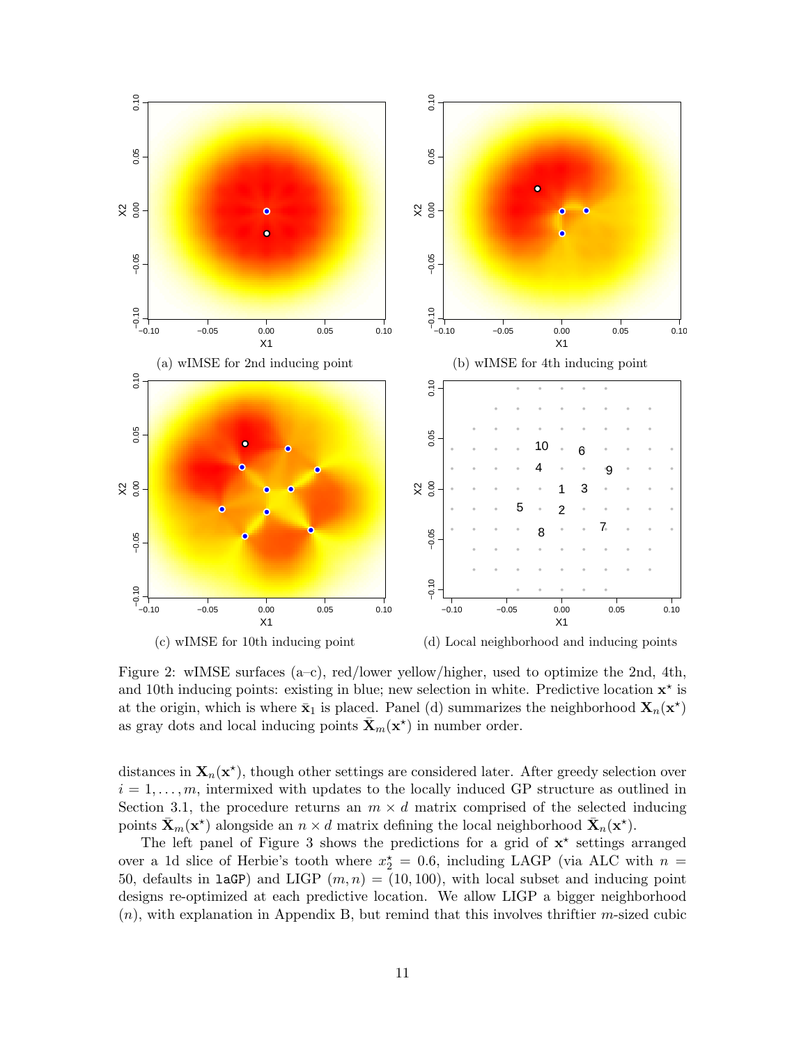(a) wIMSE for 2nd inducing point

(b) wIMSE for 4th inducing point

(c) wIMSE for 10th inducing point

(d) Local neighborhood and inducing points

Figure 2: wIMSE surfaces (a–c), red/lower yellow/higher, used to optimize the 2nd, 4th, and 10th inducing points: existing in blue; new selection in white. Predictive location $\mathbf{x}^\star$ is at the origin, which is where $\bar{\mathbf{x}}_1$ is placed. Panel (d) summarizes the neighborhood $\mathbf{X}_n(\mathbf{x}^\star)$ as gray dots and local inducing points $\bar{\mathbf{X}}_m(\mathbf{x}^\star)$ in number order.

distances in $\mathbf{X}_n(\mathbf{x}^\star)$, though other settings are considered later. After greedy selection over $i = 1, \ldots, m$, intermixed with updates to the locally induced GP structure as outlined in Section 3.1, the procedure returns an $m \times d$ matrix comprised of the selected inducing points $\bar{\mathbf{X}}_m(\mathbf{x}^\star)$ alongside an $n \times d$ matrix defining the local neighborhood $\bar{\mathbf{X}}_n(\mathbf{x}^\star)$.

The left panel of Figure 3 shows the predictions for a grid of $\mathbf{x}^\star$ settings arranged over a 1d slice of Herbie's tooth where $x_2^\star = 0.6$, including LAGP (via ALC with $n = 50$, defaults in `laGP`) and LIGP $(m, n) = (10, 100)$, with local subset and inducing point designs re-optimized at each predictive location. We allow LIGP a bigger neighborhood ($n$), with explanation in Appendix B, but remind that this involves thriftier $m$-sized cubic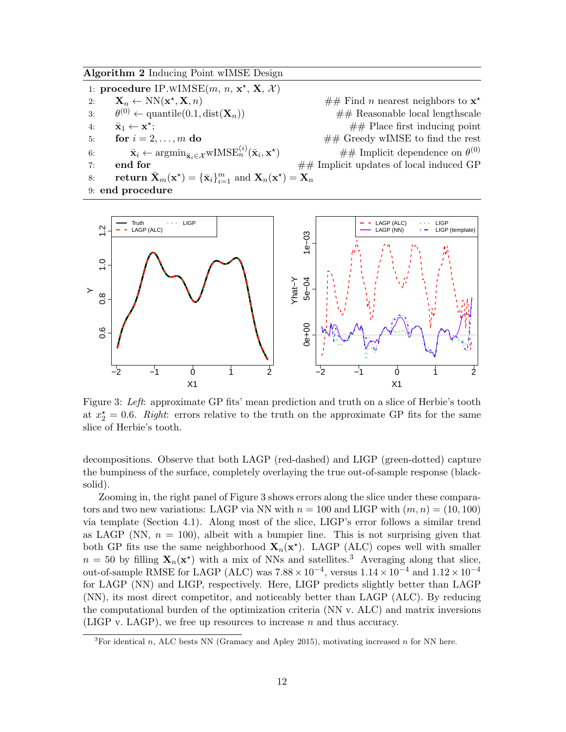**Algorithm 2** Inducing Point wIMSE Design

```
1: procedure IP.wIMSE(m, n, x*, X, 𝒳)
2:     X_n ← NN(x*, X, n)                                   ## Find n nearest neighbors to x*
3:     θ^(0) ← quantile(0.1, dist(X_n))                     ## Reasonable local lengthscale
4:     x̄_1 ← x*;                                            ## Place first inducing point
5:     for i = 2, ..., m do                                 ## Greedy wIMSE to find the rest
6:         x̄_i ← argmin_{x̄_i ∈ 𝒳} wIMSE_n^(i)(x̄_i, x*)      ## Implicit dependence on θ^(0)
7:     end for                                              ## Implicit updates of local induced GP
8:     return X̄_m(x*) = {x̄_i}_{i=1}^m and X_n(x*) = X_n
9: end procedure
```

Figure 3: *Left*: approximate GP fits' mean prediction and truth on a slice of Herbie's tooth at $x_2^\star = 0.6$. *Right*: errors relative to the truth on the approximate GP fits for the same slice of Herbie's tooth.

decompositions. Observe that both LAGP (red-dashed) and LIGP (green-dotted) capture the bumpiness of the surface, completely overlaying the true out-of-sample response (black-solid).

Zooming in, the right panel of Figure 3 shows errors along the slice under these comparators and two new variations: LAGP via NN with $n = 100$ and LIGP with $(m, n) = (10, 100)$ via template (Section 4.1). Along most of the slice, LIGP's error follows a similar trend as LAGP (NN, $n = 100$), albeit with a bumpier line. This is not surprising given that both GP fits use the same neighborhood $\mathbf{X}_n(\mathbf{x}^\star)$. LAGP (ALC) copes well with smaller $n = 50$ by filling $\mathbf{X}_n(\mathbf{x}^\star)$ with a mix of NNs and satellites.[3] Averaging along that slice, out-of-sample RMSE for LAGP (ALC) was $7.88 \times 10^{-4}$, versus $1.14 \times 10^{-4}$ and $1.12 \times 10^{-4}$ for LAGP (NN) and LIGP, respectively. Here, LIGP predicts slightly better than LAGP (NN), its most direct competitor, and noticeably better than LAGP (ALC). By reducing the computational burden of the optimization criteria (NN v. ALC) and matrix inversions (LIGP v. LAGP), we free up resources to increase $n$ and thus accuracy.

[3] For identical $n$, ALC bests NN (Gramacy and Apley 2015), motivating increased $n$ for NN here.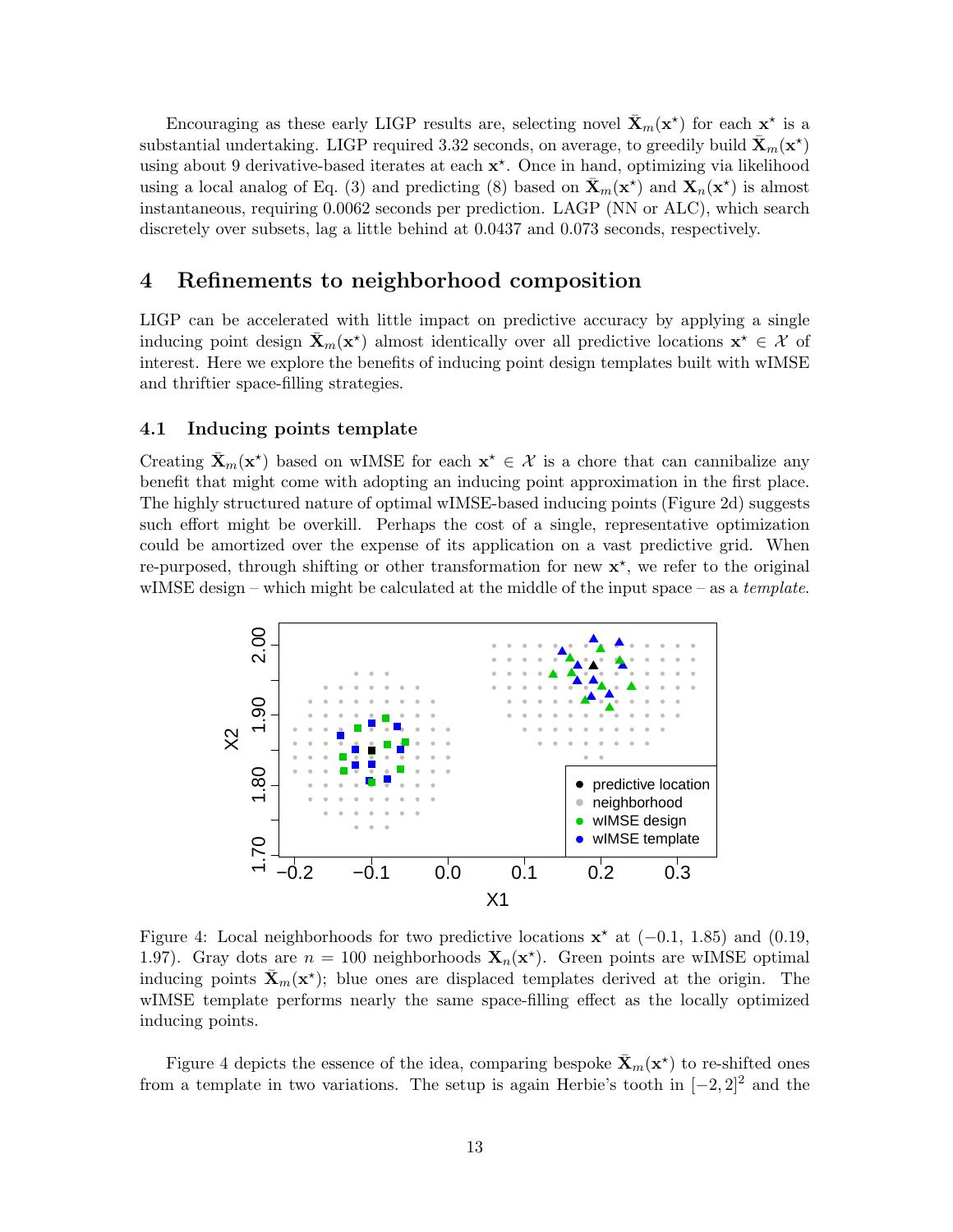Encouraging as these early LIGP results are, selecting novel $\bar{\mathbf{X}}_m(\mathbf{x}^\star)$ for each $\mathbf{x}^\star$ is a substantial undertaking. LIGP required 3.32 seconds, on average, to greedily build $\bar{\mathbf{X}}_m(\mathbf{x}^\star)$ using about 9 derivative-based iterates at each $\mathbf{x}^\star$. Once in hand, optimizing via likelihood using a local analog of Eq. (3) and predicting (8) based on $\bar{\mathbf{X}}_m(\mathbf{x}^\star)$ and $\mathbf{X}_n(\mathbf{x}^\star)$ is almost instantaneous, requiring 0.0062 seconds per prediction. LAGP (NN or ALC), which search discretely over subsets, lag a little behind at 0.0437 and 0.073 seconds, respectively.

# 4 Refinements to neighborhood composition

LIGP can be accelerated with little impact on predictive accuracy by applying a single inducing point design $\bar{\mathbf{X}}_m(\mathbf{x}^\star)$ almost identically over all predictive locations $\mathbf{x}^\star \in \mathcal{X}$ of interest. Here we explore the benefits of inducing point design templates built with wIMSE and thriftier space-filling strategies.

## 4.1 Inducing points template

Creating $\bar{\mathbf{X}}_m(\mathbf{x}^\star)$ based on wIMSE for each $\mathbf{x}^\star \in \mathcal{X}$ is a chore that can cannibalize any benefit that might come with adopting an inducing point approximation in the first place. The highly structured nature of optimal wIMSE-based inducing points (Figure 2d) suggests such effort might be overkill. Perhaps the cost of a single, representative optimization could be amortized over the expense of its application on a vast predictive grid. When re-purposed, through shifting or other transformation for new $\mathbf{x}^\star$, we refer to the original wIMSE design – which might be calculated at the middle of the input space – as a *template*.

Figure 4: Local neighborhoods for two predictive locations $\mathbf{x}^\star$ at $(-0.1, 1.85)$ and $(0.19, 1.97)$. Gray dots are $n = 100$ neighborhoods $\mathbf{X}_n(\mathbf{x}^\star)$. Green points are wIMSE optimal inducing points $\bar{\mathbf{X}}_m(\mathbf{x}^\star)$; blue ones are displaced templates derived at the origin. The wIMSE template performs nearly the same space-filling effect as the locally optimized inducing points.

Figure 4 depicts the essence of the idea, comparing bespoke $\bar{\mathbf{X}}_m(\mathbf{x}^\star)$ to re-shifted ones from a template in two variations. The setup is again Herbie's tooth in $[-2, 2]^2$ and the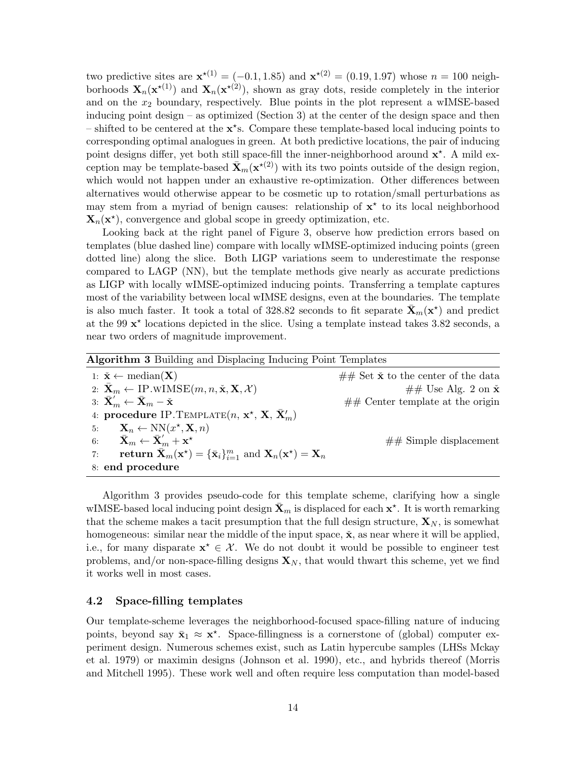two predictive sites are $\mathbf{x}^{\star(1)} = (-0.1, 1.85)$ and $\mathbf{x}^{\star(2)} = (0.19, 1.97)$ whose $n = 100$ neighborhoods $\mathbf{X}_n(\mathbf{x}^{\star(1)})$ and $\mathbf{X}_n(\mathbf{x}^{\star(2)})$, shown as gray dots, reside completely in the interior and on the $x_2$ boundary, respectively. Blue points in the plot represent a wIMSE-based inducing point design – as optimized (Section 3) at the center of the design space and then – shifted to be centered at the $\mathbf{x}^{\star}$s. Compare these template-based local inducing points to corresponding optimal analogues in green. At both predictive locations, the pair of inducing point designs differ, yet both still space-fill the inner-neighborhood around $\mathbf{x}^{\star}$. A mild exception may be template-based $\bar{\mathbf{X}}_m(\mathbf{x}^{\star(2)})$ with its two points outside of the design region, which would not happen under an exhaustive re-optimization. Other differences between alternatives would otherwise appear to be cosmetic up to rotation/small perturbations as may stem from a myriad of benign causes: relationship of $\mathbf{x}^{\star}$ to its local neighborhood $\mathbf{X}_n(\mathbf{x}^{\star})$, convergence and global scope in greedy optimization, etc.

Looking back at the right panel of Figure 3, observe how prediction errors based on templates (blue dashed line) compare with locally wIMSE-optimized inducing points (green dotted line) along the slice. Both LIGP variations seem to underestimate the response compared to LAGP (NN), but the template methods give nearly as accurate predictions as LIGP with locally wIMSE-optimized inducing points. Transferring a template captures most of the variability between local wIMSE designs, even at the boundaries. The template is also much faster. It took a total of 328.82 seconds to fit separate $\bar{\mathbf{X}}_m(\mathbf{x}^{\star})$ and predict at the 99 $\mathbf{x}^{\star}$ locations depicted in the slice. Using a template instead takes 3.82 seconds, a near two orders of magnitude improvement.

**Algorithm 3** Building and Displacing Inducing Point Templates

```
1: x̌ ← median(X)                                   ## Set x̌ to the center of the data
2: X̄_m ← IP.wIMSE(m, n, x̌, X, 𝒳)                   ## Use Alg. 2 on x̌
3: X̄'_m ← X̄_m − x̌                                  ## Center template at the origin
4: procedure IP.Template(n, x*, X, X̄'_m)
5:     X_n ← NN(x*, X, n)
6:     X̄_m ← X̄'_m + x*                              ## Simple displacement
7:     return X̄_m(x*) = {x̄_i}_{i=1}^m and X_n(x*) = X_n
8: end procedure
```

Algorithm 3 provides pseudo-code for this template scheme, clarifying how a single wIMSE-based local inducing point design $\bar{\mathbf{X}}_m$ is displaced for each $\mathbf{x}^{\star}$. It is worth remarking that the scheme makes a tacit presumption that the full design structure, $\mathbf{X}_N$, is somewhat homogeneous: similar near the middle of the input space, $\check{\mathbf{x}}$, as near where it will be applied, i.e., for many disparate $\mathbf{x}^{\star} \in \mathcal{X}$. We do not doubt it would be possible to engineer test problems, and/or non-space-filling designs $\mathbf{X}_N$, that would thwart this scheme, yet we find it works well in most cases.

### 4.2 Space-filling templates

Our template-scheme leverages the neighborhood-focused space-filling nature of inducing points, beyond say $\bar{\mathbf{x}}_1 \approx \mathbf{x}^{\star}$. Space-fillingness is a cornerstone of (global) computer experiment design. Numerous schemes exist, such as Latin hypercube samples (LHSs Mckay et al. 1979) or maximin designs (Johnson et al. 1990), etc., and hybrids thereof (Morris and Mitchell 1995). These work well and often require less computation than model-based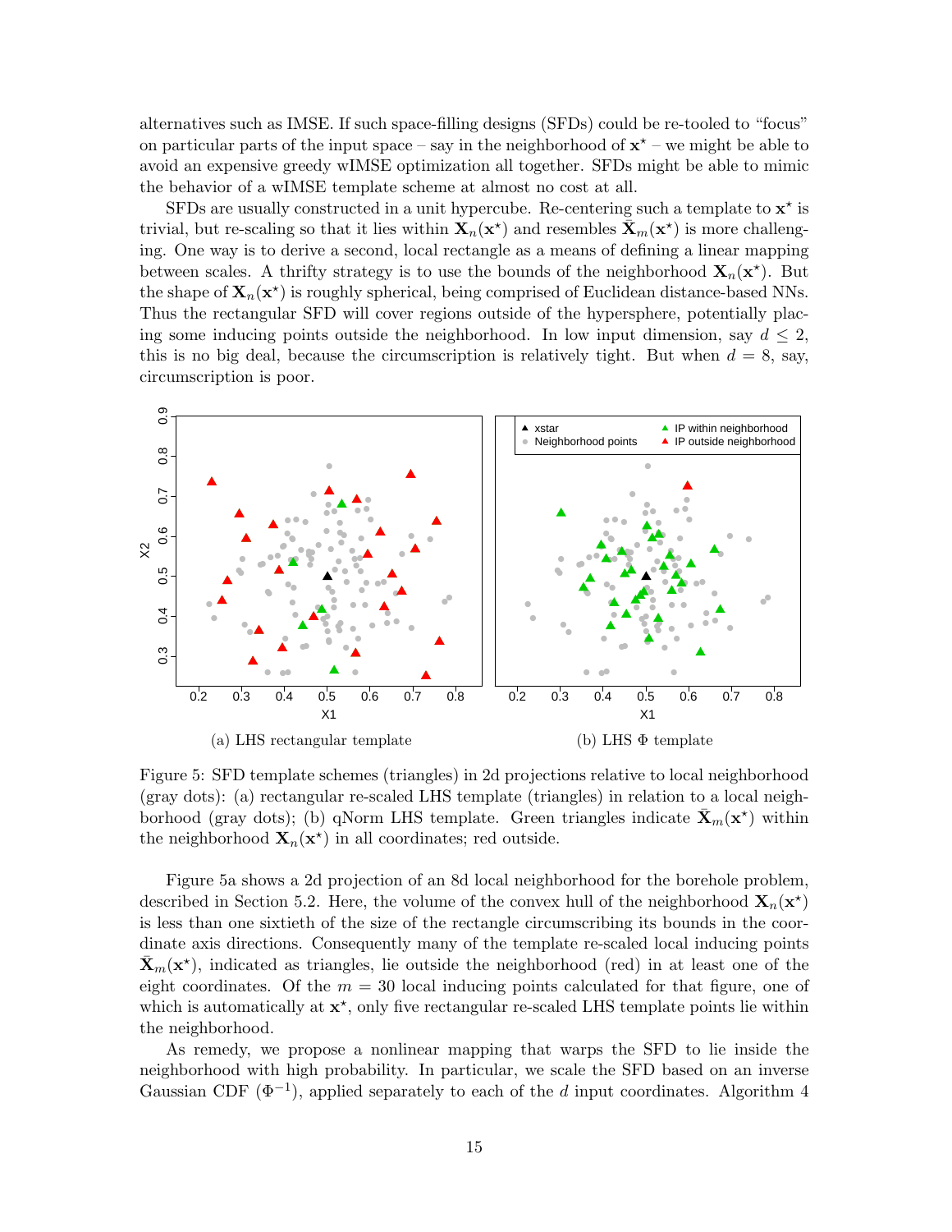alternatives such as IMSE. If such space-filling designs (SFDs) could be re-tooled to "focus" on particular parts of the input space – say in the neighborhood of $\mathbf{x}^\star$ – we might be able to avoid an expensive greedy wIMSE optimization all together. SFDs might be able to mimic the behavior of a wIMSE template scheme at almost no cost at all.

SFDs are usually constructed in a unit hypercube. Re-centering such a template to $\mathbf{x}^\star$ is trivial, but re-scaling so that it lies within $\mathbf{X}_n(\mathbf{x}^\star)$ and resembles $\bar{\mathbf{X}}_m(\mathbf{x}^\star)$ is more challenging. One way is to derive a second, local rectangle as a means of defining a linear mapping between scales. A thrifty strategy is to use the bounds of the neighborhood $\mathbf{X}_n(\mathbf{x}^\star)$. But the shape of $\mathbf{X}_n(\mathbf{x}^\star)$ is roughly spherical, being comprised of Euclidean distance-based NNs. Thus the rectangular SFD will cover regions outside of the hypersphere, potentially placing some inducing points outside the neighborhood. In low input dimension, say $d \leq 2$, this is no big deal, because the circumscription is relatively tight. But when $d = 8$, say, circumscription is poor.

(a) LHS rectangular template

(b) LHS $\Phi$ template

Figure 5: SFD template schemes (triangles) in 2d projections relative to local neighborhood (gray dots): (a) rectangular re-scaled LHS template (triangles) in relation to a local neighborhood (gray dots); (b) qNorm LHS template. Green triangles indicate $\bar{\mathbf{X}}_m(\mathbf{x}^\star)$ within the neighborhood $\mathbf{X}_n(\mathbf{x}^\star)$ in all coordinates; red outside.

Figure 5a shows a 2d projection of an 8d local neighborhood for the borehole problem, described in Section 5.2. Here, the volume of the convex hull of the neighborhood $\mathbf{X}_n(\mathbf{x}^\star)$ is less than one sixtieth of the size of the rectangle circumscribing its bounds in the coordinate axis directions. Consequently many of the template re-scaled local inducing points $\bar{\mathbf{X}}_m(\mathbf{x}^\star)$, indicated as triangles, lie outside the neighborhood (red) in at least one of the eight coordinates. Of the $m = 30$ local inducing points calculated for that figure, one of which is automatically at $\mathbf{x}^\star$, only five rectangular re-scaled LHS template points lie within the neighborhood.

As remedy, we propose a nonlinear mapping that warps the SFD to lie inside the neighborhood with high probability. In particular, we scale the SFD based on an inverse Gaussian CDF ($\Phi^{-1}$), applied separately to each of the $d$ input coordinates. Algorithm 4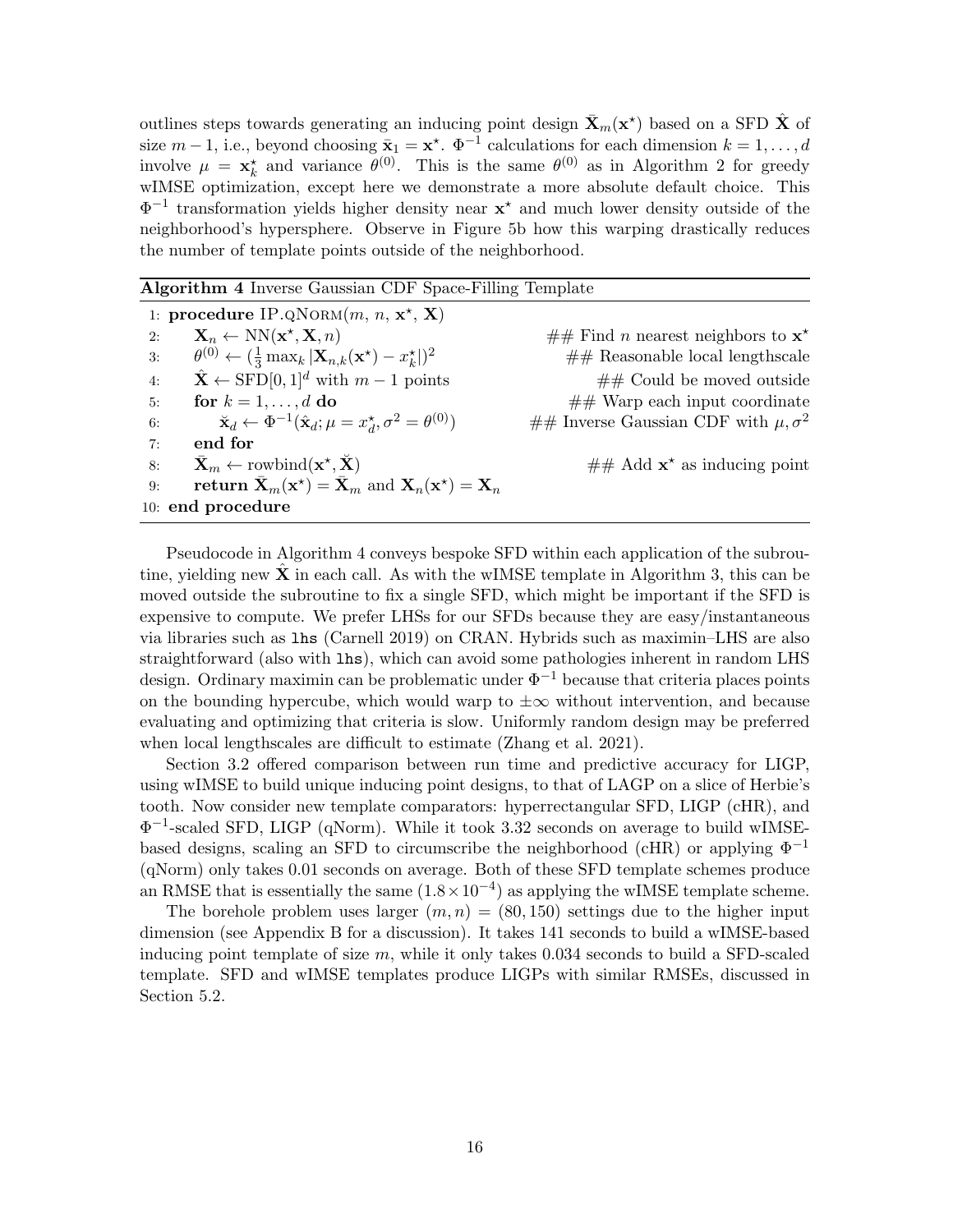outlines steps towards generating an inducing point design $\bar{\mathbf{X}}_m(\mathbf{x}^\star)$ based on a SFD $\hat{\mathbf{X}}$ of size $m-1$, i.e., beyond choosing $\bar{\mathbf{x}}_1 = \mathbf{x}^\star$. $\Phi^{-1}$ calculations for each dimension $k = 1, \ldots, d$ involve $\mu = \mathbf{x}^\star_k$ and variance $\theta^{(0)}$. This is the same $\theta^{(0)}$ as in Algorithm 2 for greedy wIMSE optimization, except here we demonstrate a more absolute default choice. This $\Phi^{-1}$ transformation yields higher density near $\mathbf{x}^\star$ and much lower density outside of the neighborhood's hypersphere. Observe in Figure 5b how this warping drastically reduces the number of template points outside of the neighborhood.

**Algorithm 4** Inverse Gaussian CDF Space-Filling Template

```
1:  procedure IP.qNorm(m, n, x*, X)
2:      X_n ← NN(x*, X, n)                                   ## Find n nearest neighbors to x*
3:      θ^(0) ← ((1/3) max_k |X_{n,k}(x*) − x*_k|)^2         ## Reasonable local lengthscale
4:      X̂ ← SFD[0,1]^d with m − 1 points                     ## Could be moved outside
5:      for k = 1, ..., d do                                  ## Warp each input coordinate
6:          X̌_d ← Φ^{-1}(x̂_d; μ = x*_d, σ² = θ^(0))          ## Inverse Gaussian CDF with μ, σ²
7:      end for
8:      X̄_m ← rowbind(x*, X̌)                                 ## Add x* as inducing point
9:      return X̄_m(x*) = X̄_m and X_n(x*) = X_n
10: end procedure
```

Pseudocode in Algorithm 4 conveys bespoke SFD within each application of the subroutine, yielding new $\hat{\mathbf{X}}$ in each call. As with the wIMSE template in Algorithm 3, this can be moved outside the subroutine to fix a single SFD, which might be important if the SFD is expensive to compute. We prefer LHSs for our SFDs because they are easy/instantaneous via libraries such as `lhs` (Carnell 2019) on CRAN. Hybrids such as maximin–LHS are also straightforward (also with `lhs`), which can avoid some pathologies inherent in random LHS design. Ordinary maximin can be problematic under $\Phi^{-1}$ because that criteria places points on the bounding hypercube, which would warp to $\pm\infty$ without intervention, and because evaluating and optimizing that criteria is slow. Uniformly random design may be preferred when local lengthscales are difficult to estimate (Zhang et al. 2021).

Section 3.2 offered comparison between run time and predictive accuracy for LIGP, using wIMSE to build unique inducing point designs, to that of LAGP on a slice of Herbie's tooth. Now consider new template comparators: hyperrectangular SFD, LIGP (cHR), and $\Phi^{-1}$-scaled SFD, LIGP (qNorm). While it took 3.32 seconds on average to build wIMSE-based designs, scaling an SFD to circumscribe the neighborhood (cHR) or applying $\Phi^{-1}$ (qNorm) only takes 0.01 seconds on average. Both of these SFD template schemes produce an RMSE that is essentially the same $(1.8 \times 10^{-4})$ as applying the wIMSE template scheme.

The borehole problem uses larger $(m, n) = (80, 150)$ settings due to the higher input dimension (see Appendix B for a discussion). It takes 141 seconds to build a wIMSE-based inducing point template of size $m$, while it only takes 0.034 seconds to build a SFD-scaled template. SFD and wIMSE templates produce LIGPs with similar RMSEs, discussed in Section 5.2.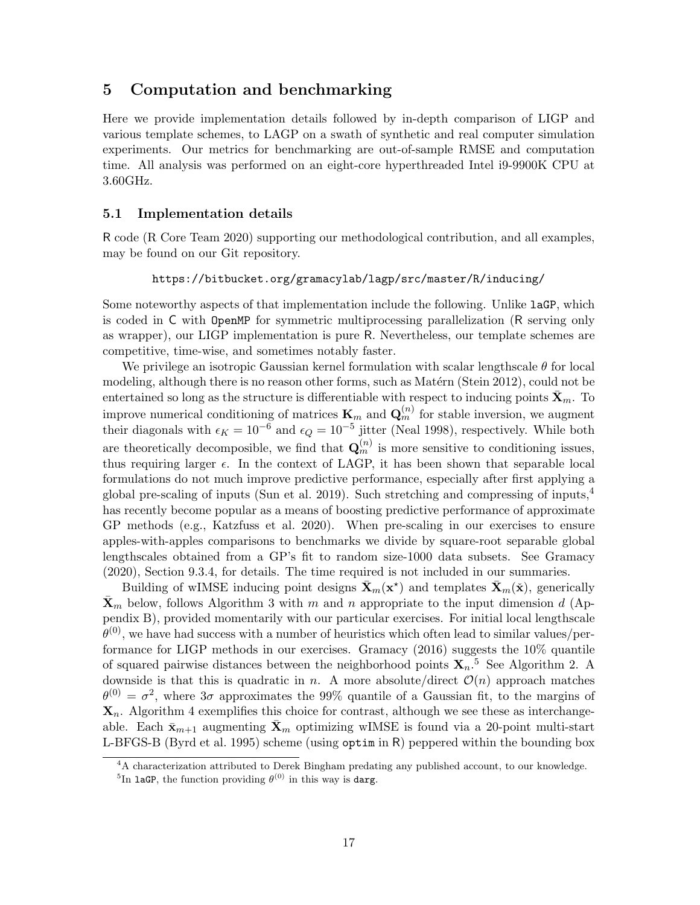## 5 Computation and benchmarking

Here we provide implementation details followed by in-depth comparison of LIGP and various template schemes, to LAGP on a swath of synthetic and real computer simulation experiments. Our metrics for benchmarking are out-of-sample RMSE and computation time. All analysis was performed on an eight-core hyperthreaded Intel i9-9900K CPU at 3.60GHz.

### 5.1 Implementation details

R code (R Core Team 2020) supporting our methodological contribution, and all examples, may be found on our Git repository.

https://bitbucket.org/gramacylab/lagp/src/master/R/inducing/

Some noteworthy aspects of that implementation include the following. Unlike laGP, which is coded in C with OpenMP for symmetric multiprocessing parallelization (R serving only as wrapper), our LIGP implementation is pure R. Nevertheless, our template schemes are competitive, time-wise, and sometimes notably faster.

We privilege an isotropic Gaussian kernel formulation with scalar lengthscale $\theta$ for local modeling, although there is no reason other forms, such as Matérn (Stein 2012), could not be entertained so long as the structure is differentiable with respect to inducing points $\bar{\mathbf{X}}_m$. To improve numerical conditioning of matrices $\mathbf{K}_m$ and $\mathbf{Q}_m^{(n)}$ for stable inversion, we augment their diagonals with $\epsilon_K = 10^{-6}$ and $\epsilon_Q = 10^{-5}$ jitter (Neal 1998), respectively. While both are theoretically decomposible, we find that $\mathbf{Q}_m^{(n)}$ is more sensitive to conditioning issues, thus requiring larger $\epsilon$. In the context of LAGP, it has been shown that separable local formulations do not much improve predictive performance, especially after first applying a global pre-scaling of inputs (Sun et al. 2019). Such stretching and compressing of inputs,[4] has recently become popular as a means of boosting predictive performance of approximate GP methods (e.g., Katzfuss et al. 2020). When pre-scaling in our exercises to ensure apples-with-apples comparisons to benchmarks we divide by square-root separable global lengthscales obtained from a GP's fit to random size-1000 data subsets. See Gramacy (2020), Section 9.3.4, for details. The time required is not included in our summaries.

Building of wIMSE inducing point designs $\bar{\mathbf{X}}_m(\mathbf{x}^\star)$ and templates $\bar{\mathbf{X}}_m(\tilde{\mathbf{x}})$, generically $\bar{\mathbf{X}}_m$ below, follows Algorithm 3 with $m$ and $n$ appropriate to the input dimension $d$ (Appendix B), provided momentarily with our particular exercises. For initial local lengthscale $\theta^{(0)}$, we have had success with a number of heuristics which often lead to similar values/performance for LIGP methods in our exercises. Gramacy (2016) suggests the 10% quantile of squared pairwise distances between the neighborhood points $\mathbf{X}_n$.[5] See Algorithm 2. A downside is that this is quadratic in $n$. A more absolute/direct $\mathcal{O}(n)$ approach matches $\theta^{(0)} = \sigma^2$, where $3\sigma$ approximates the 99% quantile of a Gaussian fit, to the margins of $\mathbf{X}_n$. Algorithm 4 exemplifies this choice for contrast, although we see these as interchangeable. Each $\bar{\mathbf{x}}_{m+1}$ augmenting $\bar{\mathbf{X}}_m$ optimizing wIMSE is found via a 20-point multi-start L-BFGS-B (Byrd et al. 1995) scheme (using optim in R) peppered within the bounding box

[4] A characterization attributed to Derek Bingham predating any published account, to our knowledge.

[5] In laGP, the function providing $\theta^{(0)}$ in this way is darg.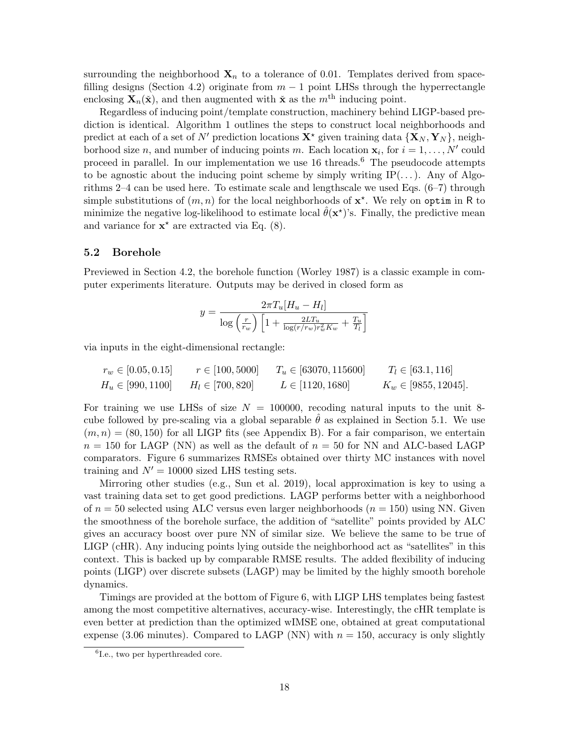surrounding the neighborhood $\mathbf{X}_n$ to a tolerance of 0.01. Templates derived from space-filling designs (Section 4.2) originate from $m-1$ point LHSs through the hyperrectangle enclosing $\mathbf{X}_n(\tilde{\mathbf{x}})$, and then augmented with $\tilde{\mathbf{x}}$ as the $m^{\text{th}}$ inducing point.

Regardless of inducing point/template construction, machinery behind LIGP-based prediction is identical. Algorithm 1 outlines the steps to construct local neighborhoods and predict at each of a set of $N'$ prediction locations $\mathbf{X}^\star$ given training data $\{\mathbf{X}_N, \mathbf{Y}_N\}$, neighborhood size $n$, and number of inducing points $m$. Each location $\mathbf{x}_i$, for $i = 1, \ldots, N'$ could proceed in parallel. In our implementation we use 16 threads.[6] The pseudocode attempts to be agnostic about the inducing point scheme by simply writing IP(...). Any of Algorithms 2–4 can be used here. To estimate scale and lengthscale we used Eqs. (6–7) through simple substitutions of $(m, n)$ for the local neighborhoods of $\mathbf{x}^\star$. We rely on `optim` in R to minimize the negative log-likelihood to estimate local $\hat{\theta}(\mathbf{x}^\star)$'s. Finally, the predictive mean and variance for $\mathbf{x}^\star$ are extracted via Eq. (8).

### 5.2 Borehole

Previewed in Section 4.2, the borehole function (Worley 1987) is a classic example in computer experiments literature. Outputs may be derived in closed form as

$$y = \frac{2\pi T_u [H_u - H_l]}{\log\left(\frac{r}{r_w}\right)\left[1 + \frac{2LT_u}{\log(r/r_w) r_w^2 K_w} + \frac{T_u}{T_l}\right]}$$

via inputs in the eight-dimensional rectangle:

$$\begin{array}{llll} r_w \in [0.05, 0.15] & r \in [100, 5000] & T_u \in [63070, 115600] & T_l \in [63.1, 116] \\ H_u \in [990, 1100] & H_l \in [700, 820] & L \in [1120, 1680] & K_w \in [9855, 12045]. \end{array}$$

For training we use LHSs of size $N = 100000$, recoding natural inputs to the unit 8-cube followed by pre-scaling via a global separable $\hat{\theta}$ as explained in Section 5.1. We use $(m, n) = (80, 150)$ for all LIGP fits (see Appendix B). For a fair comparison, we entertain $n = 150$ for LAGP (NN) as well as the default of $n = 50$ for NN and ALC-based LAGP comparators. Figure 6 summarizes RMSEs obtained over thirty MC instances with novel training and $N' = 10000$ sized LHS testing sets.

Mirroring other studies (e.g., Sun et al. 2019), local approximation is key to using a vast training data set to get good predictions. LAGP performs better with a neighborhood of $n = 50$ selected using ALC versus even larger neighborhoods ($n = 150$) using NN. Given the smoothness of the borehole surface, the addition of "satellite" points provided by ALC gives an accuracy boost over pure NN of similar size. We believe the same to be true of LIGP (cHR). Any inducing points lying outside the neighborhood act as "satellites" in this context. This is backed up by comparable RMSE results. The added flexibility of inducing points (LIGP) over discrete subsets (LAGP) may be limited by the highly smooth borehole dynamics.

Timings are provided at the bottom of Figure 6, with LIGP LHS templates being fastest among the most competitive alternatives, accuracy-wise. Interestingly, the cHR template is even better at prediction than the optimized wIMSE one, obtained at great computational expense (3.06 minutes). Compared to LAGP (NN) with $n = 150$, accuracy is only slightly

[6] I.e., two per hyperthreaded core.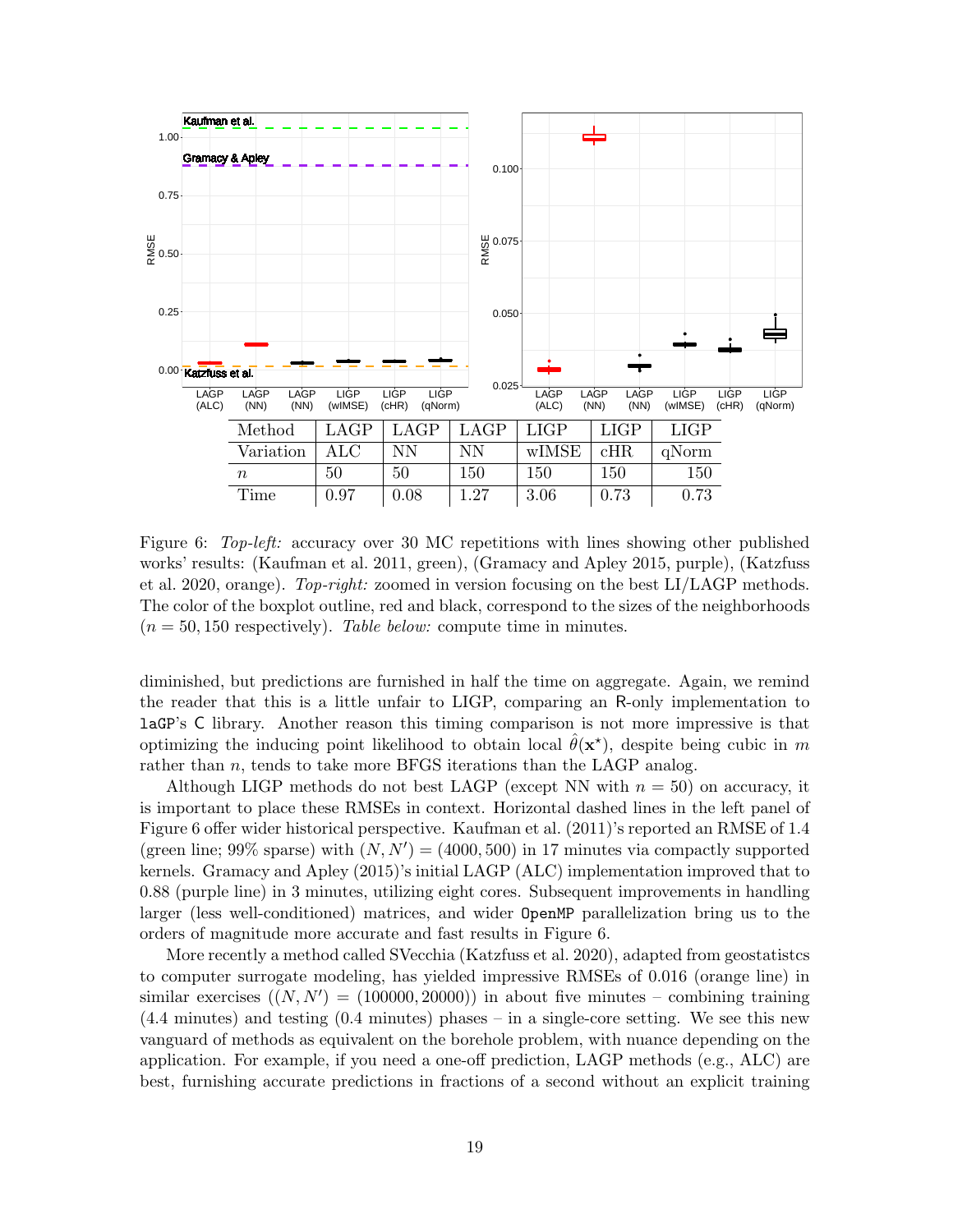| Method | LAGP | LAGP | LAGP | LIGP | LIGP | LIGP |
|---|---|---|---|---|---|---|
| Variation | ALC | NN | NN | wIMSE | cHR | qNorm |
| $n$ | 50 | 50 | 150 | 150 | 150 | 150 |
| Time | 0.97 | 0.08 | 1.27 | 3.06 | 0.73 | 0.73 |

Figure 6: *Top-left:* accuracy over 30 MC repetitions with lines showing other published works' results: (Kaufman et al. 2011, green), (Gramacy and Apley 2015, purple), (Katzfuss et al. 2020, orange). *Top-right:* zoomed in version focusing on the best LI/LAGP methods. The color of the boxplot outline, red and black, correspond to the sizes of the neighborhoods ($n = 50, 150$ respectively). *Table below:* compute time in minutes.

diminished, but predictions are furnished in half the time on aggregate. Again, we remind the reader that this is a little unfair to LIGP, comparing an R-only implementation to laGP's C library. Another reason this timing comparison is not more impressive is that optimizing the inducing point likelihood to obtain local $\hat{\theta}(\mathbf{x}^\star)$, despite being cubic in $m$ rather than $n$, tends to take more BFGS iterations than the LAGP analog.

Although LIGP methods do not best LAGP (except NN with $n = 50$) on accuracy, it is important to place these RMSEs in context. Horizontal dashed lines in the left panel of Figure 6 offer wider historical perspective. Kaufman et al. (2011)'s reported an RMSE of 1.4 (green line; 99% sparse) with $(N, N') = (4000, 500)$ in 17 minutes via compactly supported kernels. Gramacy and Apley (2015)'s initial LAGP (ALC) implementation improved that to 0.88 (purple line) in 3 minutes, utilizing eight cores. Subsequent improvements in handling larger (less well-conditioned) matrices, and wider OpenMP parallelization bring us to the orders of magnitude more accurate and fast results in Figure 6.

More recently a method called SVecchia (Katzfuss et al. 2020), adapted from geostatistcs to computer surrogate modeling, has yielded impressive RMSEs of 0.016 (orange line) in similar exercises ($(N, N') = (100000, 20000)$) in about five minutes – combining training (4.4 minutes) and testing (0.4 minutes) phases – in a single-core setting. We see this new vanguard of methods as equivalent on the borehole problem, with nuance depending on the application. For example, if you need a one-off prediction, LAGP methods (e.g., ALC) are best, furnishing accurate predictions in fractions of a second without an explicit training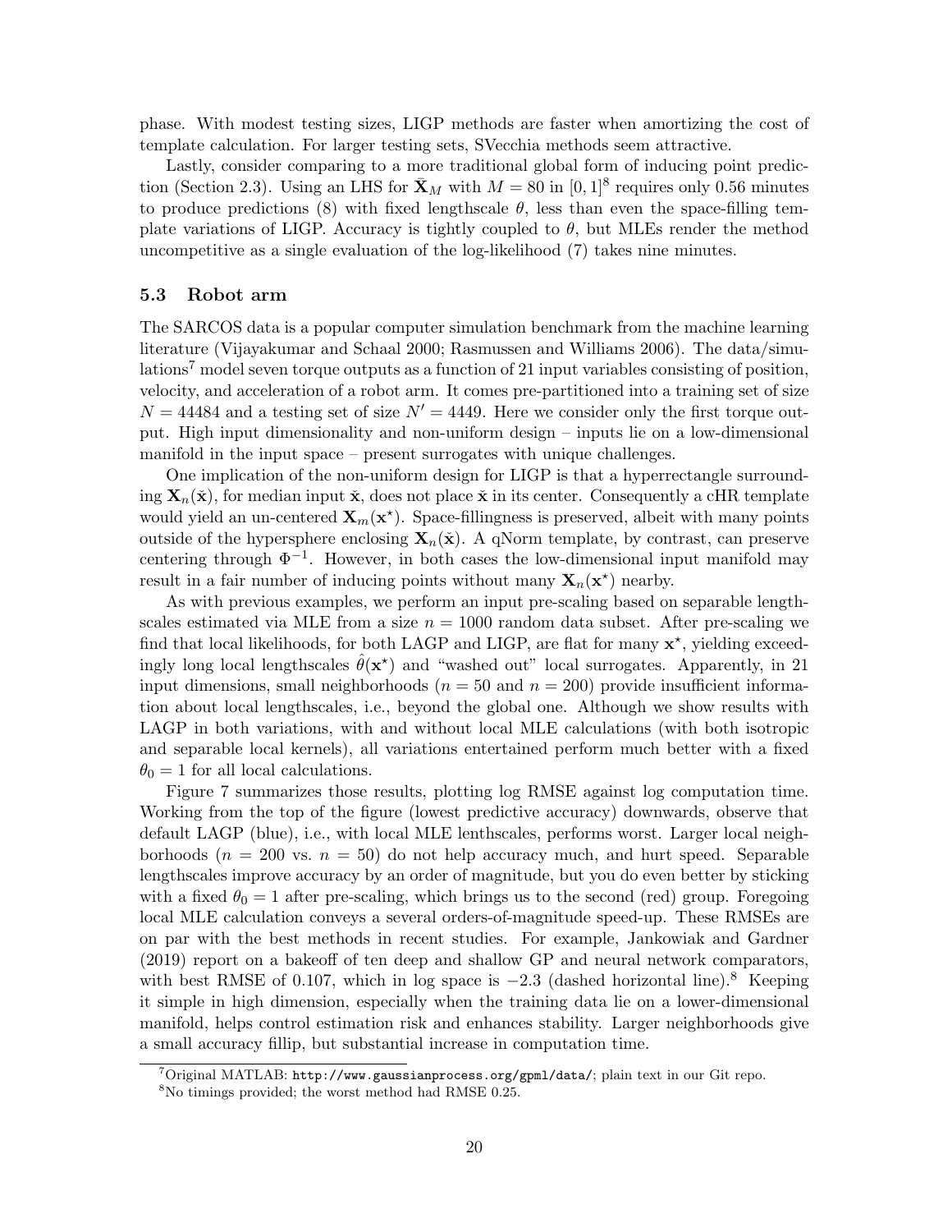phase. With modest testing sizes, LIGP methods are faster when amortizing the cost of template calculation. For larger testing sets, SVecchia methods seem attractive.

Lastly, consider comparing to a more traditional global form of inducing point prediction (Section 2.3). Using an LHS for $\bar{\mathbf{X}}_M$ with $M = 80$ in $[0, 1]^8$ requires only 0.56 minutes to produce predictions (8) with fixed lengthscale $\theta$, less than even the space-filling template variations of LIGP. Accuracy is tightly coupled to $\theta$, but MLEs render the method uncompetitive as a single evaluation of the log-likelihood (7) takes nine minutes.

### 5.3 Robot arm

The SARCOS data is a popular computer simulation benchmark from the machine learning literature (Vijayakumar and Schaal 2000; Rasmussen and Williams 2006). The data/simulations[7] model seven torque outputs as a function of 21 input variables consisting of position, velocity, and acceleration of a robot arm. It comes pre-partitioned into a training set of size $N = 44484$ and a testing set of size $N' = 4449$. Here we consider only the first torque output. High input dimensionality and non-uniform design – inputs lie on a low-dimensional manifold in the input space – present surrogates with unique challenges.

One implication of the non-uniform design for LIGP is that a hyperrectangle surrounding $\mathbf{X}_n(\check{\mathbf{x}})$, for median input $\check{\mathbf{x}}$, does not place $\check{\mathbf{x}}$ in its center. Consequently a cHR template would yield an un-centered $\mathbf{X}_m(\mathbf{x}^\star)$. Space-fillingness is preserved, albeit with many points outside of the hypersphere enclosing $\mathbf{X}_n(\check{\mathbf{x}})$. A qNorm template, by contrast, can preserve centering through $\Phi^{-1}$. However, in both cases the low-dimensional input manifold may result in a fair number of inducing points without many $\mathbf{X}_n(\mathbf{x}^\star)$ nearby.

As with previous examples, we perform an input pre-scaling based on separable lengthscales estimated via MLE from a size $n = 1000$ random data subset. After pre-scaling we find that local likelihoods, for both LAGP and LIGP, are flat for many $\mathbf{x}^\star$, yielding exceedingly long local lengthscales $\hat{\theta}(\mathbf{x}^\star)$ and "washed out" local surrogates. Apparently, in 21 input dimensions, small neighborhoods ($n = 50$ and $n = 200$) provide insufficient information about local lengthscales, i.e., beyond the global one. Although we show results with LAGP in both variations, with and without local MLE calculations (with both isotropic and separable local kernels), all variations entertained perform much better with a fixed $\theta_0 = 1$ for all local calculations.

Figure 7 summarizes those results, plotting log RMSE against log computation time. Working from the top of the figure (lowest predictive accuracy) downwards, observe that default LAGP (blue), i.e., with local MLE lenthscales, performs worst. Larger local neighborhoods ($n = 200$ vs. $n = 50$) do not help accuracy much, and hurt speed. Separable lengthscales improve accuracy by an order of magnitude, but you do even better by sticking with a fixed $\theta_0 = 1$ after pre-scaling, which brings us to the second (red) group. Foregoing local MLE calculation conveys a several orders-of-magnitude speed-up. These RMSEs are on par with the best methods in recent studies. For example, Jankowiak and Gardner (2019) report on a bakeoff of ten deep and shallow GP and neural network comparators, with best RMSE of 0.107, which in log space is $-2.3$ (dashed horizontal line).[8] Keeping it simple in high dimension, especially when the training data lie on a lower-dimensional manifold, helps control estimation risk and enhances stability. Larger neighborhoods give a small accuracy fillip, but substantial increase in computation time.

[7] Original MATLAB: `http://www.gaussianprocess.org/gpml/data/`; plain text in our Git repo.

[8] No timings provided; the worst method had RMSE 0.25.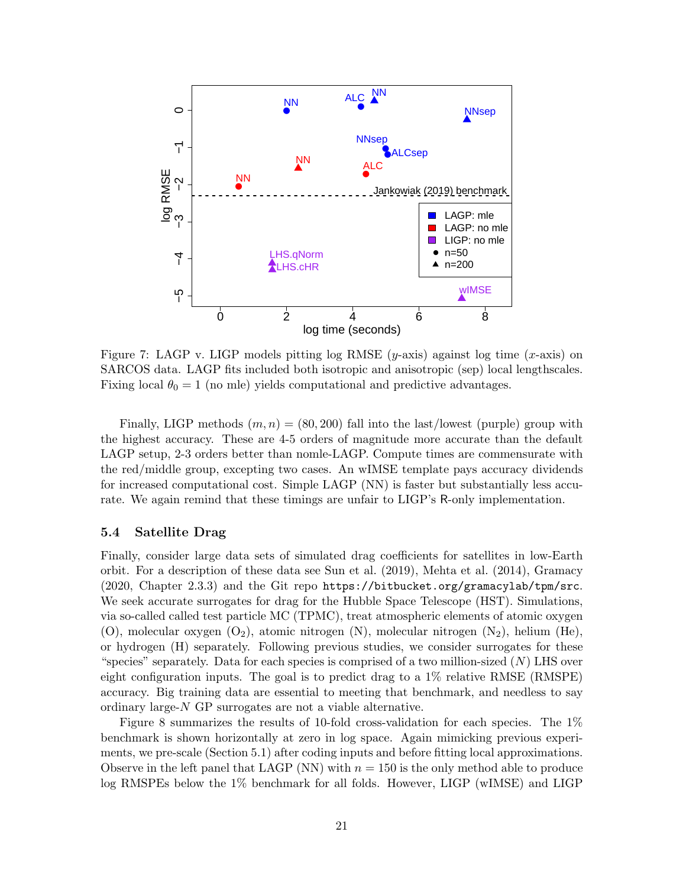Figure 7: LAGP v. LIGP models pitting log RMSE ($y$-axis) against log time ($x$-axis) on SARCOS data. LAGP fits included both isotropic and anisotropic (sep) local lengthscales. Fixing local $\theta_0 = 1$ (no mle) yields computational and predictive advantages.

Finally, LIGP methods $(m, n) = (80, 200)$ fall into the last/lowest (purple) group with the highest accuracy. These are 4-5 orders of magnitude more accurate than the default LAGP setup, 2-3 orders better than nomle-LAGP. Compute times are commensurate with the red/middle group, excepting two cases. An wIMSE template pays accuracy dividends for increased computational cost. Simple LAGP (NN) is faster but substantially less accurate. We again remind that these timings are unfair to LIGP's R-only implementation.

### 5.4 Satellite Drag

Finally, consider large data sets of simulated drag coefficients for satellites in low-Earth orbit. For a description of these data see Sun et al. (2019), Mehta et al. (2014), Gramacy (2020, Chapter 2.3.3) and the Git repo `https://bitbucket.org/gramacylab/tpm/src`. We seek accurate surrogates for drag for the Hubble Space Telescope (HST). Simulations, via so-called called test particle MC (TPMC), treat atmospheric elements of atomic oxygen (O), molecular oxygen ($O_2$), atomic nitrogen (N), molecular nitrogen ($N_2$), helium (He), or hydrogen (H) separately. Following previous studies, we consider surrogates for these "species" separately. Data for each species is comprised of a two million-sized ($N$) LHS over eight configuration inputs. The goal is to predict drag to a 1% relative RMSE (RMSPE) accuracy. Big training data are essential to meeting that benchmark, and needless to say ordinary large-$N$ GP surrogates are not a viable alternative.

Figure 8 summarizes the results of 10-fold cross-validation for each species. The 1% benchmark is shown horizontally at zero in log space. Again mimicking previous experiments, we pre-scale (Section 5.1) after coding inputs and before fitting local approximations. Observe in the left panel that LAGP (NN) with $n = 150$ is the only method able to produce log RMSPEs below the 1% benchmark for all folds. However, LIGP (wIMSE) and LIGP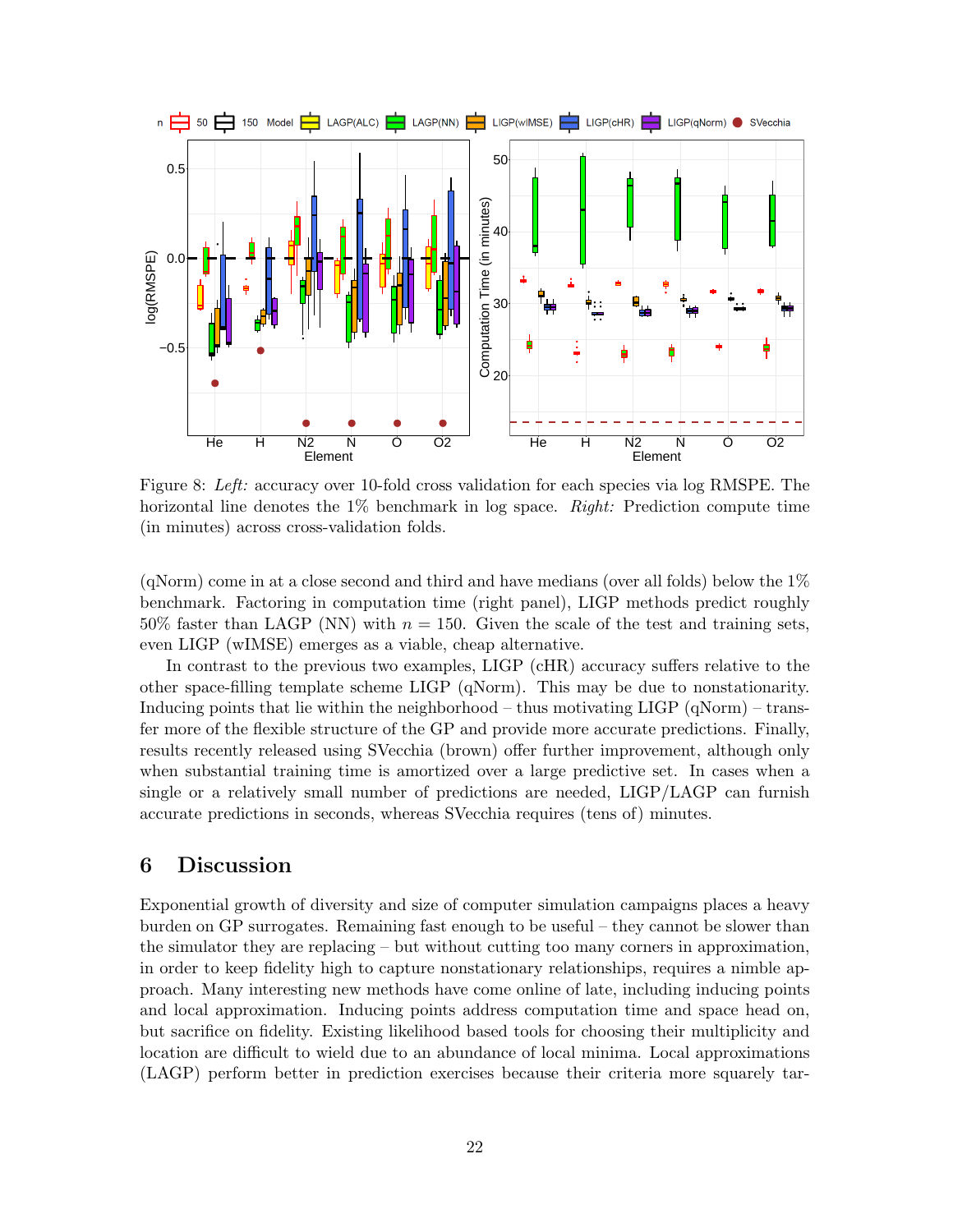Figure 8: *Left:* accuracy over 10-fold cross validation for each species via log RMSPE. The horizontal line denotes the 1% benchmark in log space. *Right:* Prediction compute time (in minutes) across cross-validation folds.

(qNorm) come in at a close second and third and have medians (over all folds) below the 1% benchmark. Factoring in computation time (right panel), LIGP methods predict roughly 50% faster than LAGP (NN) with $n = 150$. Given the scale of the test and training sets, even LIGP (wIMSE) emerges as a viable, cheap alternative.

In contrast to the previous two examples, LIGP (cHR) accuracy suffers relative to the other space-filling template scheme LIGP (qNorm). This may be due to nonstationarity. Inducing points that lie within the neighborhood – thus motivating LIGP (qNorm) – transfer more of the flexible structure of the GP and provide more accurate predictions. Finally, results recently released using SVecchia (brown) offer further improvement, although only when substantial training time is amortized over a large predictive set. In cases when a single or a relatively small number of predictions are needed, LIGP/LAGP can furnish accurate predictions in seconds, whereas SVecchia requires (tens of) minutes.

## 6 Discussion

Exponential growth of diversity and size of computer simulation campaigns places a heavy burden on GP surrogates. Remaining fast enough to be useful – they cannot be slower than the simulator they are replacing – but without cutting too many corners in approximation, in order to keep fidelity high to capture nonstationary relationships, requires a nimble approach. Many interesting new methods have come online of late, including inducing points and local approximation. Inducing points address computation time and space head on, but sacrifice on fidelity. Existing likelihood based tools for choosing their multiplicity and location are difficult to wield due to an abundance of local minima. Local approximations (LAGP) perform better in prediction exercises because their criteria more squarely tar-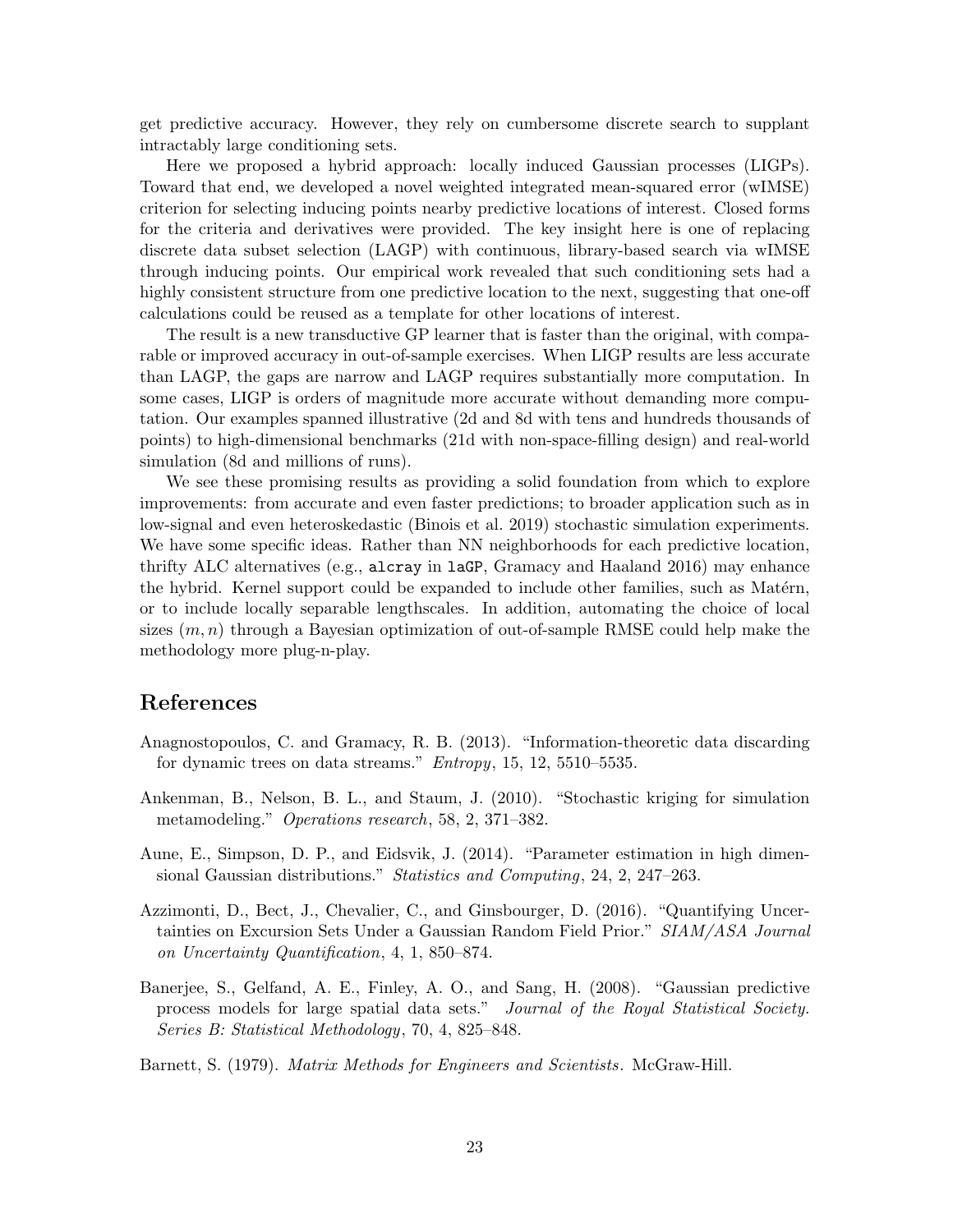get predictive accuracy. However, they rely on cumbersome discrete search to supplant intractably large conditioning sets.

Here we proposed a hybrid approach: locally induced Gaussian processes (LIGPs). Toward that end, we developed a novel weighted integrated mean-squared error (wIMSE) criterion for selecting inducing points nearby predictive locations of interest. Closed forms for the criteria and derivatives were provided. The key insight here is one of replacing discrete data subset selection (LAGP) with continuous, library-based search via wIMSE through inducing points. Our empirical work revealed that such conditioning sets had a highly consistent structure from one predictive location to the next, suggesting that one-off calculations could be reused as a template for other locations of interest.

The result is a new transductive GP learner that is faster than the original, with comparable or improved accuracy in out-of-sample exercises. When LIGP results are less accurate than LAGP, the gaps are narrow and LAGP requires substantially more computation. In some cases, LIGP is orders of magnitude more accurate without demanding more computation. Our examples spanned illustrative (2d and 8d with tens and hundreds thousands of points) to high-dimensional benchmarks (21d with non-space-filling design) and real-world simulation (8d and millions of runs).

We see these promising results as providing a solid foundation from which to explore improvements: from accurate and even faster predictions; to broader application such as in low-signal and even heteroskedastic (Binois et al. 2019) stochastic simulation experiments. We have some specific ideas. Rather than NN neighborhoods for each predictive location, thrifty ALC alternatives (e.g., `alcray` in `laGP`, Gramacy and Haaland 2016) may enhance the hybrid. Kernel support could be expanded to include other families, such as Matérn, or to include locally separable lengthscales. In addition, automating the choice of local sizes $(m, n)$ through a Bayesian optimization of out-of-sample RMSE could help make the methodology more plug-n-play.

## References

Anagnostopoulos, C. and Gramacy, R. B. (2013). "Information-theoretic data discarding for dynamic trees on data streams." *Entropy*, 15, 12, 5510–5535.

Ankenman, B., Nelson, B. L., and Staum, J. (2010). "Stochastic kriging for simulation metamodeling." *Operations research*, 58, 2, 371–382.

Aune, E., Simpson, D. P., and Eidsvik, J. (2014). "Parameter estimation in high dimensional Gaussian distributions." *Statistics and Computing*, 24, 2, 247–263.

Azzimonti, D., Bect, J., Chevalier, C., and Ginsbourger, D. (2016). "Quantifying Uncertainties on Excursion Sets Under a Gaussian Random Field Prior." *SIAM/ASA Journal on Uncertainty Quantification*, 4, 1, 850–874.

Banerjee, S., Gelfand, A. E., Finley, A. O., and Sang, H. (2008). "Gaussian predictive process models for large spatial data sets." *Journal of the Royal Statistical Society. Series B: Statistical Methodology*, 70, 4, 825–848.

Barnett, S. (1979). *Matrix Methods for Engineers and Scientists*. McGraw-Hill.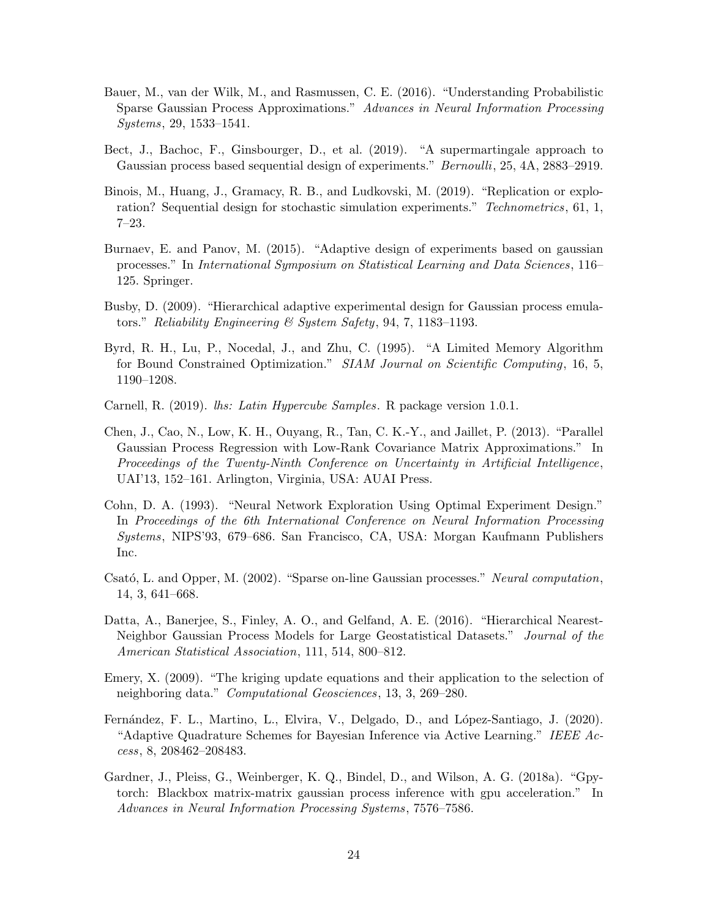Bauer, M., van der Wilk, M., and Rasmussen, C. E. (2016). "Understanding Probabilistic Sparse Gaussian Process Approximations." *Advances in Neural Information Processing Systems*, 29, 1533–1541.

Bect, J., Bachoc, F., Ginsbourger, D., et al. (2019). "A supermartingale approach to Gaussian process based sequential design of experiments." *Bernoulli*, 25, 4A, 2883–2919.

Binois, M., Huang, J., Gramacy, R. B., and Ludkovski, M. (2019). "Replication or exploration? Sequential design for stochastic simulation experiments." *Technometrics*, 61, 1, 7–23.

Burnaev, E. and Panov, M. (2015). "Adaptive design of experiments based on gaussian processes." In *International Symposium on Statistical Learning and Data Sciences*, 116–125. Springer.

Busby, D. (2009). "Hierarchical adaptive experimental design for Gaussian process emulators." *Reliability Engineering & System Safety*, 94, 7, 1183–1193.

Byrd, R. H., Lu, P., Nocedal, J., and Zhu, C. (1995). "A Limited Memory Algorithm for Bound Constrained Optimization." *SIAM Journal on Scientific Computing*, 16, 5, 1190–1208.

Carnell, R. (2019). *lhs: Latin Hypercube Samples*. R package version 1.0.1.

Chen, J., Cao, N., Low, K. H., Ouyang, R., Tan, C. K.-Y., and Jaillet, P. (2013). "Parallel Gaussian Process Regression with Low-Rank Covariance Matrix Approximations." In *Proceedings of the Twenty-Ninth Conference on Uncertainty in Artificial Intelligence*, UAI'13, 152–161. Arlington, Virginia, USA: AUAI Press.

Cohn, D. A. (1993). "Neural Network Exploration Using Optimal Experiment Design." In *Proceedings of the 6th International Conference on Neural Information Processing Systems*, NIPS'93, 679–686. San Francisco, CA, USA: Morgan Kaufmann Publishers Inc.

Csató, L. and Opper, M. (2002). "Sparse on-line Gaussian processes." *Neural computation*, 14, 3, 641–668.

Datta, A., Banerjee, S., Finley, A. O., and Gelfand, A. E. (2016). "Hierarchical Nearest-Neighbor Gaussian Process Models for Large Geostatistical Datasets." *Journal of the American Statistical Association*, 111, 514, 800–812.

Emery, X. (2009). "The kriging update equations and their application to the selection of neighboring data." *Computational Geosciences*, 13, 3, 269–280.

Fernández, F. L., Martino, L., Elvira, V., Delgado, D., and López-Santiago, J. (2020). "Adaptive Quadrature Schemes for Bayesian Inference via Active Learning." *IEEE Access*, 8, 208462–208483.

Gardner, J., Pleiss, G., Weinberger, K. Q., Bindel, D., and Wilson, A. G. (2018a). "Gpytorch: Blackbox matrix-matrix gaussian process inference with gpu acceleration." In *Advances in Neural Information Processing Systems*, 7576–7586.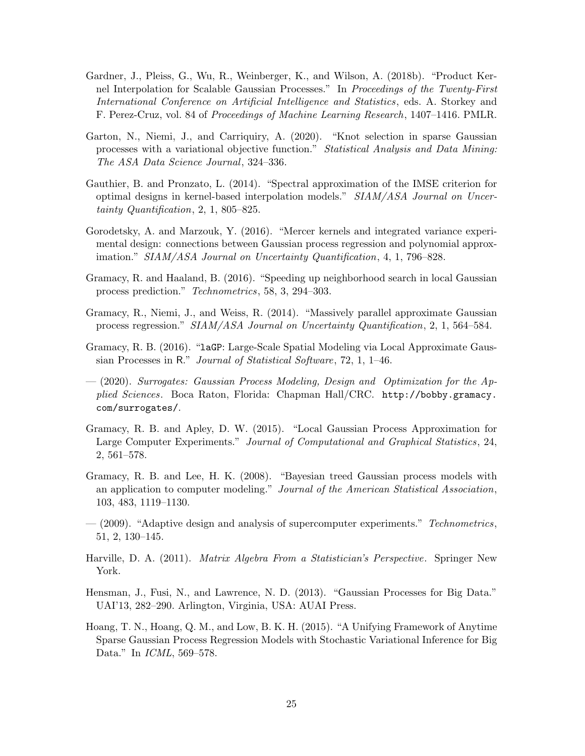Gardner, J., Pleiss, G., Wu, R., Weinberger, K., and Wilson, A. (2018b). "Product Kernel Interpolation for Scalable Gaussian Processes." In *Proceedings of the Twenty-First International Conference on Artificial Intelligence and Statistics*, eds. A. Storkey and F. Perez-Cruz, vol. 84 of *Proceedings of Machine Learning Research*, 1407–1416. PMLR.

Garton, N., Niemi, J., and Carriquiry, A. (2020). "Knot selection in sparse Gaussian processes with a variational objective function." *Statistical Analysis and Data Mining: The ASA Data Science Journal*, 324–336.

Gauthier, B. and Pronzato, L. (2014). "Spectral approximation of the IMSE criterion for optimal designs in kernel-based interpolation models." *SIAM/ASA Journal on Uncertainty Quantification*, 2, 1, 805–825.

Gorodetsky, A. and Marzouk, Y. (2016). "Mercer kernels and integrated variance experimental design: connections between Gaussian process regression and polynomial approximation." *SIAM/ASA Journal on Uncertainty Quantification*, 4, 1, 796–828.

Gramacy, R. and Haaland, B. (2016). "Speeding up neighborhood search in local Gaussian process prediction." *Technometrics*, 58, 3, 294–303.

Gramacy, R., Niemi, J., and Weiss, R. (2014). "Massively parallel approximate Gaussian process regression." *SIAM/ASA Journal on Uncertainty Quantification*, 2, 1, 564–584.

Gramacy, R. B. (2016). "`laGP`: Large-Scale Spatial Modeling via Local Approximate Gaussian Processes in R." *Journal of Statistical Software*, 72, 1, 1–46.

— (2020). *Surrogates: Gaussian Process Modeling, Design and Optimization for the Applied Sciences*. Boca Raton, Florida: Chapman Hall/CRC. `http://bobby.gramacy.com/surrogates/`.

Gramacy, R. B. and Apley, D. W. (2015). "Local Gaussian Process Approximation for Large Computer Experiments." *Journal of Computational and Graphical Statistics*, 24, 2, 561–578.

Gramacy, R. B. and Lee, H. K. (2008). "Bayesian treed Gaussian process models with an application to computer modeling." *Journal of the American Statistical Association*, 103, 483, 1119–1130.

— (2009). "Adaptive design and analysis of supercomputer experiments." *Technometrics*, 51, 2, 130–145.

Harville, D. A. (2011). *Matrix Algebra From a Statistician's Perspective*. Springer New York.

Hensman, J., Fusi, N., and Lawrence, N. D. (2013). "Gaussian Processes for Big Data." UAI'13, 282–290. Arlington, Virginia, USA: AUAI Press.

Hoang, T. N., Hoang, Q. M., and Low, B. K. H. (2015). "A Unifying Framework of Anytime Sparse Gaussian Process Regression Models with Stochastic Variational Inference for Big Data." In *ICML*, 569–578.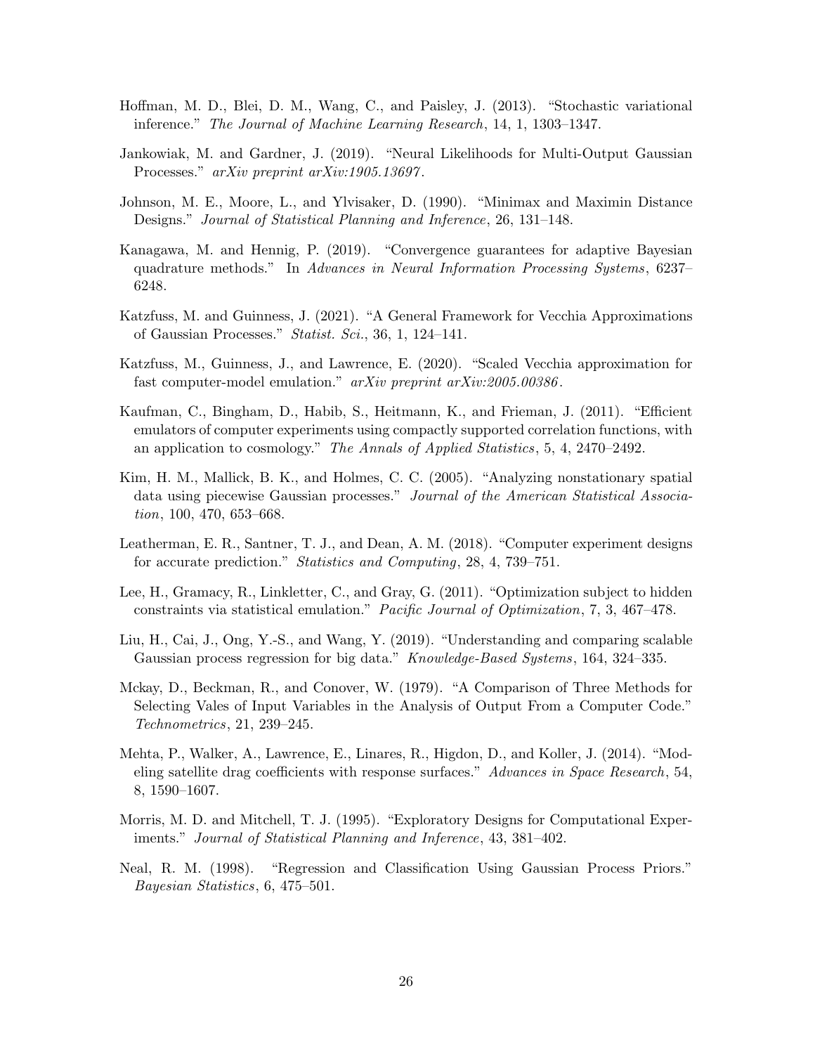Hoffman, M. D., Blei, D. M., Wang, C., and Paisley, J. (2013). "Stochastic variational inference." *The Journal of Machine Learning Research*, 14, 1, 1303–1347.

Jankowiak, M. and Gardner, J. (2019). "Neural Likelihoods for Multi-Output Gaussian Processes." *arXiv preprint arXiv:1905.13697*.

Johnson, M. E., Moore, L., and Ylvisaker, D. (1990). "Minimax and Maximin Distance Designs." *Journal of Statistical Planning and Inference*, 26, 131–148.

Kanagawa, M. and Hennig, P. (2019). "Convergence guarantees for adaptive Bayesian quadrature methods." In *Advances in Neural Information Processing Systems*, 6237–6248.

Katzfuss, M. and Guinness, J. (2021). "A General Framework for Vecchia Approximations of Gaussian Processes." *Statist. Sci.*, 36, 1, 124–141.

Katzfuss, M., Guinness, J., and Lawrence, E. (2020). "Scaled Vecchia approximation for fast computer-model emulation." *arXiv preprint arXiv:2005.00386*.

Kaufman, C., Bingham, D., Habib, S., Heitmann, K., and Frieman, J. (2011). "Efficient emulators of computer experiments using compactly supported correlation functions, with an application to cosmology." *The Annals of Applied Statistics*, 5, 4, 2470–2492.

Kim, H. M., Mallick, B. K., and Holmes, C. C. (2005). "Analyzing nonstationary spatial data using piecewise Gaussian processes." *Journal of the American Statistical Association*, 100, 470, 653–668.

Leatherman, E. R., Santner, T. J., and Dean, A. M. (2018). "Computer experiment designs for accurate prediction." *Statistics and Computing*, 28, 4, 739–751.

Lee, H., Gramacy, R., Linkletter, C., and Gray, G. (2011). "Optimization subject to hidden constraints via statistical emulation." *Pacific Journal of Optimization*, 7, 3, 467–478.

Liu, H., Cai, J., Ong, Y.-S., and Wang, Y. (2019). "Understanding and comparing scalable Gaussian process regression for big data." *Knowledge-Based Systems*, 164, 324–335.

Mckay, D., Beckman, R., and Conover, W. (1979). "A Comparison of Three Methods for Selecting Vales of Input Variables in the Analysis of Output From a Computer Code." *Technometrics*, 21, 239–245.

Mehta, P., Walker, A., Lawrence, E., Linares, R., Higdon, D., and Koller, J. (2014). "Modeling satellite drag coefficients with response surfaces." *Advances in Space Research*, 54, 8, 1590–1607.

Morris, M. D. and Mitchell, T. J. (1995). "Exploratory Designs for Computational Experiments." *Journal of Statistical Planning and Inference*, 43, 381–402.

Neal, R. M. (1998). "Regression and Classification Using Gaussian Process Priors." *Bayesian Statistics*, 6, 475–501.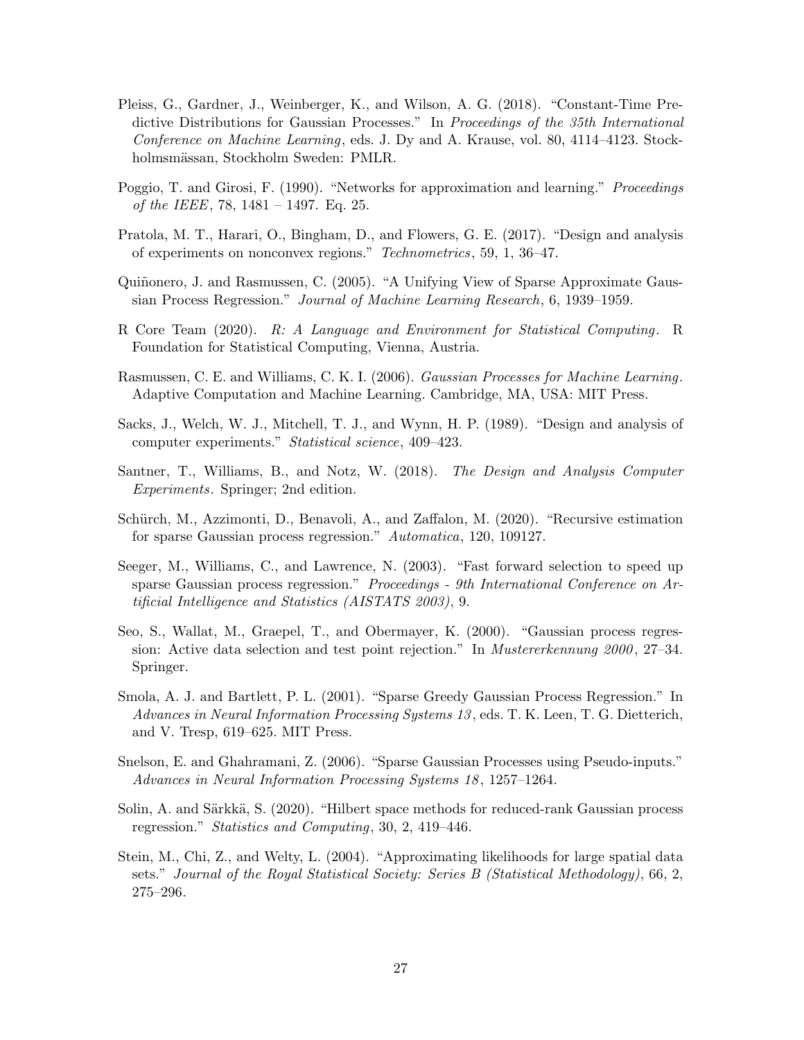Pleiss, G., Gardner, J., Weinberger, K., and Wilson, A. G. (2018). "Constant-Time Predictive Distributions for Gaussian Processes." In *Proceedings of the 35th International Conference on Machine Learning*, eds. J. Dy and A. Krause, vol. 80, 4114–4123. Stockholmsmässan, Stockholm Sweden: PMLR.

Poggio, T. and Girosi, F. (1990). "Networks for approximation and learning." *Proceedings of the IEEE*, 78, 1481 – 1497. Eq. 25.

Pratola, M. T., Harari, O., Bingham, D., and Flowers, G. E. (2017). "Design and analysis of experiments on nonconvex regions." *Technometrics*, 59, 1, 36–47.

Quiñonero, J. and Rasmussen, C. (2005). "A Unifying View of Sparse Approximate Gaussian Process Regression." *Journal of Machine Learning Research*, 6, 1939–1959.

R Core Team (2020). *R: A Language and Environment for Statistical Computing*. R Foundation for Statistical Computing, Vienna, Austria.

Rasmussen, C. E. and Williams, C. K. I. (2006). *Gaussian Processes for Machine Learning*. Adaptive Computation and Machine Learning. Cambridge, MA, USA: MIT Press.

Sacks, J., Welch, W. J., Mitchell, T. J., and Wynn, H. P. (1989). "Design and analysis of computer experiments." *Statistical science*, 409–423.

Santner, T., Williams, B., and Notz, W. (2018). *The Design and Analysis Computer Experiments*. Springer; 2nd edition.

Schürch, M., Azzimonti, D., Benavoli, A., and Zaffalon, M. (2020). "Recursive estimation for sparse Gaussian process regression." *Automatica*, 120, 109127.

Seeger, M., Williams, C., and Lawrence, N. (2003). "Fast forward selection to speed up sparse Gaussian process regression." *Proceedings - 9th International Conference on Artificial Intelligence and Statistics (AISTATS 2003)*, 9.

Seo, S., Wallat, M., Graepel, T., and Obermayer, K. (2000). "Gaussian process regression: Active data selection and test point rejection." In *Mustererkennung 2000*, 27–34. Springer.

Smola, A. J. and Bartlett, P. L. (2001). "Sparse Greedy Gaussian Process Regression." In *Advances in Neural Information Processing Systems 13*, eds. T. K. Leen, T. G. Dietterich, and V. Tresp, 619–625. MIT Press.

Snelson, E. and Ghahramani, Z. (2006). "Sparse Gaussian Processes using Pseudo-inputs." *Advances in Neural Information Processing Systems 18*, 1257–1264.

Solin, A. and Särkkä, S. (2020). "Hilbert space methods for reduced-rank Gaussian process regression." *Statistics and Computing*, 30, 2, 419–446.

Stein, M., Chi, Z., and Welty, L. (2004). "Approximating likelihoods for large spatial data sets." *Journal of the Royal Statistical Society: Series B (Statistical Methodology)*, 66, 2, 275–296.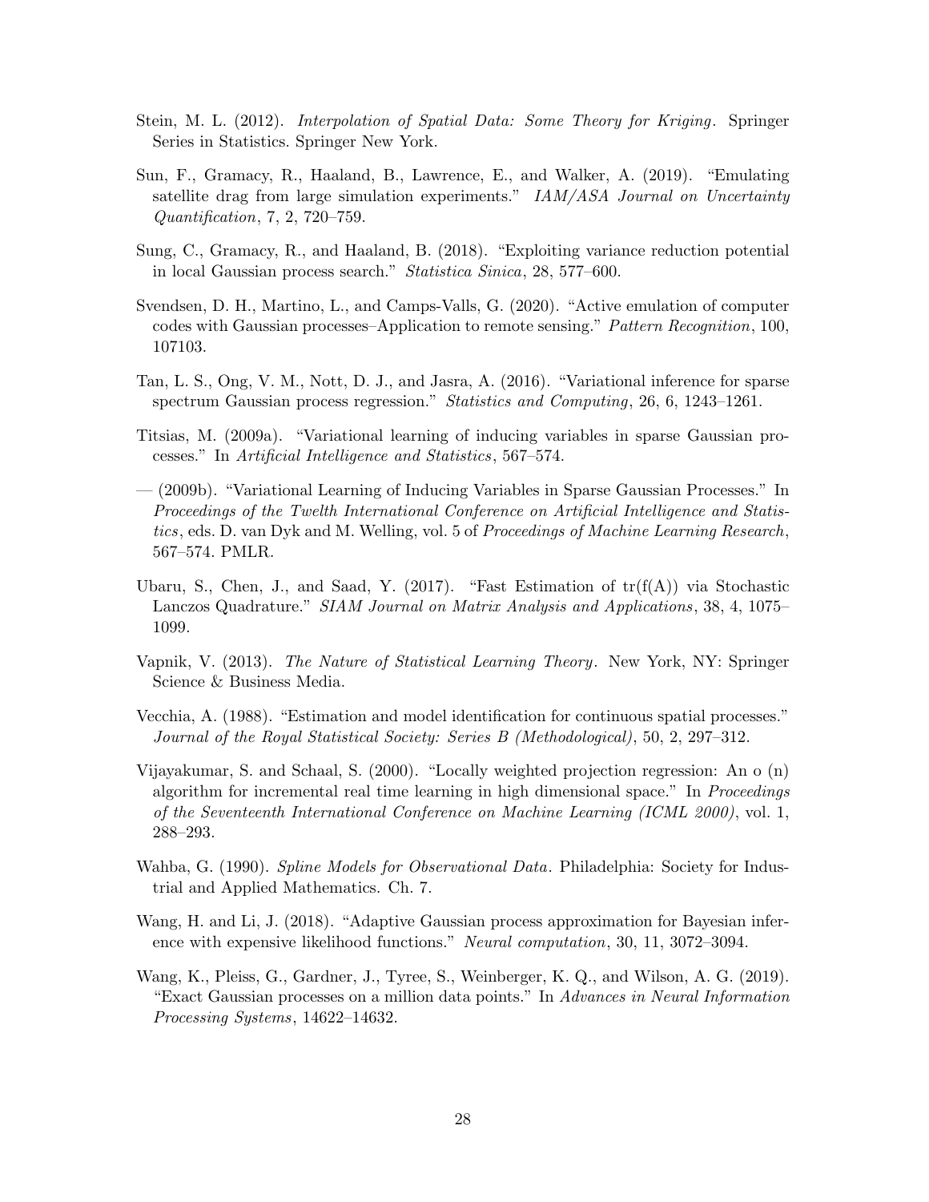Stein, M. L. (2012). *Interpolation of Spatial Data: Some Theory for Kriging*. Springer Series in Statistics. Springer New York.

Sun, F., Gramacy, R., Haaland, B., Lawrence, E., and Walker, A. (2019). "Emulating satellite drag from large simulation experiments." *IAM/ASA Journal on Uncertainty Quantification*, 7, 2, 720–759.

Sung, C., Gramacy, R., and Haaland, B. (2018). "Exploiting variance reduction potential in local Gaussian process search." *Statistica Sinica*, 28, 577–600.

Svendsen, D. H., Martino, L., and Camps-Valls, G. (2020). "Active emulation of computer codes with Gaussian processes–Application to remote sensing." *Pattern Recognition*, 100, 107103.

Tan, L. S., Ong, V. M., Nott, D. J., and Jasra, A. (2016). "Variational inference for sparse spectrum Gaussian process regression." *Statistics and Computing*, 26, 6, 1243–1261.

Titsias, M. (2009a). "Variational learning of inducing variables in sparse Gaussian processes." In *Artificial Intelligence and Statistics*, 567–574.

— (2009b). "Variational Learning of Inducing Variables in Sparse Gaussian Processes." In *Proceedings of the Twelth International Conference on Artificial Intelligence and Statistics*, eds. D. van Dyk and M. Welling, vol. 5 of *Proceedings of Machine Learning Research*, 567–574. PMLR.

Ubaru, S., Chen, J., and Saad, Y. (2017). "Fast Estimation of tr(f(A)) via Stochastic Lanczos Quadrature." *SIAM Journal on Matrix Analysis and Applications*, 38, 4, 1075–1099.

Vapnik, V. (2013). *The Nature of Statistical Learning Theory*. New York, NY: Springer Science & Business Media.

Vecchia, A. (1988). "Estimation and model identification for continuous spatial processes." *Journal of the Royal Statistical Society: Series B (Methodological)*, 50, 2, 297–312.

Vijayakumar, S. and Schaal, S. (2000). "Locally weighted projection regression: An o (n) algorithm for incremental real time learning in high dimensional space." In *Proceedings of the Seventeenth International Conference on Machine Learning (ICML 2000)*, vol. 1, 288–293.

Wahba, G. (1990). *Spline Models for Observational Data*. Philadelphia: Society for Industrial and Applied Mathematics. Ch. 7.

Wang, H. and Li, J. (2018). "Adaptive Gaussian process approximation for Bayesian inference with expensive likelihood functions." *Neural computation*, 30, 11, 3072–3094.

Wang, K., Pleiss, G., Gardner, J., Tyree, S., Weinberger, K. Q., and Wilson, A. G. (2019). "Exact Gaussian processes on a million data points." In *Advances in Neural Information Processing Systems*, 14622–14632.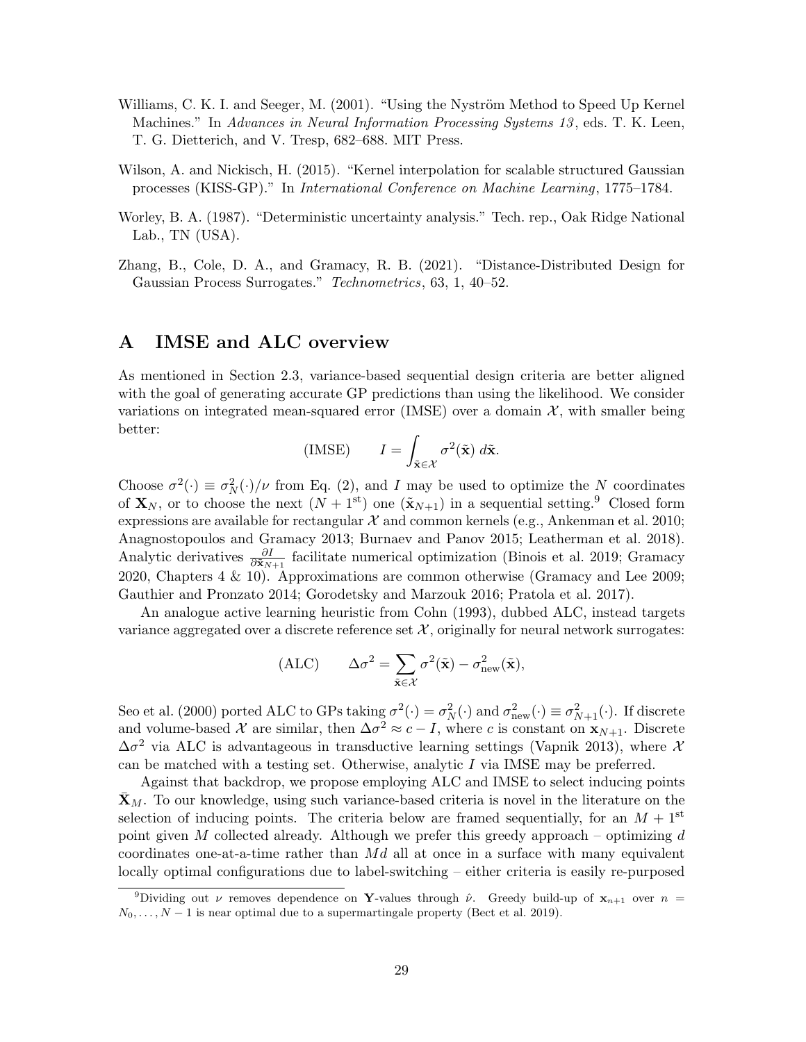Williams, C. K. I. and Seeger, M. (2001). "Using the Nyström Method to Speed Up Kernel Machines." In *Advances in Neural Information Processing Systems 13*, eds. T. K. Leen, T. G. Dietterich, and V. Tresp, 682–688. MIT Press.

Wilson, A. and Nickisch, H. (2015). "Kernel interpolation for scalable structured Gaussian processes (KISS-GP)." In *International Conference on Machine Learning*, 1775–1784.

Worley, B. A. (1987). "Deterministic uncertainty analysis." Tech. rep., Oak Ridge National Lab., TN (USA).

Zhang, B., Cole, D. A., and Gramacy, R. B. (2021). "Distance-Distributed Design for Gaussian Process Surrogates." *Technometrics*, 63, 1, 40–52.

# A IMSE and ALC overview

As mentioned in Section 2.3, variance-based sequential design criteria are better aligned with the goal of generating accurate GP predictions than using the likelihood. We consider variations on integrated mean-squared error (IMSE) over a domain $\mathcal{X}$, with smaller being better:

$$\text{(IMSE)} \qquad I = \int_{\tilde{\mathbf{x}} \in \mathcal{X}} \sigma^2(\tilde{\mathbf{x}})\, d\tilde{\mathbf{x}}.$$

Choose $\sigma^2(\cdot) \equiv \sigma_N^2(\cdot)/\nu$ from Eq. (2), and $I$ may be used to optimize the $N$ coordinates of $\mathbf{X}_N$, or to choose the next $(N+1^{\text{st}})$ one $(\tilde{\mathbf{x}}_{N+1})$ in a sequential setting.[9] Closed form expressions are available for rectangular $\mathcal{X}$ and common kernels (e.g., Ankenman et al. 2010; Anagnostopoulos and Gramacy 2013; Burnaev and Panov 2015; Leatherman et al. 2018). Analytic derivatives $\frac{\partial I}{\partial \tilde{\mathbf{x}}_{N+1}}$ facilitate numerical optimization (Binois et al. 2019; Gramacy 2020, Chapters 4 & 10). Approximations are common otherwise (Gramacy and Lee 2009; Gauthier and Pronzato 2014; Gorodetsky and Marzouk 2016; Pratola et al. 2017).

An analogue active learning heuristic from Cohn (1993), dubbed ALC, instead targets variance aggregated over a discrete reference set $\mathcal{X}$, originally for neural network surrogates:

$$\text{(ALC)} \qquad \Delta\sigma^2 = \sum_{\tilde{\mathbf{x}} \in \mathcal{X}} \sigma^2(\tilde{\mathbf{x}}) - \sigma^2_{\text{new}}(\tilde{\mathbf{x}}),$$

Seo et al. (2000) ported ALC to GPs taking $\sigma^2(\cdot) = \sigma_N^2(\cdot)$ and $\sigma^2_{\text{new}}(\cdot) \equiv \sigma^2_{N+1}(\cdot)$. If discrete and volume-based $\mathcal{X}$ are similar, then $\Delta\sigma^2 \approx c - I$, where $c$ is constant on $\mathbf{x}_{N+1}$. Discrete $\Delta\sigma^2$ via ALC is advantageous in transductive learning settings (Vapnik 2013), where $\mathcal{X}$ can be matched with a testing set. Otherwise, analytic $I$ via IMSE may be preferred.

Against that backdrop, we propose employing ALC and IMSE to select inducing points $\bar{\mathbf{X}}_M$. To our knowledge, using such variance-based criteria is novel in the literature on the selection of inducing points. The criteria below are framed sequentially, for an $M+1^{\text{st}}$ point given $M$ collected already. Although we prefer this greedy approach – optimizing $d$ coordinates one-at-a-time rather than $Md$ all at once in a surface with many equivalent locally optimal configurations due to label-switching – either criteria is easily re-purposed

[9] Dividing out $\nu$ removes dependence on $\mathbf{Y}$-values through $\hat{\nu}$. Greedy build-up of $\mathbf{x}_{n+1}$ over $n = N_0, \ldots, N-1$ is near optimal due to a supermartingale property (Bect et al. 2019).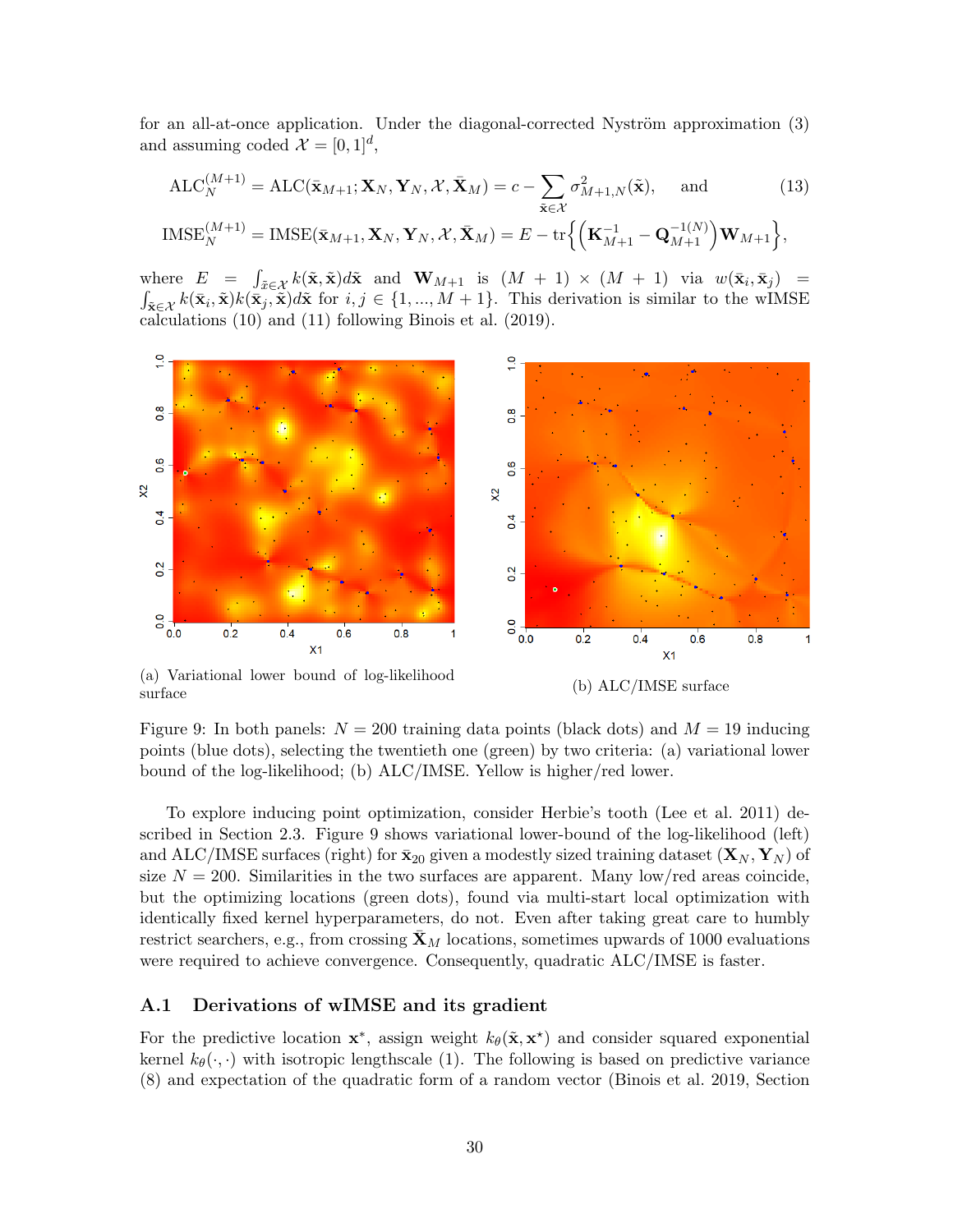for an all-at-once application. Under the diagonal-corrected Nyström approximation (3) and assuming coded $\mathcal{X} = [0,1]^d$,

$$
\begin{aligned}
\text{ALC}_N^{(M+1)} &= \text{ALC}(\bar{\mathbf{x}}_{M+1}; \mathbf{X}_N, \mathbf{Y}_N, \mathcal{X}, \bar{\mathbf{X}}_M) = c - \sum_{\tilde{\mathbf{x}} \in \mathcal{X}} \sigma^2_{M+1,N}(\tilde{\mathbf{x}}), \quad \text{and} \\
\text{IMSE}_N^{(M+1)} &= \text{IMSE}(\bar{\mathbf{x}}_{M+1}, \mathbf{X}_N, \mathbf{Y}_N, \mathcal{X}, \bar{\mathbf{X}}_M) = E - \text{tr}\Big\{ \Big( \mathbf{K}_{M+1}^{-1} - \mathbf{Q}_{M+1}^{-1(N)} \Big) \mathbf{W}_{M+1} \Big\},
\end{aligned} \tag{13}
$$

where $E = \int_{\tilde{x} \in \mathcal{X}} k(\tilde{\mathbf{x}}, \tilde{\mathbf{x}}) d\tilde{\mathbf{x}}$ and $\mathbf{W}_{M+1}$ is $(M+1) \times (M+1)$ via $w(\bar{\mathbf{x}}_i, \bar{\mathbf{x}}_j) = \int_{\tilde{\mathbf{x}} \in \mathcal{X}} k(\bar{\mathbf{x}}_i, \tilde{\mathbf{x}}) k(\bar{\mathbf{x}}_j, \tilde{\mathbf{x}}) d\tilde{\mathbf{x}}$ for $i, j \in \{1, ..., M+1\}$. This derivation is similar to the wIMSE calculations (10) and (11) following Binois et al. (2019).

(a) Variational lower bound of log-likelihood surface

(b) ALC/IMSE surface

Figure 9: In both panels: $N = 200$ training data points (black dots) and $M = 19$ inducing points (blue dots), selecting the twentieth one (green) by two criteria: (a) variational lower bound of the log-likelihood; (b) ALC/IMSE. Yellow is higher/red lower.

To explore inducing point optimization, consider Herbie's tooth (Lee et al. 2011) described in Section 2.3. Figure 9 shows variational lower-bound of the log-likelihood (left) and ALC/IMSE surfaces (right) for $\bar{\mathbf{x}}_{20}$ given a modestly sized training dataset $(\mathbf{X}_N, \mathbf{Y}_N)$ of size $N = 200$. Similarities in the two surfaces are apparent. Many low/red areas coincide, but the optimizing locations (green dots), found via multi-start local optimization with identically fixed kernel hyperparameters, do not. Even after taking great care to humbly restrict searchers, e.g., from crossing $\bar{\mathbf{X}}_M$ locations, sometimes upwards of 1000 evaluations were required to achieve convergence. Consequently, quadratic ALC/IMSE is faster.

### A.1 Derivations of wIMSE and its gradient

For the predictive location $\mathbf{x}^*$, assign weight $k_\theta(\tilde{\mathbf{x}}, \mathbf{x}^\star)$ and consider squared exponential kernel $k_\theta(\cdot, \cdot)$ with isotropic lengthscale (1). The following is based on predictive variance (8) and expectation of the quadratic form of a random vector (Binois et al. 2019, Section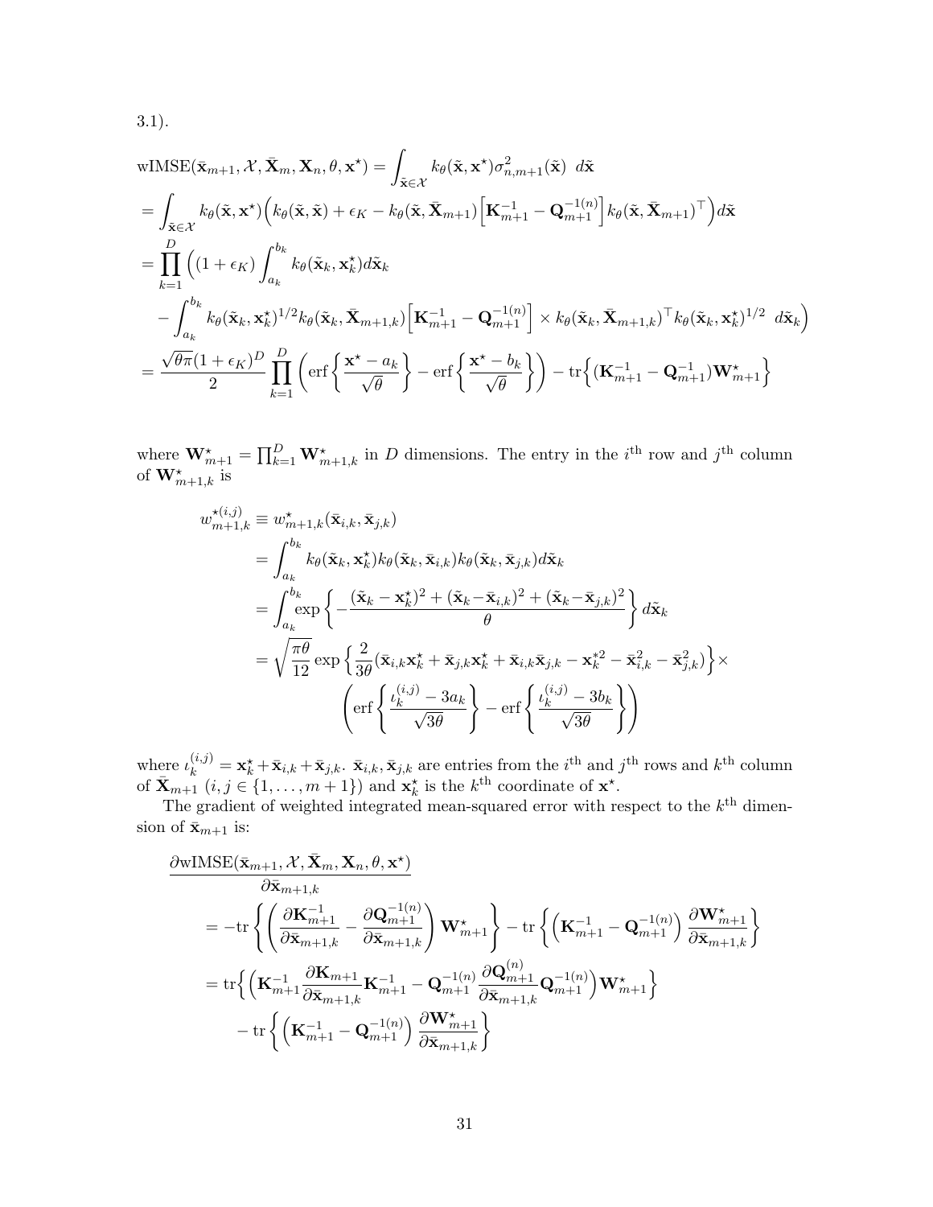3.1).

$$
\begin{aligned}
&\text{wIMSE}(\bar{\mathbf{x}}_{m+1}, \mathcal{X}, \bar{\mathbf{X}}_m, \mathbf{X}_n, \theta, \mathbf{x}^\star) = \int_{\tilde{\mathbf{x}} \in \mathcal{X}} k_\theta(\tilde{\mathbf{x}}, \mathbf{x}^\star) \sigma^2_{n,m+1}(\tilde{\mathbf{x}}) \; d\tilde{\mathbf{x}} \\
&= \int_{\tilde{\mathbf{x}} \in \mathcal{X}} k_\theta(\tilde{\mathbf{x}}, \mathbf{x}^\star) \Big( k_\theta(\tilde{\mathbf{x}}, \tilde{\mathbf{x}}) + \epsilon_K - k_\theta(\tilde{\mathbf{x}}, \bar{\mathbf{X}}_{m+1}) \Big[ \mathbf{K}^{-1}_{m+1} - \mathbf{Q}^{-1(n)}_{m+1} \Big] k_\theta(\tilde{\mathbf{x}}, \bar{\mathbf{X}}_{m+1})^\top \Big) d\tilde{\mathbf{x}} \\
&= \prod_{k=1}^{D} \Big( (1 + \epsilon_K) \int_{a_k}^{b_k} k_\theta(\tilde{\mathbf{x}}_k, \mathbf{x}^\star_k) d\tilde{\mathbf{x}}_k \\
&\quad - \int_{a_k}^{b_k} k_\theta(\tilde{\mathbf{x}}_k, \mathbf{x}^\star_k)^{1/2} k_\theta(\tilde{\mathbf{x}}_k, \bar{\mathbf{X}}_{m+1,k}) \Big[ \mathbf{K}^{-1}_{m+1} - \mathbf{Q}^{-1(n)}_{m+1} \Big] \times k_\theta(\tilde{\mathbf{x}}_k, \bar{\mathbf{X}}_{m+1,k})^\top k_\theta(\tilde{\mathbf{x}}_k, \mathbf{x}^\star_k)^{1/2} \; d\tilde{\mathbf{x}}_k \Big) \\
&= \frac{\sqrt{\theta \pi}(1+\epsilon_K)^D}{2} \prod_{k=1}^{D} \left( \text{erf}\left\{ \frac{\mathbf{x}^\star - a_k}{\sqrt{\theta}} \right\} - \text{erf}\left\{ \frac{\mathbf{x}^\star - b_k}{\sqrt{\theta}} \right\} \right) - \text{tr}\Big\{ (\mathbf{K}^{-1}_{m+1} - \mathbf{Q}^{-1}_{m+1}) \mathbf{W}^\star_{m+1} \Big\}
\end{aligned}
$$

where $\mathbf{W}^\star_{m+1} = \prod_{k=1}^{D} \mathbf{W}^\star_{m+1,k}$ in $D$ dimensions. The entry in the $i^{\text{th}}$ row and $j^{\text{th}}$ column of $\mathbf{W}^\star_{m+1,k}$ is

$$
\begin{aligned}
w^{\star(i,j)}_{m+1,k} &\equiv w^\star_{m+1,k}(\bar{\mathbf{x}}_{i,k}, \bar{\mathbf{x}}_{j,k}) \\
&= \int_{a_k}^{b_k} k_\theta(\tilde{\mathbf{x}}_k, \mathbf{x}^\star_k) k_\theta(\tilde{\mathbf{x}}_k, \bar{\mathbf{x}}_{i,k}) k_\theta(\tilde{\mathbf{x}}_k, \bar{\mathbf{x}}_{j,k}) d\tilde{\mathbf{x}}_k \\
&= \int_{a_k}^{b_k} \exp\left\{ -\frac{(\tilde{\mathbf{x}}_k - \mathbf{x}^\star_k)^2 + (\tilde{\mathbf{x}}_k - \bar{\mathbf{x}}_{i,k})^2 + (\tilde{\mathbf{x}}_k - \bar{\mathbf{x}}_{j,k})^2}{\theta} \right\} d\tilde{\mathbf{x}}_k \\
&= \sqrt{\frac{\pi\theta}{12}} \exp\left\{ \frac{2}{3\theta} (\bar{\mathbf{x}}_{i,k}\mathbf{x}^\star_k + \bar{\mathbf{x}}_{j,k}\mathbf{x}^\star_k + \bar{\mathbf{x}}_{i,k}\bar{\mathbf{x}}_{j,k} - \mathbf{x}^{\star 2}_k - \bar{\mathbf{x}}^2_{i,k} - \bar{\mathbf{x}}^2_{j,k}) \right\} \times \\
&\qquad \left( \text{erf}\left\{ \frac{\iota^{(i,j)}_k - 3a_k}{\sqrt{3\theta}} \right\} - \text{erf}\left\{ \frac{\iota^{(i,j)}_k - 3b_k}{\sqrt{3\theta}} \right\} \right)
\end{aligned}
$$

where $\iota^{(i,j)}_k = \mathbf{x}^\star_k + \bar{\mathbf{x}}_{i,k} + \bar{\mathbf{x}}_{j,k}$. $\bar{\mathbf{x}}_{i,k}, \bar{\mathbf{x}}_{j,k}$ are entries from the $i^{\text{th}}$ and $j^{\text{th}}$ rows and $k^{\text{th}}$ column of $\bar{\mathbf{X}}_{m+1}$ ($i, j \in \{1, \ldots, m+1\}$) and $\mathbf{x}^\star_k$ is the $k^{\text{th}}$ coordinate of $\mathbf{x}^\star$.

The gradient of weighted integrated mean-squared error with respect to the $k^{\text{th}}$ dimension of $\bar{\mathbf{x}}_{m+1}$ is:

$$
\begin{aligned}
&\frac{\partial \text{wIMSE}(\bar{\mathbf{x}}_{m+1}, \mathcal{X}, \bar{\mathbf{X}}_m, \mathbf{X}_n, \theta, \mathbf{x}^\star)}{\partial \bar{\mathbf{x}}_{m+1,k}} \\
&\quad = -\text{tr}\left\{ \left( \frac{\partial \mathbf{K}^{-1}_{m+1}}{\partial \bar{\mathbf{x}}_{m+1,k}} - \frac{\partial \mathbf{Q}^{-1(n)}_{m+1}}{\partial \bar{\mathbf{x}}_{m+1,k}} \right) \mathbf{W}^\star_{m+1} \right\} - \text{tr}\left\{ \left( \mathbf{K}^{-1}_{m+1} - \mathbf{Q}^{-1(n)}_{m+1} \right) \frac{\partial \mathbf{W}^\star_{m+1}}{\partial \bar{\mathbf{x}}_{m+1,k}} \right\} \\
&\quad = \text{tr}\Big\{ \Big( \mathbf{K}^{-1}_{m+1} \frac{\partial \mathbf{K}_{m+1}}{\partial \bar{\mathbf{x}}_{m+1,k}} \mathbf{K}^{-1}_{m+1} - \mathbf{Q}^{-1(n)}_{m+1} \frac{\partial \mathbf{Q}^{(n)}_{m+1}}{\partial \bar{\mathbf{x}}_{m+1,k}} \mathbf{Q}^{-1(n)}_{m+1} \Big) \mathbf{W}^\star_{m+1} \Big\} \\
&\qquad - \text{tr}\left\{ \left( \mathbf{K}^{-1}_{m+1} - \mathbf{Q}^{-1(n)}_{m+1} \right) \frac{\partial \mathbf{W}^\star_{m+1}}{\partial \bar{\mathbf{x}}_{m+1,k}} \right\}
\end{aligned}
$$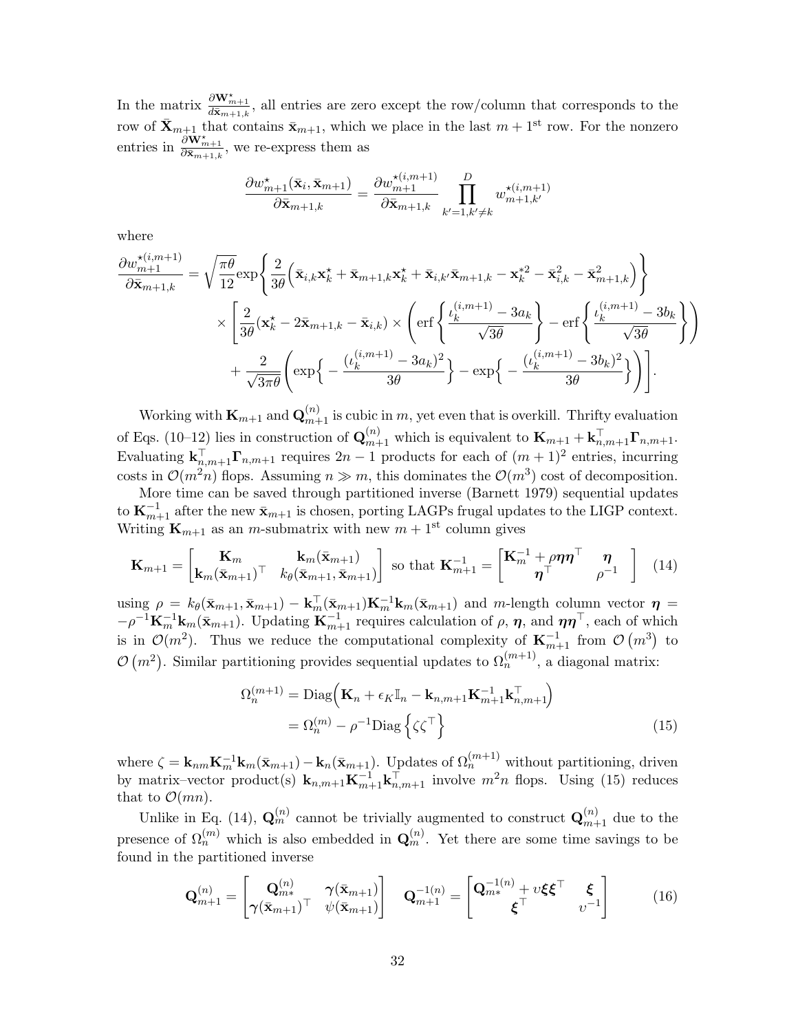In the matrix $\frac{\partial \mathbf{W}^\star_{m+1}}{d\bar{\mathbf{x}}_{m+1,k}}$, all entries are zero except the row/column that corresponds to the row of $\bar{\mathbf{X}}_{m+1}$ that contains $\bar{\mathbf{x}}_{m+1}$, which we place in the last $m+1^{\text{st}}$ row. For the nonzero entries in $\frac{\partial \mathbf{W}^\star_{m+1}}{\partial \bar{\mathbf{x}}_{m+1,k}}$, we re-express them as

$$\frac{\partial w^\star_{m+1}(\bar{\mathbf{x}}_i, \bar{\mathbf{x}}_{m+1})}{\partial \bar{\mathbf{x}}_{m+1,k}} = \frac{\partial w^{\star(i,m+1)}_{m+1}}{\partial \bar{\mathbf{x}}_{m+1,k}} \prod_{k'=1,k'\neq k}^{D} w^{\star(i,m+1)}_{m+1,k'}$$

where

$$\begin{aligned}\frac{\partial w^{\star(i,m+1)}_{m+1}}{\partial \bar{\mathbf{x}}_{m+1,k}} &= \sqrt{\frac{\pi\theta}{12}} \exp\left\{ \frac{2}{3\theta}\Big( \bar{\mathbf{x}}_{i,k}\mathbf{x}^\star_k + \bar{\mathbf{x}}_{m+1,k}\mathbf{x}^\star_k + \bar{\mathbf{x}}_{i,k'}\bar{\mathbf{x}}_{m+1,k} - \mathbf{x}^{\star 2}_k - \bar{\mathbf{x}}^2_{i,k} - \bar{\mathbf{x}}^2_{m+1,k} \Big) \right\} \\ &\quad \times \left[ \frac{2}{3\theta}(\mathbf{x}^\star_k - 2\bar{\mathbf{x}}_{m+1,k} - \bar{\mathbf{x}}_{i,k}) \times \left( \operatorname{erf}\left\{ \frac{\iota^{(i,m+1)}_k - 3a_k}{\sqrt{3\theta}} \right\} - \operatorname{erf}\left\{ \frac{\iota^{(i,m+1)}_k - 3b_k}{\sqrt{3\theta}} \right\} \right) \right. \\ &\quad \left. + \frac{2}{\sqrt{3\pi\theta}} \left( \exp\Big\{ -\frac{(\iota^{(i,m+1)}_k - 3a_k)^2}{3\theta} \Big\} - \exp\Big\{ -\frac{(\iota^{(i,m+1)}_k - 3b_k)^2}{3\theta} \Big\} \right) \right].\end{aligned}$$

Working with $\mathbf{K}_{m+1}$ and $\mathbf{Q}^{(n)}_{m+1}$ is cubic in $m$, yet even that is overkill. Thrifty evaluation of Eqs. (10–12) lies in construction of $\mathbf{Q}^{(n)}_{m+1}$ which is equivalent to $\mathbf{K}_{m+1} + \mathbf{k}^\top_{n,m+1}\mathbf{\Gamma}_{n,m+1}$. Evaluating $\mathbf{k}^\top_{n,m+1}\mathbf{\Gamma}_{n,m+1}$ requires $2n-1$ products for each of $(m+1)^2$ entries, incurring costs in $\mathcal{O}(m^2 n)$ flops. Assuming $n \gg m$, this dominates the $\mathcal{O}(m^3)$ cost of decomposition.

More time can be saved through partitioned inverse (Barnett 1979) sequential updates to $\mathbf{K}^{-1}_{m+1}$ after the new $\bar{\mathbf{x}}_{m+1}$ is chosen, porting LAGPs frugal updates to the LIGP context. Writing $\mathbf{K}_{m+1}$ as an $m$-submatrix with new $m+1^{\text{st}}$ column gives

$$\mathbf{K}_{m+1} = \begin{bmatrix} \mathbf{K}_m & \mathbf{k}_m(\bar{\mathbf{x}}_{m+1}) \\ \mathbf{k}_m(\bar{\mathbf{x}}_{m+1})^\top & k_\theta(\bar{\mathbf{x}}_{m+1}, \bar{\mathbf{x}}_{m+1}) \end{bmatrix} \text{ so that } \mathbf{K}^{-1}_{m+1} = \begin{bmatrix} \mathbf{K}^{-1}_m + \rho\boldsymbol{\eta}\boldsymbol{\eta}^\top & \boldsymbol{\eta} \\ \boldsymbol{\eta}^\top & \rho^{-1} \end{bmatrix} \tag{14}$$

using $\rho = k_\theta(\bar{\mathbf{x}}_{m+1}, \bar{\mathbf{x}}_{m+1}) - \mathbf{k}^\top_m(\bar{\mathbf{x}}_{m+1})\mathbf{K}^{-1}_m\mathbf{k}_m(\bar{\mathbf{x}}_{m+1})$ and $m$-length column vector $\boldsymbol{\eta} = -\rho^{-1}\mathbf{K}^{-1}_m\mathbf{k}_m(\bar{\mathbf{x}}_{m+1})$. Updating $\mathbf{K}^{-1}_{m+1}$ requires calculation of $\rho$, $\boldsymbol{\eta}$, and $\boldsymbol{\eta}\boldsymbol{\eta}^\top$, each of which is in $\mathcal{O}(m^2)$. Thus we reduce the computational complexity of $\mathbf{K}^{-1}_{m+1}$ from $\mathcal{O}(m^3)$ to $\mathcal{O}(m^2)$. Similar partitioning provides sequential updates to $\Omega^{(m+1)}_n$, a diagonal matrix:

$$\begin{aligned}\Omega^{(m+1)}_n &= \operatorname{Diag}\Big( \mathbf{K}_n + \epsilon_K \mathbb{I}_n - \mathbf{k}_{n,m+1}\mathbf{K}^{-1}_{m+1}\mathbf{k}^\top_{n,m+1} \Big) \\ &= \Omega^{(m)}_n - \rho^{-1}\operatorname{Diag}\left\{ \zeta\zeta^\top \right\}\end{aligned} \tag{15}$$

where $\zeta = \mathbf{k}_{nm}\mathbf{K}^{-1}_m\mathbf{k}_m(\bar{\mathbf{x}}_{m+1}) - \mathbf{k}_n(\bar{\mathbf{x}}_{m+1})$. Updates of $\Omega^{(m+1)}_n$ without partitioning, driven by matrix–vector product(s) $\mathbf{k}_{n,m+1}\mathbf{K}^{-1}_{m+1}\mathbf{k}^\top_{n,m+1}$ involve $m^2 n$ flops. Using (15) reduces that to $\mathcal{O}(mn)$.

Unlike in Eq. (14), $\mathbf{Q}^{(n)}_m$ cannot be trivially augmented to construct $\mathbf{Q}^{(n)}_{m+1}$ due to the presence of $\Omega^{(m)}_n$ which is also embedded in $\mathbf{Q}^{(n)}_m$. Yet there are some time savings to be found in the partitioned inverse

$$\mathbf{Q}^{(n)}_{m+1} = \begin{bmatrix} \mathbf{Q}^{(n)}_{m*} & \boldsymbol{\gamma}(\bar{\mathbf{x}}_{m+1}) \\ \boldsymbol{\gamma}(\bar{\mathbf{x}}_{m+1})^\top & \psi(\bar{\mathbf{x}}_{m+1}) \end{bmatrix} \quad \mathbf{Q}^{-1(n)}_{m+1} = \begin{bmatrix} \mathbf{Q}^{-1(n)}_{m*} + \upsilon\boldsymbol{\xi}\boldsymbol{\xi}^\top & \boldsymbol{\xi} \\ \boldsymbol{\xi}^\top & \upsilon^{-1} \end{bmatrix} \tag{16}$$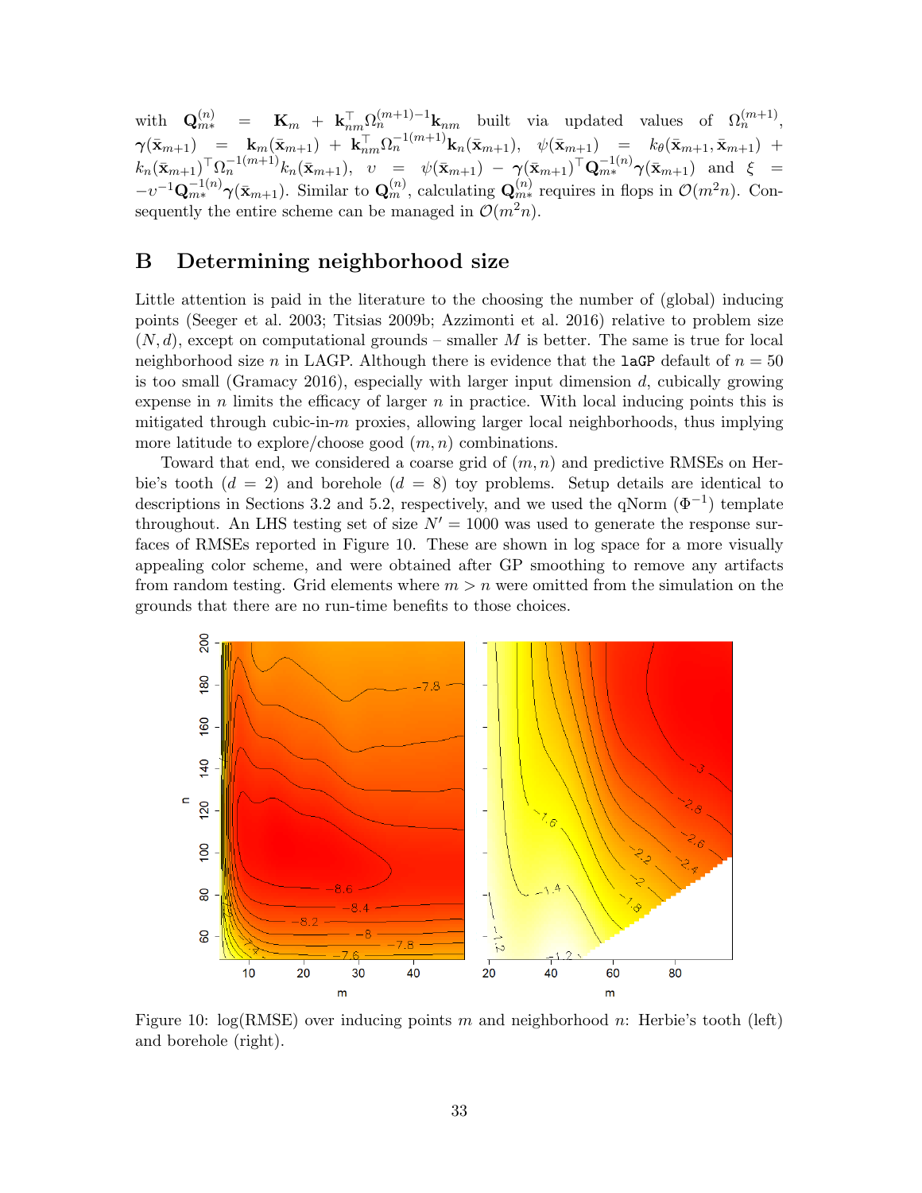with $\mathbf{Q}_{m*}^{(n)} = \mathbf{K}_m + \mathbf{k}_{nm}^\top \Omega_n^{(m+1)-1} \mathbf{k}_{nm}$ built via updated values of $\Omega_n^{(m+1)}$, $\boldsymbol{\gamma}(\bar{\mathbf{x}}_{m+1}) = \mathbf{k}_m(\bar{\mathbf{x}}_{m+1}) + \mathbf{k}_{nm}^\top \Omega_n^{-1(m+1)} \mathbf{k}_n(\bar{\mathbf{x}}_{m+1})$, $\psi(\bar{\mathbf{x}}_{m+1}) = k_\theta(\bar{\mathbf{x}}_{m+1}, \bar{\mathbf{x}}_{m+1}) + k_n(\bar{\mathbf{x}}_{m+1})^\top \Omega_n^{-1(m+1)} k_n(\bar{\mathbf{x}}_{m+1})$, $\upsilon = \psi(\bar{\mathbf{x}}_{m+1}) - \boldsymbol{\gamma}(\bar{\mathbf{x}}_{m+1})^\top \mathbf{Q}_{m*}^{-1(n)} \boldsymbol{\gamma}(\bar{\mathbf{x}}_{m+1})$ and $\xi = -\upsilon^{-1} \mathbf{Q}_{m*}^{-1(n)} \boldsymbol{\gamma}(\bar{\mathbf{x}}_{m+1})$. Similar to $\mathbf{Q}_m^{(n)}$, calculating $\mathbf{Q}_{m*}^{(n)}$ requires in flops in $\mathcal{O}(m^2 n)$. Consequently the entire scheme can be managed in $\mathcal{O}(m^2 n)$.

# B Determining neighborhood size

Little attention is paid in the literature to the choosing the number of (global) inducing points (Seeger et al. 2003; Titsias 2009b; Azzimonti et al. 2016) relative to problem size $(N, d)$, except on computational grounds – smaller $M$ is better. The same is true for local neighborhood size $n$ in LAGP. Although there is evidence that the `laGP` default of $n = 50$ is too small (Gramacy 2016), especially with larger input dimension $d$, cubically growing expense in $n$ limits the efficacy of larger $n$ in practice. With local inducing points this is mitigated through cubic-in-$m$ proxies, allowing larger local neighborhoods, thus implying more latitude to explore/choose good $(m, n)$ combinations.

Toward that end, we considered a coarse grid of $(m, n)$ and predictive RMSEs on Herbie's tooth ($d = 2$) and borehole ($d = 8$) toy problems. Setup details are identical to descriptions in Sections 3.2 and 5.2, respectively, and we used the qNorm ($\Phi^{-1}$) template throughout. An LHS testing set of size $N' = 1000$ was used to generate the response surfaces of RMSEs reported in Figure 10. These are shown in log space for a more visually appealing color scheme, and were obtained after GP smoothing to remove any artifacts from random testing. Grid elements where $m > n$ were omitted from the simulation on the grounds that there are no run-time benefits to those choices.

Figure 10: log(RMSE) over inducing points $m$ and neighborhood $n$: Herbie's tooth (left) and borehole (right).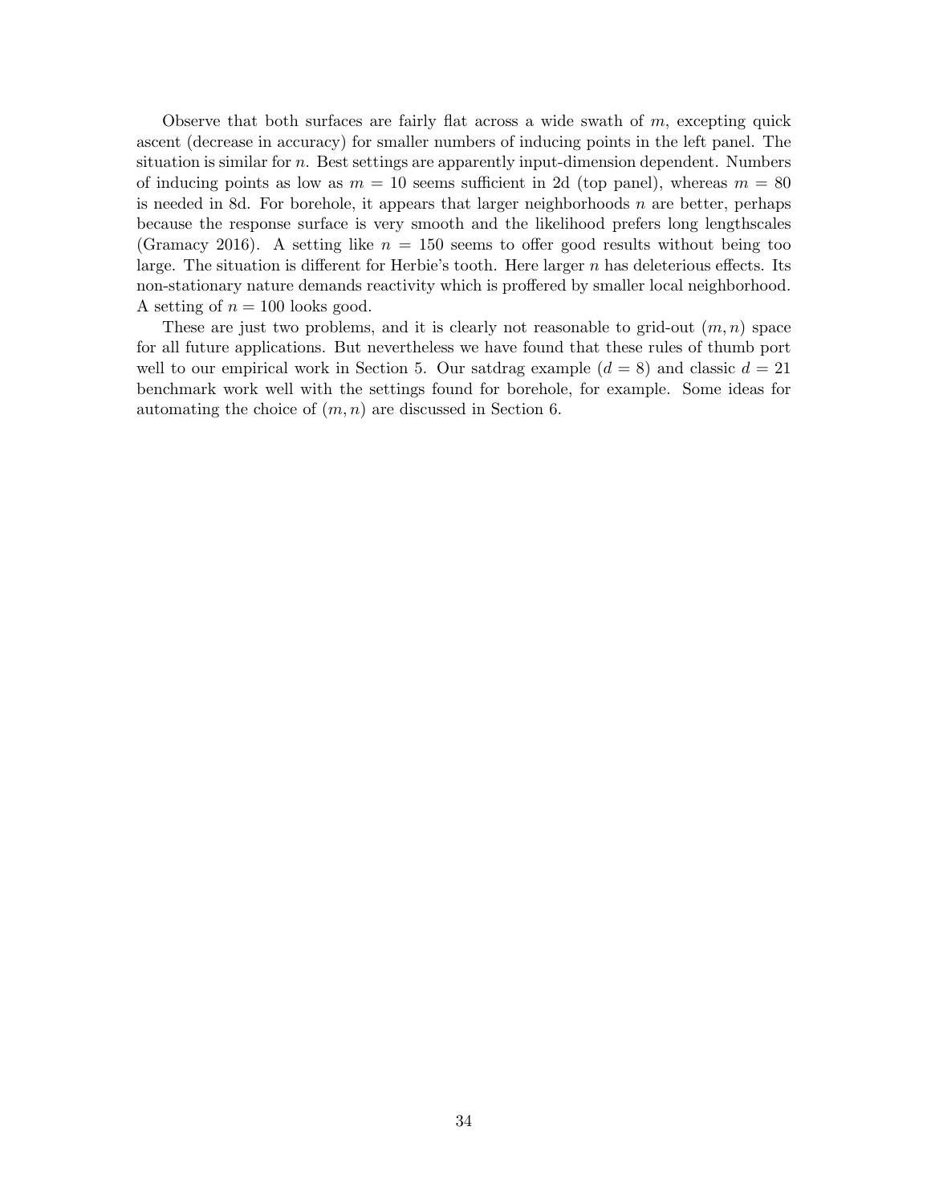Observe that both surfaces are fairly flat across a wide swath of $m$, excepting quick ascent (decrease in accuracy) for smaller numbers of inducing points in the left panel. The situation is similar for $n$. Best settings are apparently input-dimension dependent. Numbers of inducing points as low as $m = 10$ seems sufficient in 2d (top panel), whereas $m = 80$ is needed in 8d. For borehole, it appears that larger neighborhoods $n$ are better, perhaps because the response surface is very smooth and the likelihood prefers long lengthscales (Gramacy 2016). A setting like $n = 150$ seems to offer good results without being too large. The situation is different for Herbie's tooth. Here larger $n$ has deleterious effects. Its non-stationary nature demands reactivity which is proffered by smaller local neighborhood. A setting of $n = 100$ looks good.

These are just two problems, and it is clearly not reasonable to grid-out $(m, n)$ space for all future applications. But nevertheless we have found that these rules of thumb port well to our empirical work in Section 5. Our satdrag example ($d = 8$) and classic $d = 21$ benchmark work well with the settings found for borehole, for example. Some ideas for automating the choice of $(m, n)$ are discussed in Section 6.